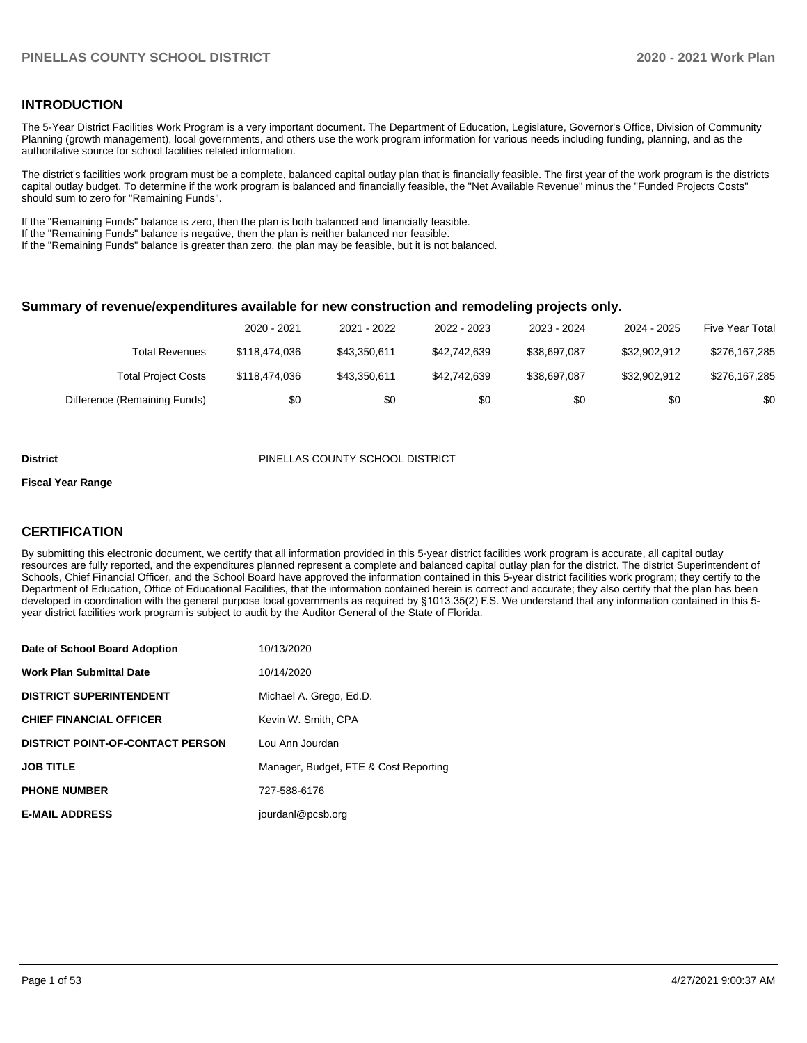## INTRODUCTION

The 5-Year District Facilities Work Program is a very important document. The Department of Education, Legislature, Governor's Office, Division of Community Planning (growth management), local governments, and others use the work program information for various needs including funding, planning, and as the authoritative source for school facilities related information.

The district's facilities work program must be a complete, balanced capital outlay plan that is financially feasible. The first year of the work program is the districts capital outlay budget. To determine if the work program is balanced and financially feasible, the "Net Available Revenue" minus the "Funded Projects Costs" should sum to zero for "Remaining Funds".

If the "Remaining Funds" balance is zero, then the plan is both balanced and financially feasible.
If the "Remaining Funds" balance is negative, then the plan is neither balanced nor feasible.
If the "Remaining Funds" balance is greater than zero, the plan may be feasible, but it is not balanced.

### Summary of revenue/expenditures available for new construction and remodeling projects only.

| | 2020 - 2021 | 2021 - 2022 | 2022 - 2023 | 2023 - 2024 | 2024 - 2025 | Five Year Total |
|---|---|---|---|---|---|---|
| Total Revenues | $118,474,036 | $43,350,611 | $42,742,639 | $38,697,087 | $32,902,912 | $276,167,285 |
| Total Project Costs | $118,474,036 | $43,350,611 | $42,742,639 | $38,697,087 | $32,902,912 | $276,167,285 |
| Difference (Remaining Funds) | $0 | $0 | $0 | $0 | $0 | $0 |

**District** PINELLAS COUNTY SCHOOL DISTRICT

**Fiscal Year Range**

## CERTIFICATION

By submitting this electronic document, we certify that all information provided in this 5-year district facilities work program is accurate, all capital outlay resources are fully reported, and the expenditures planned represent a complete and balanced capital outlay plan for the district. The district Superintendent of Schools, Chief Financial Officer, and the School Board have approved the information contained in this 5-year district facilities work program; they certify to the Department of Education, Office of Educational Facilities, that the information contained herein is correct and accurate; they also certify that the plan has been developed in coordination with the general purpose local governments as required by §1013.35(2) F.S. We understand that any information contained in this 5-year district facilities work program is subject to audit by the Auditor General of the State of Florida.

| | |
|---|---|
| **Date of School Board Adoption** | 10/13/2020 |
| **Work Plan Submittal Date** | 10/14/2020 |
| **DISTRICT SUPERINTENDENT** | Michael A. Grego, Ed.D. |
| **CHIEF FINANCIAL OFFICER** | Kevin W. Smith, CPA |
| **DISTRICT POINT-OF-CONTACT PERSON** | Lou Ann Jourdan |
| **JOB TITLE** | Manager, Budget, FTE & Cost Reporting |
| **PHONE NUMBER** | 727-588-6176 |
| **E-MAIL ADDRESS** | jourdanl@pcsb.org |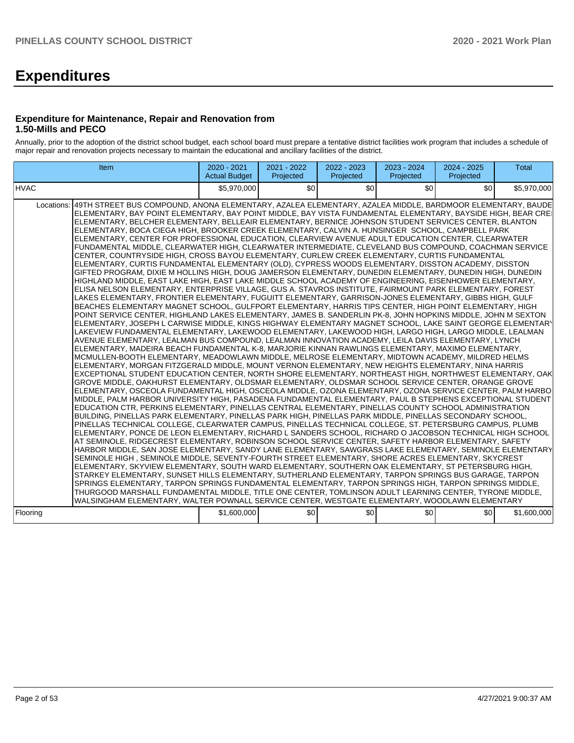# Expenditures

### Expenditure for Maintenance, Repair and Renovation from 1.50-Mills and PECO

Annually, prior to the adoption of the district school budget, each school board must prepare a tentative district facilities work program that includes a schedule of major repair and renovation projects necessary to maintain the educational and ancillary facilities of the district.

| Item | | 2020 - 2021 Actual Budget | 2021 - 2022 Projected | 2022 - 2023 Projected | 2023 - 2024 Projected | 2024 - 2025 Projected | Total |
|---|---|---|---|---|---|---|---|
| HVAC | | $5,970,000 | $0 | $0 | $0 | $0 | $5,970,000 |
| Locations: | 49TH STREET BUS COMPOUND, ANONA ELEMENTARY, AZALEA ELEMENTARY, AZALEA MIDDLE, BARDMOOR ELEMENTARY, BAUDE ELEMENTARY, BAY POINT ELEMENTARY, BAY POINT MIDDLE, BAY VISTA FUNDAMENTAL ELEMENTARY, BAYSIDE HIGH, BEAR CRE ELEMENTARY, BELCHER ELEMENTARY, BELLEAIR ELEMENTARY, BERNICE JOHNSON STUDENT SERVICES CENTER, BLANTON ELEMENTARY, BOCA CIEGA HIGH, BROOKER CREEK ELEMENTARY, CALVIN A. HUNSINGER SCHOOL, CAMPBELL PARK ELEMENTARY, CENTER FOR PROFESSIONAL EDUCATION, CLEARVIEW AVENUE ADULT EDUCATION CENTER, CLEARWATER FUNDAMENTAL MIDDLE, CLEARWATER HIGH, CLEARWATER INTERMEDIATE, CLEVELAND BUS COMPOUND, COACHMAN SERVICE CENTER, COUNTRYSIDE HIGH, CROSS BAYOU ELEMENTARY, CURLEW CREEK ELEMENTARY, CURTIS FUNDAMENTAL ELEMENTARY, CURTIS FUNDAMENTAL ELEMENTARY (OLD), CYPRESS WOODS ELEMENTARY, DISSTON ACADEMY, DISSTON GIFTED PROGRAM, DIXIE M HOLLINS HIGH, DOUG JAMERSON ELEMENTARY, DUNEDIN ELEMENTARY, DUNEDIN HIGH, DUNEDIN HIGHLAND MIDDLE, EAST LAKE HIGH, EAST LAKE MIDDLE SCHOOL ACADEMY OF ENGINEERING, EISENHOWER ELEMENTARY, ELISA NELSON ELEMENTARY, ENTERPRISE VILLAGE, GUS A. STAVROS INSTITUTE, FAIRMOUNT PARK ELEMENTARY, FOREST LAKES ELEMENTARY, FRONTIER ELEMENTARY, FUGUITT ELEMENTARY, GARRISON-JONES ELEMENTARY, GIBBS HIGH, GULF BEACHES ELEMENTARY MAGNET SCHOOL, GULFPORT ELEMENTARY, HARRIS TIPS CENTER, HIGH POINT ELEMENTARY, HIGH POINT SERVICE CENTER, HIGHLAND LAKES ELEMENTARY, JAMES B. SANDERLIN PK-8, JOHN HOPKINS MIDDLE, JOHN M SEXTON ELEMENTARY, JOSEPH L CARWISE MIDDLE, KINGS HIGHWAY ELEMENTARY MAGNET SCHOOL, LAKE SAINT GEORGE ELEMENTARY LAKEVIEW FUNDAMENTAL ELEMENTARY, LAKEWOOD ELEMENTARY, LAKEWOOD HIGH, LARGO HIGH, LARGO MIDDLE, LEALMAN AVENUE ELEMENTARY, LEALMAN BUS COMPOUND, LEALMAN INNOVATION ACADEMY, LEILA DAVIS ELEMENTARY, LYNCH ELEMENTARY, MADEIRA BEACH FUNDAMENTAL K-8, MARJORIE KINNAN RAWLINGS ELEMENTARY, MAXIMO ELEMENTARY, MCMULLEN-BOOTH ELEMENTARY, MEADOWLAWN MIDDLE, MELROSE ELEMENTARY, MIDTOWN ACADEMY, MILDRED HELMS ELEMENTARY, MORGAN FITZGERALD MIDDLE, MOUNT VERNON ELEMENTARY, NEW HEIGHTS ELEMENTARY, NINA HARRIS EXCEPTIONAL STUDENT EDUCATION CENTER, NORTH SHORE ELEMENTARY, NORTHEAST HIGH, NORTHWEST ELEMENTARY, OAK GROVE MIDDLE, OAKHURST ELEMENTARY, OLDSMAR ELEMENTARY, OLDSMAR SCHOOL SERVICE CENTER, ORANGE GROVE ELEMENTARY, OSCEOLA FUNDAMENTAL HIGH, OSCEOLA MIDDLE, OZONA ELEMENTARY, OZONA SERVICE CENTER, PALM HARBO MIDDLE, PALM HARBOR UNIVERSITY HIGH, PASADENA FUNDAMENTAL ELEMENTARY, PAUL B STEPHENS EXCEPTIONAL STUDENT EDUCATION CTR, PERKINS ELEMENTARY, PINELLAS CENTRAL ELEMENTARY, PINELLAS COUNTY SCHOOL ADMINISTRATION BUILDING, PINELLAS PARK ELEMENTARY, PINELLAS PARK HIGH, PINELLAS PARK MIDDLE, PINELLAS SECONDARY SCHOOL, PINELLAS TECHNICAL COLLEGE, CLEARWATER CAMPUS, PINELLAS TECHNICAL COLLEGE, ST. PETERSBURG CAMPUS, PLUMB ELEMENTARY, PONCE DE LEON ELEMENTARY, RICHARD L SANDERS SCHOOL, RICHARD O JACOBSON TECHNICAL HIGH SCHOOL AT SEMINOLE, RIDGECREST ELEMENTARY, ROBINSON SCHOOL SERVICE CENTER, SAFETY HARBOR ELEMENTARY, SAFETY HARBOR MIDDLE, SAN JOSE ELEMENTARY, SANDY LANE ELEMENTARY, SAWGRASS LAKE ELEMENTARY, SEMINOLE ELEMENTARY SEMINOLE HIGH , SEMINOLE MIDDLE, SEVENTY-FOURTH STREET ELEMENTARY, SHORE ACRES ELEMENTARY, SKYCREST ELEMENTARY, SKYVIEW ELEMENTARY, SOUTH WARD ELEMENTARY, SOUTHERN OAK ELEMENTARY, ST PETERSBURG HIGH, STARKEY ELEMENTARY, SUNSET HILLS ELEMENTARY, SUTHERLAND ELEMENTARY, TARPON SPRINGS BUS GARAGE, TARPON SPRINGS ELEMENTARY, TARPON SPRINGS FUNDAMENTAL ELEMENTARY, TARPON SPRINGS HIGH, TARPON SPRINGS MIDDLE, THURGOOD MARSHALL FUNDAMENTAL MIDDLE, TITLE ONE CENTER, TOMLINSON ADULT LEARNING CENTER, TYRONE MIDDLE, WALSINGHAM ELEMENTARY, WALTER POWNALL SERVICE CENTER, WESTGATE ELEMENTARY, WOODLAWN ELEMENTARY | | | | | | |
| Flooring | | $1,600,000 | $0 | $0 | $0 | $0 | $1,600,000 |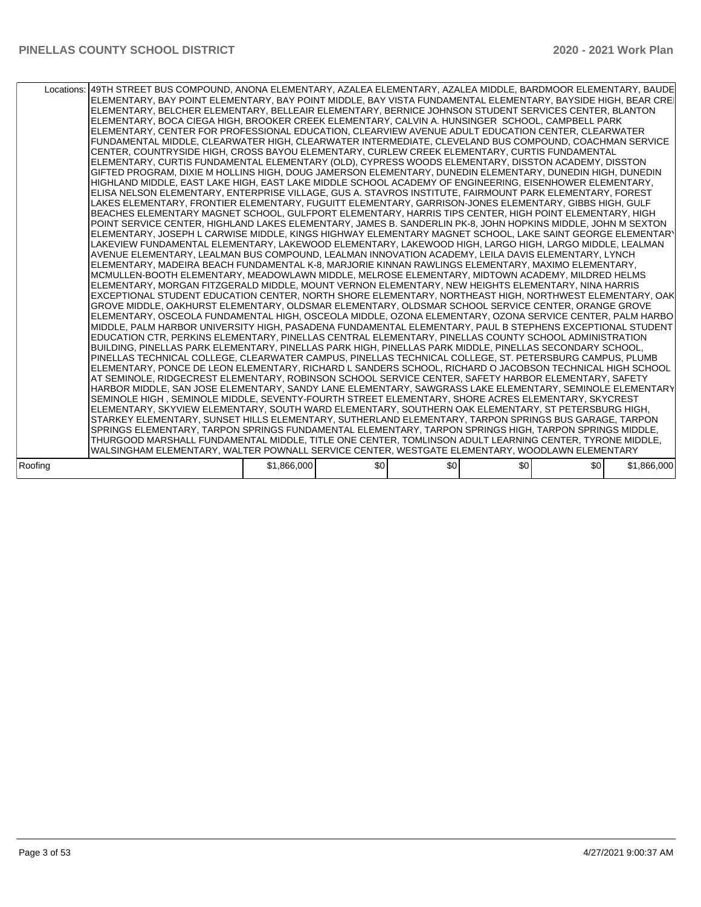| | | | | | | |
|---|---|---|---|---|---|---|
| Locations: | 49TH STREET BUS COMPOUND, ANONA ELEMENTARY, AZALEA ELEMENTARY, AZALEA MIDDLE, BARDMOOR ELEMENTARY, BAUDE ELEMENTARY, BAY POINT ELEMENTARY, BAY POINT MIDDLE, BAY VISTA FUNDAMENTAL ELEMENTARY, BAYSIDE HIGH, BEAR CRE ELEMENTARY, BELCHER ELEMENTARY, BELLEAIR ELEMENTARY, BERNICE JOHNSON STUDENT SERVICES CENTER, BLANTON ELEMENTARY, BOCA CIEGA HIGH, BROOKER CREEK ELEMENTARY, CALVIN A. HUNSINGER SCHOOL, CAMPBELL PARK ELEMENTARY, CENTER FOR PROFESSIONAL EDUCATION, CLEARVIEW AVENUE ADULT EDUCATION CENTER, CLEARWATER FUNDAMENTAL MIDDLE, CLEARWATER HIGH, CLEARWATER INTERMEDIATE, CLEVELAND BUS COMPOUND, COACHMAN SERVICE CENTER, COUNTRYSIDE HIGH, CROSS BAYOU ELEMENTARY, CURLEW CREEK ELEMENTARY, CURTIS FUNDAMENTAL ELEMENTARY, CURTIS FUNDAMENTAL ELEMENTARY (OLD), CYPRESS WOODS ELEMENTARY, DISSTON ACADEMY, DISSTON GIFTED PROGRAM, DIXIE M HOLLINS HIGH, DOUG JAMERSON ELEMENTARY, DUNEDIN ELEMENTARY, DUNEDIN HIGH, DUNEDIN HIGHLAND MIDDLE, EAST LAKE HIGH, EAST LAKE MIDDLE SCHOOL ACADEMY OF ENGINEERING, EISENHOWER ELEMENTARY, ELISA NELSON ELEMENTARY, ENTERPRISE VILLAGE, GUS A. STAVROS INSTITUTE, FAIRMOUNT PARK ELEMENTARY, FOREST LAKES ELEMENTARY, FRONTIER ELEMENTARY, FUGUITT ELEMENTARY, GARRISON-JONES ELEMENTARY, GIBBS HIGH, GULF BEACHES ELEMENTARY MAGNET SCHOOL, GULFPORT ELEMENTARY, HARRIS TIPS CENTER, HIGH POINT ELEMENTARY, HIGH POINT SERVICE CENTER, HIGHLAND LAKES ELEMENTARY, JAMES B. SANDERLIN PK-8, JOHN HOPKINS MIDDLE, JOHN M SEXTON ELEMENTARY, JOSEPH L CARWISE MIDDLE, KINGS HIGHWAY ELEMENTARY MAGNET SCHOOL, LAKE SAINT GEORGE ELEMENTARY LAKEVIEW FUNDAMENTAL ELEMENTARY, LAKEWOOD ELEMENTARY, LAKEWOOD HIGH, LARGO HIGH, LARGO MIDDLE, LEALMAN AVENUE ELEMENTARY, LEALMAN BUS COMPOUND, LEALMAN INNOVATION ACADEMY, LEILA DAVIS ELEMENTARY, LYNCH ELEMENTARY, MADEIRA BEACH FUNDAMENTAL K-8, MARJORIE KINNAN RAWLINGS ELEMENTARY, MAXIMO ELEMENTARY, MCMULLEN-BOOTH ELEMENTARY, MEADOWLAWN MIDDLE, MELROSE ELEMENTARY, MIDTOWN ACADEMY, MILDRED HELMS ELEMENTARY, MORGAN FITZGERALD MIDDLE, MOUNT VERNON ELEMENTARY, NEW HEIGHTS ELEMENTARY, NINA HARRIS EXCEPTIONAL STUDENT EDUCATION CENTER, NORTH SHORE ELEMENTARY, NORTHEAST HIGH, NORTHWEST ELEMENTARY, OAK GROVE MIDDLE, OAKHURST ELEMENTARY, OLDSMAR ELEMENTARY, OLDSMAR SCHOOL SERVICE CENTER, ORANGE GROVE ELEMENTARY, OSCEOLA FUNDAMENTAL HIGH, OSCEOLA MIDDLE, OZONA ELEMENTARY, OZONA SERVICE CENTER, PALM HARBO MIDDLE, PALM HARBOR UNIVERSITY HIGH, PASADENA FUNDAMENTAL ELEMENTARY, PAUL B STEPHENS EXCEPTIONAL STUDENT EDUCATION CTR, PERKINS ELEMENTARY, PINELLAS CENTRAL ELEMENTARY, PINELLAS COUNTY SCHOOL ADMINISTRATION BUILDING, PINELLAS PARK ELEMENTARY, PINELLAS PARK HIGH, PINELLAS PARK MIDDLE, PINELLAS SECONDARY SCHOOL, PINELLAS TECHNICAL COLLEGE, CLEARWATER CAMPUS, PINELLAS TECHNICAL COLLEGE, ST. PETERSBURG CAMPUS, PLUMB ELEMENTARY, PONCE DE LEON ELEMENTARY, RICHARD L SANDERS SCHOOL, RICHARD O JACOBSON TECHNICAL HIGH SCHOOL AT SEMINOLE, RIDGECREST ELEMENTARY, ROBINSON SCHOOL SERVICE CENTER, SAFETY HARBOR ELEMENTARY, SAFETY HARBOR MIDDLE, SAN JOSE ELEMENTARY, SANDY LANE ELEMENTARY, SAWGRASS LAKE ELEMENTARY, SEMINOLE ELEMENTARY SEMINOLE HIGH , SEMINOLE MIDDLE, SEVENTY-FOURTH STREET ELEMENTARY, SHORE ACRES ELEMENTARY, SKYCREST ELEMENTARY, SKYVIEW ELEMENTARY, SOUTH WARD ELEMENTARY, SOUTHERN OAK ELEMENTARY, ST PETERSBURG HIGH, STARKEY ELEMENTARY, SUNSET HILLS ELEMENTARY, SUTHERLAND ELEMENTARY, TARPON SPRINGS BUS GARAGE, TARPON SPRINGS ELEMENTARY, TARPON SPRINGS FUNDAMENTAL ELEMENTARY, TARPON SPRINGS HIGH, TARPON SPRINGS MIDDLE, THURGOOD MARSHALL FUNDAMENTAL MIDDLE, TITLE ONE CENTER, TOMLINSON ADULT LEARNING CENTER, TYRONE MIDDLE, WALSINGHAM ELEMENTARY, WALTER POWNALL SERVICE CENTER, WESTGATE ELEMENTARY, WOODLAWN ELEMENTARY | | | | | |
| Roofing | $1,866,000 | $0 | $0 | $0 | $0 | $1,866,000 |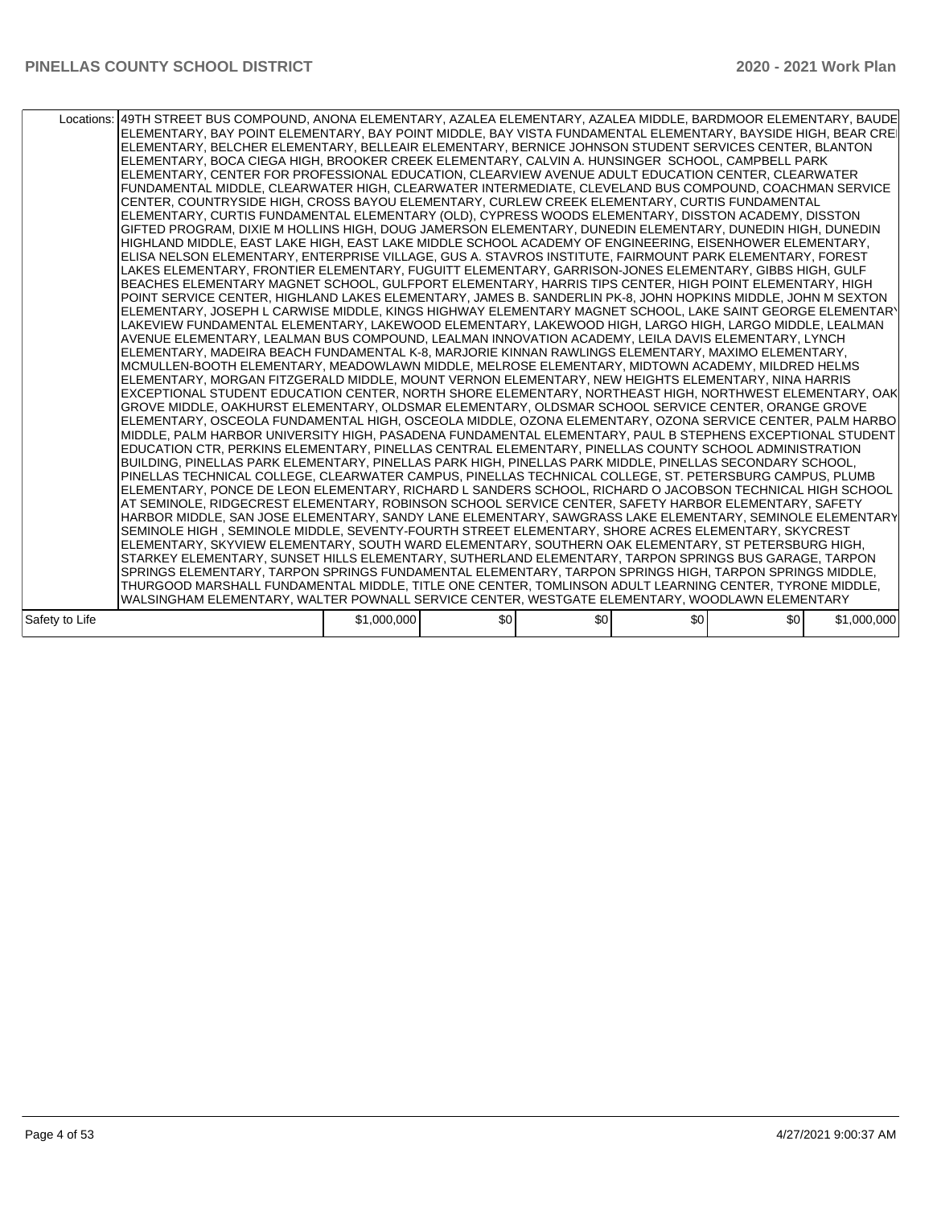| | | | | | | |
|---|---|---|---|---|---|---|
| Locations: | 49TH STREET BUS COMPOUND, ANONA ELEMENTARY, AZALEA ELEMENTARY, AZALEA MIDDLE, BARDMOOR ELEMENTARY, BAUDE ELEMENTARY, BAY POINT ELEMENTARY, BAY POINT MIDDLE, BAY VISTA FUNDAMENTAL ELEMENTARY, BAYSIDE HIGH, BEAR CRE ELEMENTARY, BELCHER ELEMENTARY, BELLEAIR ELEMENTARY, BERNICE JOHNSON STUDENT SERVICES CENTER, BLANTON ELEMENTARY, BOCA CIEGA HIGH, BROOKER CREEK ELEMENTARY, CALVIN A. HUNSINGER SCHOOL, CAMPBELL PARK ELEMENTARY, CENTER FOR PROFESSIONAL EDUCATION, CLEARVIEW AVENUE ADULT EDUCATION CENTER, CLEARWATER FUNDAMENTAL MIDDLE, CLEARWATER HIGH, CLEARWATER INTERMEDIATE, CLEVELAND BUS COMPOUND, COACHMAN SERVICE CENTER, COUNTRYSIDE HIGH, CROSS BAYOU ELEMENTARY, CURLEW CREEK ELEMENTARY, CURTIS FUNDAMENTAL ELEMENTARY, CURTIS FUNDAMENTAL ELEMENTARY (OLD), CYPRESS WOODS ELEMENTARY, DISSTON ACADEMY, DISSTON GIFTED PROGRAM, DIXIE M HOLLINS HIGH, DOUG JAMERSON ELEMENTARY, DUNEDIN ELEMENTARY, DUNEDIN HIGH, DUNEDIN HIGHLAND MIDDLE, EAST LAKE HIGH, EAST LAKE MIDDLE SCHOOL ACADEMY OF ENGINEERING, EISENHOWER ELEMENTARY, ELISA NELSON ELEMENTARY, ENTERPRISE VILLAGE, GUS A. STAVROS INSTITUTE, FAIRMOUNT PARK ELEMENTARY, FOREST LAKES ELEMENTARY, FRONTIER ELEMENTARY, FUGUITT ELEMENTARY, GARRISON-JONES ELEMENTARY, GIBBS HIGH, GULF BEACHES ELEMENTARY MAGNET SCHOOL, GULFPORT ELEMENTARY, HARRIS TIPS CENTER, HIGH POINT ELEMENTARY, HIGH POINT SERVICE CENTER, HIGHLAND LAKES ELEMENTARY, JAMES B. SANDERLIN PK-8, JOHN HOPKINS MIDDLE, JOHN M SEXTON ELEMENTARY, JOSEPH L CARWISE MIDDLE, KINGS HIGHWAY ELEMENTARY MAGNET SCHOOL, LAKE SAINT GEORGE ELEMENTARY LAKEVIEW FUNDAMENTAL ELEMENTARY, LAKEWOOD ELEMENTARY, LAKEWOOD HIGH, LARGO HIGH, LARGO MIDDLE, LEALMAN AVENUE ELEMENTARY, LEALMAN BUS COMPOUND, LEALMAN INNOVATION ACADEMY, LEILA DAVIS ELEMENTARY, LYNCH ELEMENTARY, MADEIRA BEACH FUNDAMENTAL K-8, MARJORIE KINNAN RAWLINGS ELEMENTARY, MAXIMO ELEMENTARY, MCMULLEN-BOOTH ELEMENTARY, MEADOWLAWN MIDDLE, MELROSE ELEMENTARY, MIDTOWN ACADEMY, MILDRED HELMS ELEMENTARY, MORGAN FITZGERALD MIDDLE, MOUNT VERNON ELEMENTARY, NEW HEIGHTS ELEMENTARY, NINA HARRIS EXCEPTIONAL STUDENT EDUCATION CENTER, NORTH SHORE ELEMENTARY, NORTHEAST HIGH, NORTHWEST ELEMENTARY, OAK GROVE MIDDLE, OAKHURST ELEMENTARY, OLDSMAR ELEMENTARY, OLDSMAR SCHOOL SERVICE CENTER, ORANGE GROVE ELEMENTARY, OSCEOLA FUNDAMENTAL HIGH, OSCEOLA MIDDLE, OZONA ELEMENTARY, OZONA SERVICE CENTER, PALM HARBO MIDDLE, PALM HARBOR UNIVERSITY HIGH, PASADENA FUNDAMENTAL ELEMENTARY, PAUL B STEPHENS EXCEPTIONAL STUDENT EDUCATION CTR, PERKINS ELEMENTARY, PINELLAS CENTRAL ELEMENTARY, PINELLAS COUNTY SCHOOL ADMINISTRATION BUILDING, PINELLAS PARK ELEMENTARY, PINELLAS PARK HIGH, PINELLAS PARK MIDDLE, PINELLAS SECONDARY SCHOOL, PINELLAS TECHNICAL COLLEGE, CLEARWATER CAMPUS, PINELLAS TECHNICAL COLLEGE, ST. PETERSBURG CAMPUS, PLUMB ELEMENTARY, PONCE DE LEON ELEMENTARY, RICHARD L SANDERS SCHOOL, RICHARD O JACOBSON TECHNICAL HIGH SCHOOL AT SEMINOLE, RIDGECREST ELEMENTARY, ROBINSON SCHOOL SERVICE CENTER, SAFETY HARBOR ELEMENTARY, SAFETY HARBOR MIDDLE, SAN JOSE ELEMENTARY, SANDY LANE ELEMENTARY, SAWGRASS LAKE ELEMENTARY, SEMINOLE ELEMENTARY SEMINOLE HIGH , SEMINOLE MIDDLE, SEVENTY-FOURTH STREET ELEMENTARY, SHORE ACRES ELEMENTARY, SKYCREST ELEMENTARY, SKYVIEW ELEMENTARY, SOUTH WARD ELEMENTARY, SOUTHERN OAK ELEMENTARY, ST PETERSBURG HIGH, STARKEY ELEMENTARY, SUNSET HILLS ELEMENTARY, SUTHERLAND ELEMENTARY, TARPON SPRINGS BUS GARAGE, TARPON SPRINGS ELEMENTARY, TARPON SPRINGS FUNDAMENTAL ELEMENTARY, TARPON SPRINGS HIGH, TARPON SPRINGS MIDDLE, THURGOOD MARSHALL FUNDAMENTAL MIDDLE, TITLE ONE CENTER, TOMLINSON ADULT LEARNING CENTER, TYRONE MIDDLE, WALSINGHAM ELEMENTARY, WALTER POWNALL SERVICE CENTER, WESTGATE ELEMENTARY, WOODLAWN ELEMENTARY | | | | | |
| Safety to Life | | $1,000,000 | $0 | $0 | $0 | $0 | $1,000,000 |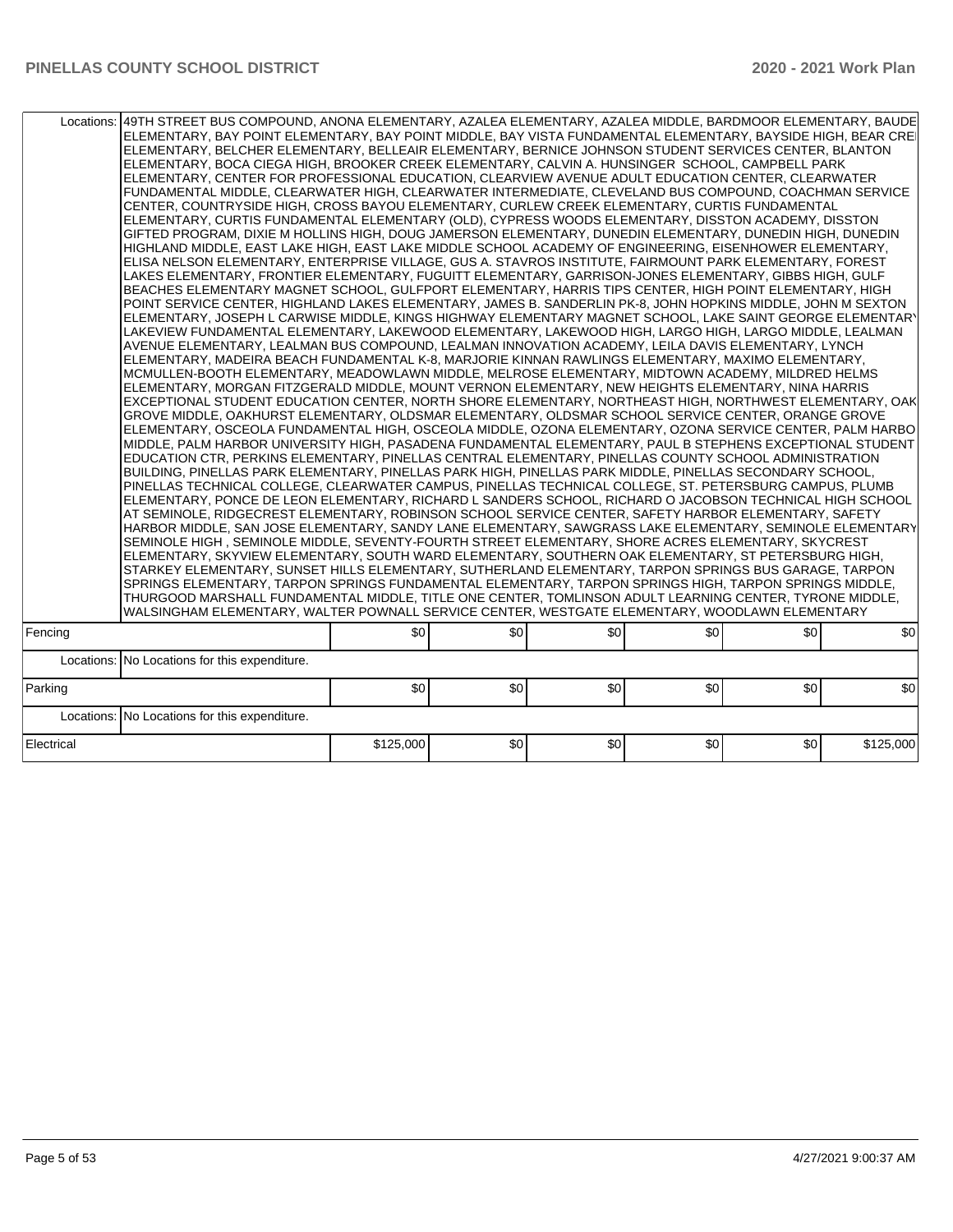| | | | | | | | |
|---|---|---|---|---|---|---|---|
| Locations: | 49TH STREET BUS COMPOUND, ANONA ELEMENTARY, AZALEA ELEMENTARY, AZALEA MIDDLE, BARDMOOR ELEMENTARY, BAUDE ELEMENTARY, BAY POINT ELEMENTARY, BAY POINT MIDDLE, BAY VISTA FUNDAMENTAL ELEMENTARY, BAYSIDE HIGH, BEAR CREEK ELEMENTARY, BELCHER ELEMENTARY, BELLEAIR ELEMENTARY, BERNICE JOHNSON STUDENT SERVICES CENTER, BLANTON ELEMENTARY, BOCA CIEGA HIGH, BROOKER CREEK ELEMENTARY, CALVIN A. HUNSINGER SCHOOL, CAMPBELL PARK ELEMENTARY, CENTER FOR PROFESSIONAL EDUCATION, CLEARVIEW AVENUE ADULT EDUCATION CENTER, CLEARWATER FUNDAMENTAL MIDDLE, CLEARWATER HIGH, CLEARWATER INTERMEDIATE, CLEVELAND BUS COMPOUND, COACHMAN SERVICE CENTER, COUNTRYSIDE HIGH, CROSS BAYOU ELEMENTARY, CURLEW CREEK ELEMENTARY, CURTIS FUNDAMENTAL ELEMENTARY, CURTIS FUNDAMENTAL ELEMENTARY (OLD), CYPRESS WOODS ELEMENTARY, DISSTON ACADEMY, DISSTON GIFTED PROGRAM, DIXIE M HOLLINS HIGH, DOUG JAMERSON ELEMENTARY, DUNEDIN ELEMENTARY, DUNEDIN HIGH, DUNEDIN HIGHLAND MIDDLE, EAST LAKE HIGH, EAST LAKE MIDDLE SCHOOL ACADEMY OF ENGINEERING, EISENHOWER ELEMENTARY, ELISA NELSON ELEMENTARY, ENTERPRISE VILLAGE, GUS A. STAVROS INSTITUTE, FAIRMOUNT PARK ELEMENTARY, FOREST LAKES ELEMENTARY, FRONTIER ELEMENTARY, FUGUITT ELEMENTARY, GARRISON-JONES ELEMENTARY, GIBBS HIGH, GULF BEACHES ELEMENTARY MAGNET SCHOOL, GULFPORT ELEMENTARY, HARRIS TIPS CENTER, HIGH POINT ELEMENTARY, HIGH POINT SERVICE CENTER, HIGHLAND LAKES ELEMENTARY, JAMES B. SANDERLIN PK-8, JOHN HOPKINS MIDDLE, JOHN M SEXTON ELEMENTARY, JOSEPH L CARWISE MIDDLE, KINGS HIGHWAY ELEMENTARY MAGNET SCHOOL, LAKE SAINT GEORGE ELEMENTARY, LAKEVIEW FUNDAMENTAL ELEMENTARY, LAKEWOOD ELEMENTARY, LAKEWOOD HIGH, LARGO HIGH, LARGO MIDDLE, LEALMAN AVENUE ELEMENTARY, LEALMAN BUS COMPOUND, LEALMAN INNOVATION ACADEMY, LEILA DAVIS ELEMENTARY, LYNCH ELEMENTARY, MADEIRA BEACH FUNDAMENTAL K-8, MARJORIE KINNAN RAWLINGS ELEMENTARY, MAXIMO ELEMENTARY, MCMULLEN-BOOTH ELEMENTARY, MEADOWLAWN MIDDLE, MELROSE ELEMENTARY, MIDTOWN ACADEMY, MILDRED HELMS ELEMENTARY, MORGAN FITZGERALD MIDDLE, MOUNT VERNON ELEMENTARY, NEW HEIGHTS ELEMENTARY, NINA HARRIS EXCEPTIONAL STUDENT EDUCATION CENTER, NORTH SHORE ELEMENTARY, NORTHEAST HIGH, NORTHWEST ELEMENTARY, OAK GROVE MIDDLE, OAKHURST ELEMENTARY, OLDSMAR ELEMENTARY, OLDSMAR SCHOOL SERVICE CENTER, ORANGE GROVE ELEMENTARY, OSCEOLA FUNDAMENTAL HIGH, OSCEOLA MIDDLE, OZONA ELEMENTARY, OZONA SERVICE CENTER, PALM HARBOR MIDDLE, PALM HARBOR UNIVERSITY HIGH, PASADENA FUNDAMENTAL ELEMENTARY, PAUL B STEPHENS EXCEPTIONAL STUDENT EDUCATION CTR, PERKINS ELEMENTARY, PINELLAS CENTRAL ELEMENTARY, PINELLAS COUNTY SCHOOL ADMINISTRATION BUILDING, PINELLAS PARK ELEMENTARY, PINELLAS PARK HIGH, PINELLAS PARK MIDDLE, PINELLAS SECONDARY SCHOOL, PINELLAS TECHNICAL COLLEGE, CLEARWATER CAMPUS, PINELLAS TECHNICAL COLLEGE, ST. PETERSBURG CAMPUS, PLUMB ELEMENTARY, PONCE DE LEON ELEMENTARY, RICHARD L SANDERS SCHOOL, RICHARD O JACOBSON TECHNICAL HIGH SCHOOL AT SEMINOLE, RIDGECREST ELEMENTARY, ROBINSON SCHOOL SERVICE CENTER, SAFETY HARBOR ELEMENTARY, SAFETY HARBOR MIDDLE, SAN JOSE ELEMENTARY, SANDY LANE ELEMENTARY, SAWGRASS LAKE ELEMENTARY, SEMINOLE ELEMENTARY, SEMINOLE HIGH , SEMINOLE MIDDLE, SEVENTY-FOURTH STREET ELEMENTARY, SHORE ACRES ELEMENTARY, SKYCREST ELEMENTARY, SKYVIEW ELEMENTARY, SOUTH WARD ELEMENTARY, SOUTHERN OAK ELEMENTARY, ST PETERSBURG HIGH, STARKEY ELEMENTARY, SUNSET HILLS ELEMENTARY, SUTHERLAND ELEMENTARY, TARPON SPRINGS BUS GARAGE, TARPON SPRINGS ELEMENTARY, TARPON SPRINGS FUNDAMENTAL ELEMENTARY, TARPON SPRINGS HIGH, TARPON SPRINGS MIDDLE, THURGOOD MARSHALL FUNDAMENTAL MIDDLE, TITLE ONE CENTER, TOMLINSON ADULT LEARNING CENTER, TYRONE MIDDLE, WALSINGHAM ELEMENTARY, WALTER POWNALL SERVICE CENTER, WESTGATE ELEMENTARY, WOODLAWN ELEMENTARY | | | | | | |
| Fencing | | $0 | $0 | $0 | $0 | $0 | $0 |
| Locations: | No Locations for this expenditure. | | | | | | |
| Parking | | $0 | $0 | $0 | $0 | $0 | $0 |
| Locations: | No Locations for this expenditure. | | | | | | |
| Electrical | | $125,000 | $0 | $0 | $0 | $0 | $125,000 |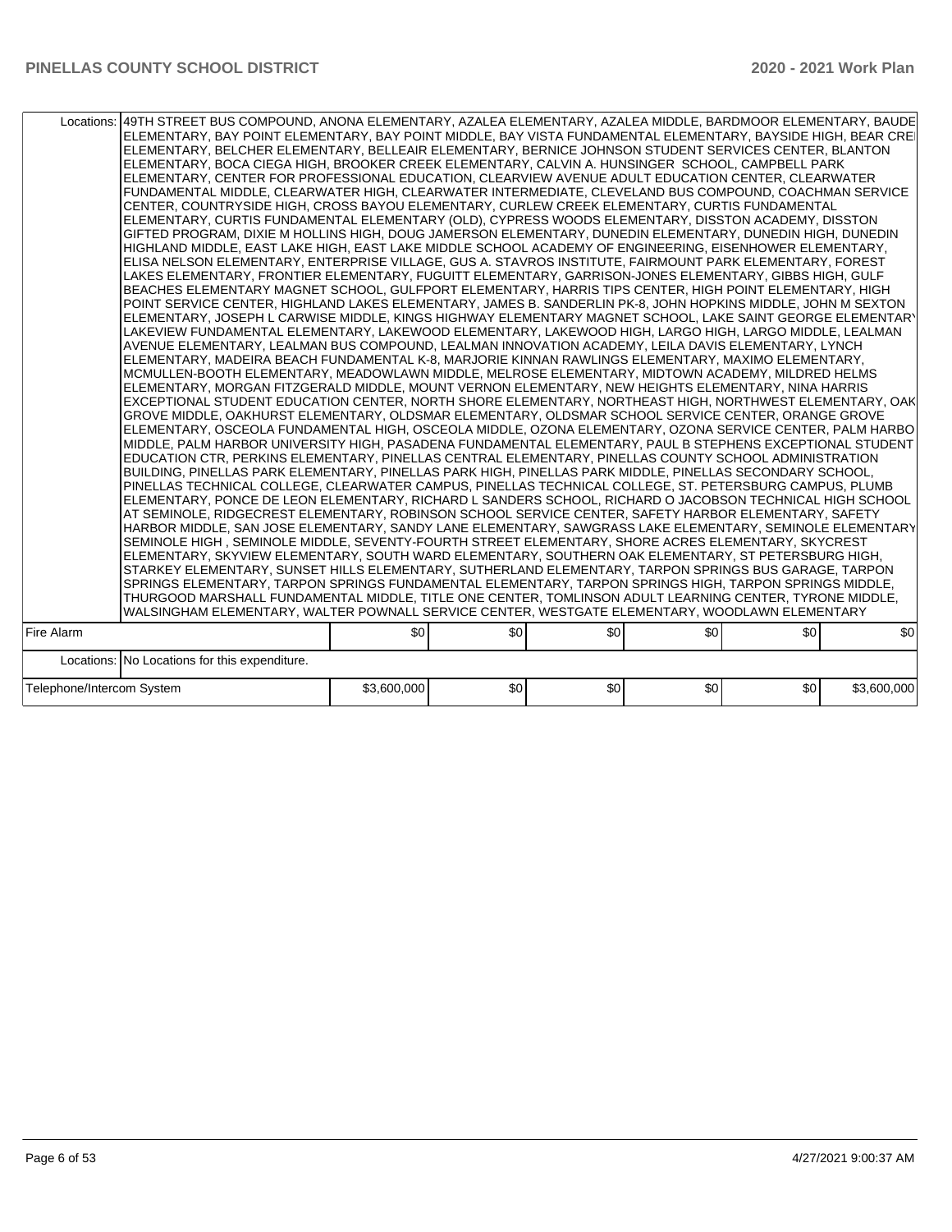| | | | | | | |
|---|---|---|---|---|---|---|
| Locations: | 49TH STREET BUS COMPOUND, ANONA ELEMENTARY, AZALEA ELEMENTARY, AZALEA MIDDLE, BARDMOOR ELEMENTARY, BAUDE ELEMENTARY, BAY POINT ELEMENTARY, BAY POINT MIDDLE, BAY VISTA FUNDAMENTAL ELEMENTARY, BAYSIDE HIGH, BEAR CRE ELEMENTARY, BELCHER ELEMENTARY, BELLEAIR ELEMENTARY, BERNICE JOHNSON STUDENT SERVICES CENTER, BLANTON ELEMENTARY, BOCA CIEGA HIGH, BROOKER CREEK ELEMENTARY, CALVIN A. HUNSINGER SCHOOL, CAMPBELL PARK ELEMENTARY, CENTER FOR PROFESSIONAL EDUCATION, CLEARVIEW AVENUE ADULT EDUCATION CENTER, CLEARWATER FUNDAMENTAL MIDDLE, CLEARWATER HIGH, CLEARWATER INTERMEDIATE, CLEVELAND BUS COMPOUND, COACHMAN SERVICE CENTER, COUNTRYSIDE HIGH, CROSS BAYOU ELEMENTARY, CURLEW CREEK ELEMENTARY, CURTIS FUNDAMENTAL ELEMENTARY, CURTIS FUNDAMENTAL ELEMENTARY (OLD), CYPRESS WOODS ELEMENTARY, DISSTON ACADEMY, DISSTON GIFTED PROGRAM, DIXIE M HOLLINS HIGH, DOUG JAMERSON ELEMENTARY, DUNEDIN ELEMENTARY, DUNEDIN HIGH, DUNEDIN HIGHLAND MIDDLE, EAST LAKE HIGH, EAST LAKE MIDDLE SCHOOL ACADEMY OF ENGINEERING, EISENHOWER ELEMENTARY, ELISA NELSON ELEMENTARY, ENTERPRISE VILLAGE, GUS A. STAVROS INSTITUTE, FAIRMOUNT PARK ELEMENTARY, FOREST LAKES ELEMENTARY, FRONTIER ELEMENTARY, FUGUITT ELEMENTARY, GARRISON-JONES ELEMENTARY, GIBBS HIGH, GULF BEACHES ELEMENTARY MAGNET SCHOOL, GULFPORT ELEMENTARY, HARRIS TIPS CENTER, HIGH POINT ELEMENTARY, HIGH POINT SERVICE CENTER, HIGHLAND LAKES ELEMENTARY, JAMES B. SANDERLIN PK-8, JOHN HOPKINS MIDDLE, JOHN M SEXTON ELEMENTARY, JOSEPH L CARWISE MIDDLE, KINGS HIGHWAY ELEMENTARY MAGNET SCHOOL, LAKE SAINT GEORGE ELEMENTARY LAKEVIEW FUNDAMENTAL ELEMENTARY, LAKEWOOD ELEMENTARY, LAKEWOOD HIGH, LARGO HIGH, LARGO MIDDLE, LEALMAN AVENUE ELEMENTARY, LEALMAN BUS COMPOUND, LEALMAN INNOVATION ACADEMY, LEILA DAVIS ELEMENTARY, LYNCH ELEMENTARY, MADEIRA BEACH FUNDAMENTAL K-8, MARJORIE KINNAN RAWLINGS ELEMENTARY, MAXIMO ELEMENTARY, MCMULLEN-BOOTH ELEMENTARY, MEADOWLAWN MIDDLE, MELROSE ELEMENTARY, MIDTOWN ACADEMY, MILDRED HELMS ELEMENTARY, MORGAN FITZGERALD MIDDLE, MOUNT VERNON ELEMENTARY, NEW HEIGHTS ELEMENTARY, NINA HARRIS EXCEPTIONAL STUDENT EDUCATION CENTER, NORTH SHORE ELEMENTARY, NORTHEAST HIGH, NORTHWEST ELEMENTARY, OAK GROVE MIDDLE, OAKHURST ELEMENTARY, OLDSMAR ELEMENTARY, OLDSMAR SCHOOL SERVICE CENTER, ORANGE GROVE ELEMENTARY, OSCEOLA FUNDAMENTAL HIGH, OSCEOLA MIDDLE, OZONA ELEMENTARY, OZONA SERVICE CENTER, PALM HARBO MIDDLE, PALM HARBOR UNIVERSITY HIGH, PASADENA FUNDAMENTAL ELEMENTARY, PAUL B STEPHENS EXCEPTIONAL STUDENT EDUCATION CTR, PERKINS ELEMENTARY, PINELLAS CENTRAL ELEMENTARY, PINELLAS COUNTY SCHOOL ADMINISTRATION BUILDING, PINELLAS PARK ELEMENTARY, PINELLAS PARK HIGH, PINELLAS PARK MIDDLE, PINELLAS SECONDARY SCHOOL, PINELLAS TECHNICAL COLLEGE, CLEARWATER CAMPUS, PINELLAS TECHNICAL COLLEGE, ST. PETERSBURG CAMPUS, PLUMB ELEMENTARY, PONCE DE LEON ELEMENTARY, RICHARD L SANDERS SCHOOL, RICHARD O JACOBSON TECHNICAL HIGH SCHOOL AT SEMINOLE, RIDGECREST ELEMENTARY, ROBINSON SCHOOL SERVICE CENTER, SAFETY HARBOR ELEMENTARY, SAFETY HARBOR MIDDLE, SAN JOSE ELEMENTARY, SANDY LANE ELEMENTARY, SAWGRASS LAKE ELEMENTARY, SEMINOLE ELEMENTARY SEMINOLE HIGH , SEMINOLE MIDDLE, SEVENTY-FOURTH STREET ELEMENTARY, SHORE ACRES ELEMENTARY, SKYCREST ELEMENTARY, SKYVIEW ELEMENTARY, SOUTH WARD ELEMENTARY, SOUTHERN OAK ELEMENTARY, ST PETERSBURG HIGH, STARKEY ELEMENTARY, SUNSET HILLS ELEMENTARY, SUTHERLAND ELEMENTARY, TARPON SPRINGS BUS GARAGE, TARPON SPRINGS ELEMENTARY, TARPON SPRINGS FUNDAMENTAL ELEMENTARY, TARPON SPRINGS HIGH, TARPON SPRINGS MIDDLE, THURGOOD MARSHALL FUNDAMENTAL MIDDLE, TITLE ONE CENTER, TOMLINSON ADULT LEARNING CENTER, TYRONE MIDDLE, WALSINGHAM ELEMENTARY, WALTER POWNALL SERVICE CENTER, WESTGATE ELEMENTARY, WOODLAWN ELEMENTARY | | | | | |
| Fire Alarm | | $0 | $0 | $0 | $0 | $0 | $0 |
| Locations: | No Locations for this expenditure. | | | | | |
| Telephone/Intercom System | | $3,600,000 | $0 | $0 | $0 | $0 | $3,600,000 |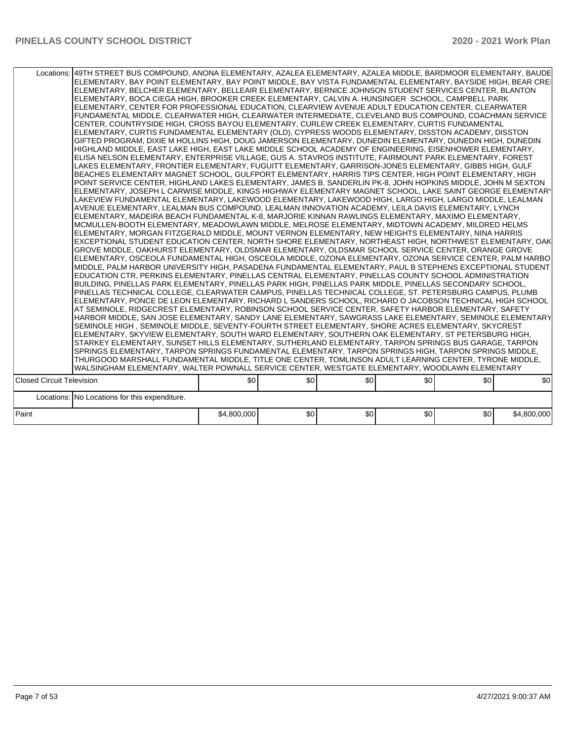| | | | | | | |
|---|---|---|---|---|---|---|
| Locations: | 49TH STREET BUS COMPOUND, ANONA ELEMENTARY, AZALEA ELEMENTARY, AZALEA MIDDLE, BARDMOOR ELEMENTARY, BAUDE ELEMENTARY, BAY POINT ELEMENTARY, BAY POINT MIDDLE, BAY VISTA FUNDAMENTAL ELEMENTARY, BAYSIDE HIGH, BEAR CREI ELEMENTARY, BELCHER ELEMENTARY, BELLEAIR ELEMENTARY, BERNICE JOHNSON STUDENT SERVICES CENTER, BLANTON ELEMENTARY, BOCA CIEGA HIGH, BROOKER CREEK ELEMENTARY, CALVIN A. HUNSINGER SCHOOL, CAMPBELL PARK ELEMENTARY, CENTER FOR PROFESSIONAL EDUCATION, CLEARVIEW AVENUE ADULT EDUCATION CENTER, CLEARWATER FUNDAMENTAL MIDDLE, CLEARWATER HIGH, CLEARWATER INTERMEDIATE, CLEVELAND BUS COMPOUND, COACHMAN SERVICE CENTER, COUNTRYSIDE HIGH, CROSS BAYOU ELEMENTARY, CURLEW CREEK ELEMENTARY, CURTIS FUNDAMENTAL ELEMENTARY, CURTIS FUNDAMENTAL ELEMENTARY (OLD), CYPRESS WOODS ELEMENTARY, DISSTON ACADEMY, DISSTON GIFTED PROGRAM, DIXIE M HOLLINS HIGH, DOUG JAMERSON ELEMENTARY, DUNEDIN ELEMENTARY, DUNEDIN HIGH, DUNEDIN HIGHLAND MIDDLE, EAST LAKE HIGH, EAST LAKE MIDDLE SCHOOL ACADEMY OF ENGINEERING, EISENHOWER ELEMENTARY, ELISA NELSON ELEMENTARY, ENTERPRISE VILLAGE, GUS A. STAVROS INSTITUTE, FAIRMOUNT PARK ELEMENTARY, FOREST LAKES ELEMENTARY, FRONTIER ELEMENTARY, FUGUITT ELEMENTARY, GARRISON-JONES ELEMENTARY, GIBBS HIGH, GULF BEACHES ELEMENTARY MAGNET SCHOOL, GULFPORT ELEMENTARY, HARRIS TIPS CENTER, HIGH POINT ELEMENTARY, HIGH POINT SERVICE CENTER, HIGHLAND LAKES ELEMENTARY, JAMES B. SANDERLIN PK-8, JOHN HOPKINS MIDDLE, JOHN M SEXTON ELEMENTARY, JOSEPH L CARWISE MIDDLE, KINGS HIGHWAY ELEMENTARY MAGNET SCHOOL, LAKE SAINT GEORGE ELEMENTARY LAKEVIEW FUNDAMENTAL ELEMENTARY, LAKEWOOD ELEMENTARY, LAKEWOOD HIGH, LARGO HIGH, LARGO MIDDLE, LEALMAN AVENUE ELEMENTARY, LEALMAN BUS COMPOUND, LEALMAN INNOVATION ACADEMY, LEILA DAVIS ELEMENTARY, LYNCH ELEMENTARY, MADEIRA BEACH FUNDAMENTAL K-8, MARJORIE KINNAN RAWLINGS ELEMENTARY, MAXIMO ELEMENTARY, MCMULLEN-BOOTH ELEMENTARY, MEADOWLAWN MIDDLE, MELROSE ELEMENTARY, MIDTOWN ACADEMY, MILDRED HELMS ELEMENTARY, MORGAN FITZGERALD MIDDLE, MOUNT VERNON ELEMENTARY, NEW HEIGHTS ELEMENTARY, NINA HARRIS EXCEPTIONAL STUDENT EDUCATION CENTER, NORTH SHORE ELEMENTARY, NORTHEAST HIGH, NORTHWEST ELEMENTARY, OAK GROVE MIDDLE, OAKHURST ELEMENTARY, OLDSMAR ELEMENTARY, OLDSMAR SCHOOL SERVICE CENTER, ORANGE GROVE ELEMENTARY, OSCEOLA FUNDAMENTAL HIGH, OSCEOLA MIDDLE, OZONA ELEMENTARY, OZONA SERVICE CENTER, PALM HARBO MIDDLE, PALM HARBOR UNIVERSITY HIGH, PASADENA FUNDAMENTAL ELEMENTARY, PAUL B STEPHENS EXCEPTIONAL STUDENT EDUCATION CTR, PERKINS ELEMENTARY, PINELLAS CENTRAL ELEMENTARY, PINELLAS COUNTY SCHOOL ADMINISTRATION BUILDING, PINELLAS PARK ELEMENTARY, PINELLAS PARK HIGH, PINELLAS PARK MIDDLE, PINELLAS SECONDARY SCHOOL, PINELLAS TECHNICAL COLLEGE, CLEARWATER CAMPUS, PINELLAS TECHNICAL COLLEGE, ST. PETERSBURG CAMPUS, PLUMB ELEMENTARY, PONCE DE LEON ELEMENTARY, RICHARD L SANDERS SCHOOL, RICHARD O JACOBSON TECHNICAL HIGH SCHOOL AT SEMINOLE, RIDGECREST ELEMENTARY, ROBINSON SCHOOL SERVICE CENTER, SAFETY HARBOR ELEMENTARY, SAFETY HARBOR MIDDLE, SAN JOSE ELEMENTARY, SANDY LANE ELEMENTARY, SAWGRASS LAKE ELEMENTARY, SEMINOLE ELEMENTARY SEMINOLE HIGH , SEMINOLE MIDDLE, SEVENTY-FOURTH STREET ELEMENTARY, SHORE ACRES ELEMENTARY, SKYCREST ELEMENTARY, SKYVIEW ELEMENTARY, SOUTH WARD ELEMENTARY, SOUTHERN OAK ELEMENTARY, ST PETERSBURG HIGH, STARKEY ELEMENTARY, SUNSET HILLS ELEMENTARY, SUTHERLAND ELEMENTARY, TARPON SPRINGS BUS GARAGE, TARPON SPRINGS ELEMENTARY, TARPON SPRINGS FUNDAMENTAL ELEMENTARY, TARPON SPRINGS HIGH, TARPON SPRINGS MIDDLE, THURGOOD MARSHALL FUNDAMENTAL MIDDLE, TITLE ONE CENTER, TOMLINSON ADULT LEARNING CENTER, TYRONE MIDDLE, WALSINGHAM ELEMENTARY, WALTER POWNALL SERVICE CENTER, WESTGATE ELEMENTARY, WOODLAWN ELEMENTARY | | | | | |
| Closed Circuit Television | | $0 | $0 | $0 | $0 | $0 | $0 |
| Locations: | No Locations for this expenditure. | | | | | |
| Paint | | $4,800,000 | $0 | $0 | $0 | $0 | $4,800,000 |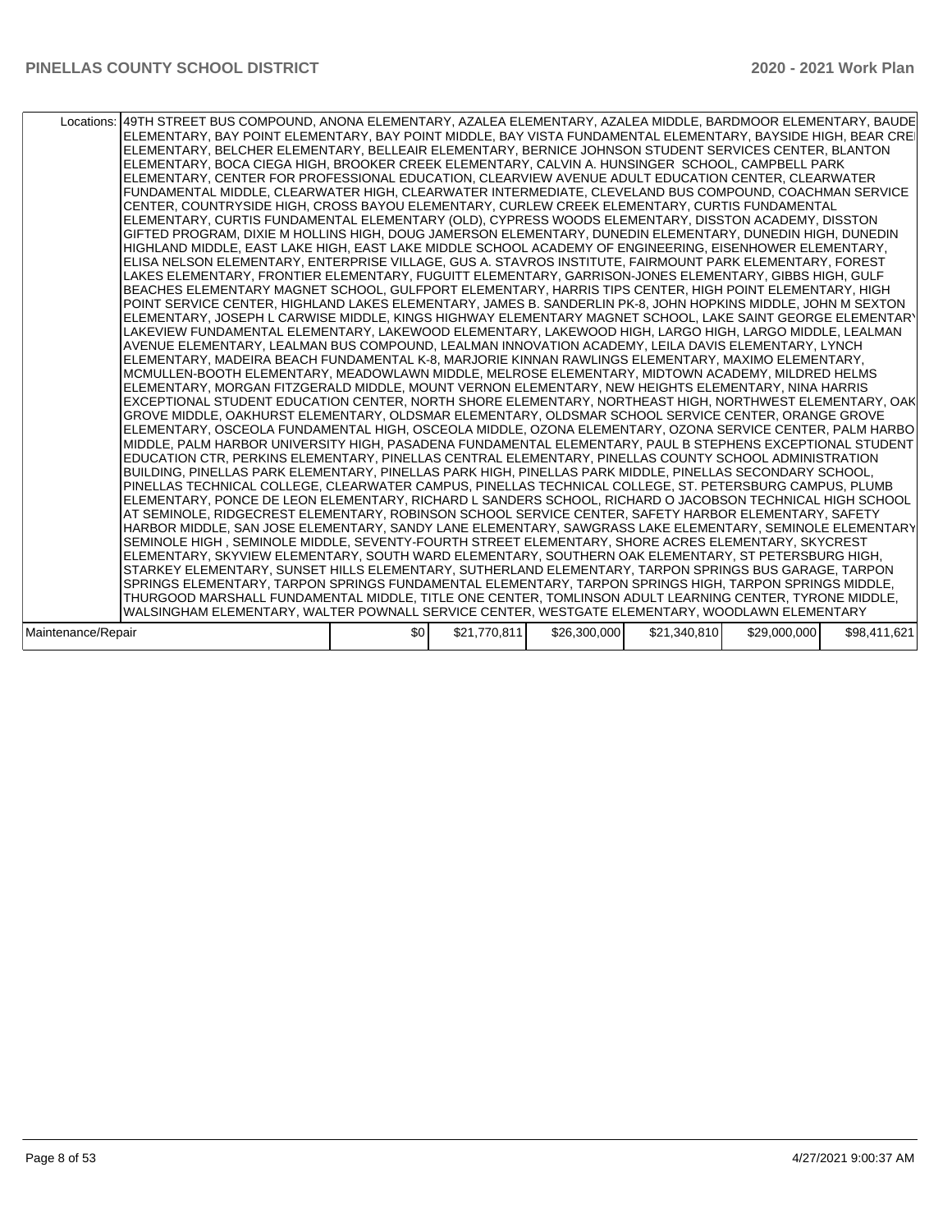| Locations: | 49TH STREET BUS COMPOUND, ANONA ELEMENTARY, AZALEA ELEMENTARY, AZALEA MIDDLE, BARDMOOR ELEMENTARY, BAUDE ELEMENTARY, BAY POINT ELEMENTARY, BAY POINT MIDDLE, BAY VISTA FUNDAMENTAL ELEMENTARY, BAYSIDE HIGH, BEAR CRE ELEMENTARY, BELCHER ELEMENTARY, BELLEAIR ELEMENTARY, BERNICE JOHNSON STUDENT SERVICES CENTER, BLANTON ELEMENTARY, BOCA CIEGA HIGH, BROOKER CREEK ELEMENTARY, CALVIN A. HUNSINGER SCHOOL, CAMPBELL PARK ELEMENTARY, CENTER FOR PROFESSIONAL EDUCATION, CLEARVIEW AVENUE ADULT EDUCATION CENTER, CLEARWATER FUNDAMENTAL MIDDLE, CLEARWATER HIGH, CLEARWATER INTERMEDIATE, CLEVELAND BUS COMPOUND, COACHMAN SERVICE CENTER, COUNTRYSIDE HIGH, CROSS BAYOU ELEMENTARY, CURLEW CREEK ELEMENTARY, CURTIS FUNDAMENTAL ELEMENTARY, CURTIS FUNDAMENTAL ELEMENTARY (OLD), CYPRESS WOODS ELEMENTARY, DISSTON ACADEMY, DISSTON GIFTED PROGRAM, DIXIE M HOLLINS HIGH, DOUG JAMERSON ELEMENTARY, DUNEDIN ELEMENTARY, DUNEDIN HIGH, DUNEDIN HIGHLAND MIDDLE, EAST LAKE HIGH, EAST LAKE MIDDLE SCHOOL ACADEMY OF ENGINEERING, EISENHOWER ELEMENTARY, ELISA NELSON ELEMENTARY, ENTERPRISE VILLAGE, GUS A. STAVROS INSTITUTE, FAIRMOUNT PARK ELEMENTARY, FOREST LAKES ELEMENTARY, FRONTIER ELEMENTARY, FUGUITT ELEMENTARY, GARRISON-JONES ELEMENTARY, GIBBS HIGH, GULF BEACHES ELEMENTARY MAGNET SCHOOL, GULFPORT ELEMENTARY, HARRIS TIPS CENTER, HIGH POINT ELEMENTARY, HIGH POINT SERVICE CENTER, HIGHLAND LAKES ELEMENTARY, JAMES B. SANDERLIN PK-8, JOHN HOPKINS MIDDLE, JOHN M SEXTON ELEMENTARY, JOSEPH L CARWISE MIDDLE, KINGS HIGHWAY ELEMENTARY MAGNET SCHOOL, LAKE SAINT GEORGE ELEMENTARY LAKEVIEW FUNDAMENTAL ELEMENTARY, LAKEWOOD ELEMENTARY, LAKEWOOD HIGH, LARGO HIGH, LARGO MIDDLE, LEALMAN AVENUE ELEMENTARY, LEALMAN BUS COMPOUND, LEALMAN INNOVATION ACADEMY, LEILA DAVIS ELEMENTARY, LYNCH ELEMENTARY, MADEIRA BEACH FUNDAMENTAL K-8, MARJORIE KINNAN RAWLINGS ELEMENTARY, MAXIMO ELEMENTARY, MCMULLEN-BOOTH ELEMENTARY, MEADOWLAWN MIDDLE, MELROSE ELEMENTARY, MIDTOWN ACADEMY, MILDRED HELMS ELEMENTARY, MORGAN FITZGERALD MIDDLE, MOUNT VERNON ELEMENTARY, NEW HEIGHTS ELEMENTARY, NINA HARRIS EXCEPTIONAL STUDENT EDUCATION CENTER, NORTH SHORE ELEMENTARY, NORTHEAST HIGH, NORTHWEST ELEMENTARY, OAK GROVE MIDDLE, OAKHURST ELEMENTARY, OLDSMAR ELEMENTARY, OLDSMAR SCHOOL SERVICE CENTER, ORANGE GROVE ELEMENTARY, OSCEOLA FUNDAMENTAL HIGH, OSCEOLA MIDDLE, OZONA ELEMENTARY, OZONA SERVICE CENTER, PALM HARBO MIDDLE, PALM HARBOR UNIVERSITY HIGH, PASADENA FUNDAMENTAL ELEMENTARY, PAUL B STEPHENS EXCEPTIONAL STUDENT EDUCATION CTR, PERKINS ELEMENTARY, PINELLAS CENTRAL ELEMENTARY, PINELLAS COUNTY SCHOOL ADMINISTRATION BUILDING, PINELLAS PARK ELEMENTARY, PINELLAS PARK HIGH, PINELLAS PARK MIDDLE, PINELLAS SECONDARY SCHOOL, PINELLAS TECHNICAL COLLEGE, CLEARWATER CAMPUS, PINELLAS TECHNICAL COLLEGE, ST. PETERSBURG CAMPUS, PLUMB ELEMENTARY, PONCE DE LEON ELEMENTARY, RICHARD L SANDERS SCHOOL, RICHARD O JACOBSON TECHNICAL HIGH SCHOOL AT SEMINOLE, RIDGECREST ELEMENTARY, ROBINSON SCHOOL SERVICE CENTER, SAFETY HARBOR ELEMENTARY, SAFETY HARBOR MIDDLE, SAN JOSE ELEMENTARY, SANDY LANE ELEMENTARY, SAWGRASS LAKE ELEMENTARY, SEMINOLE ELEMENTARY SEMINOLE HIGH , SEMINOLE MIDDLE, SEVENTY-FOURTH STREET ELEMENTARY, SHORE ACRES ELEMENTARY, SKYCREST ELEMENTARY, SKYVIEW ELEMENTARY, SOUTH WARD ELEMENTARY, SOUTHERN OAK ELEMENTARY, ST PETERSBURG HIGH, STARKEY ELEMENTARY, SUNSET HILLS ELEMENTARY, SUTHERLAND ELEMENTARY, TARPON SPRINGS BUS GARAGE, TARPON SPRINGS ELEMENTARY, TARPON SPRINGS FUNDAMENTAL ELEMENTARY, TARPON SPRINGS HIGH, TARPON SPRINGS MIDDLE, THURGOOD MARSHALL FUNDAMENTAL MIDDLE, TITLE ONE CENTER, TOMLINSON ADULT LEARNING CENTER, TYRONE MIDDLE, WALSINGHAM ELEMENTARY, WALTER POWNALL SERVICE CENTER, WESTGATE ELEMENTARY, WOODLAWN ELEMENTARY | | | | | |
|---|---|---|---|---|---|---|
| Maintenance/Repair | $0 | $21,770,811 | $26,300,000 | $21,340,810 | $29,000,000 | $98,411,621 |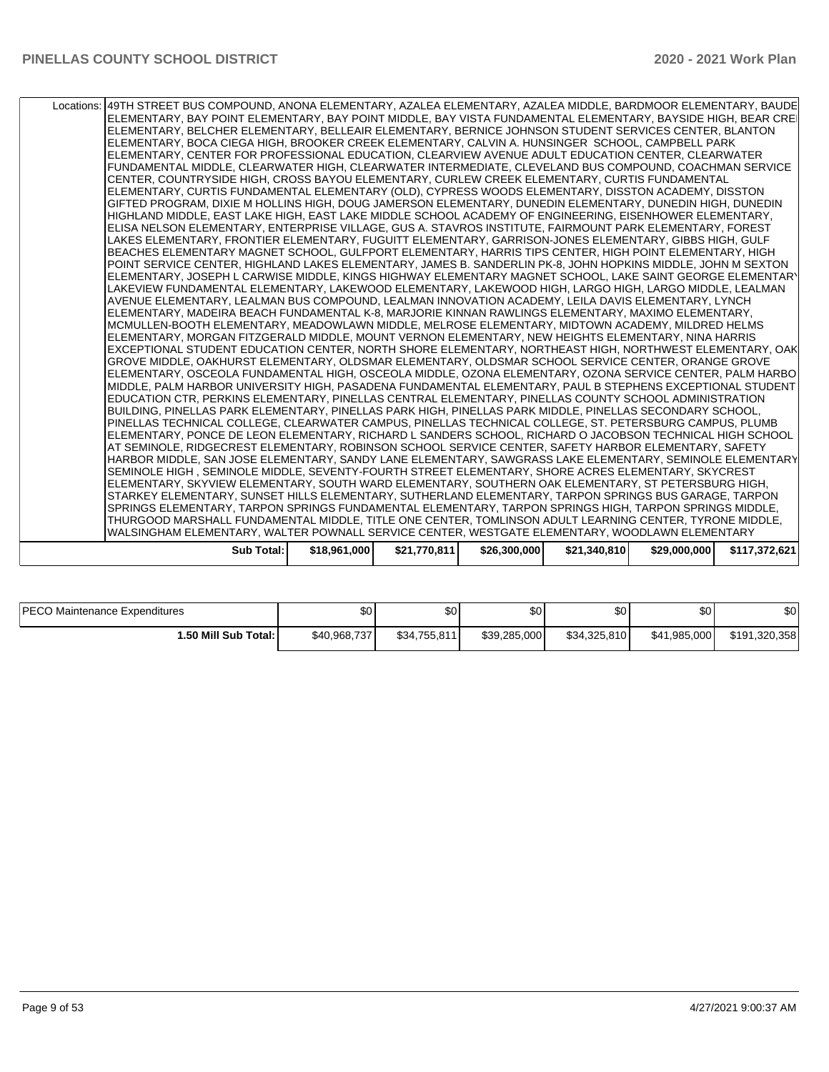| | | | | | | |
|---|---|---|---|---|---|---|
| Locations: | 49TH STREET BUS COMPOUND, ANONA ELEMENTARY, AZALEA ELEMENTARY, AZALEA MIDDLE, BARDMOOR ELEMENTARY, BAUDE ELEMENTARY, BAY POINT ELEMENTARY, BAY POINT MIDDLE, BAY VISTA FUNDAMENTAL ELEMENTARY, BAYSIDE HIGH, BEAR CRE ELEMENTARY, BELCHER ELEMENTARY, BELLEAIR ELEMENTARY, BERNICE JOHNSON STUDENT SERVICES CENTER, BLANTON ELEMENTARY, BOCA CIEGA HIGH, BROOKER CREEK ELEMENTARY, CALVIN A. HUNSINGER SCHOOL, CAMPBELL PARK ELEMENTARY, CENTER FOR PROFESSIONAL EDUCATION, CLEARVIEW AVENUE ADULT EDUCATION CENTER, CLEARWATER FUNDAMENTAL MIDDLE, CLEARWATER HIGH, CLEARWATER INTERMEDIATE, CLEVELAND BUS COMPOUND, COACHMAN SERVICE CENTER, COUNTRYSIDE HIGH, CROSS BAYOU ELEMENTARY, CURLEW CREEK ELEMENTARY, CURTIS FUNDAMENTAL ELEMENTARY, CURTIS FUNDAMENTAL ELEMENTARY (OLD), CYPRESS WOODS ELEMENTARY, DISSTON ACADEMY, DISSTON GIFTED PROGRAM, DIXIE M HOLLINS HIGH, DOUG JAMERSON ELEMENTARY, DUNEDIN ELEMENTARY, DUNEDIN HIGH, DUNEDIN HIGHLAND MIDDLE, EAST LAKE HIGH, EAST LAKE MIDDLE SCHOOL ACADEMY OF ENGINEERING, EISENHOWER ELEMENTARY, ELISA NELSON ELEMENTARY, ENTERPRISE VILLAGE, GUS A. STAVROS INSTITUTE, FAIRMOUNT PARK ELEMENTARY, FOREST LAKES ELEMENTARY, FRONTIER ELEMENTARY, FUGUITT ELEMENTARY, GARRISON-JONES ELEMENTARY, GIBBS HIGH, GULF BEACHES ELEMENTARY MAGNET SCHOOL, GULFPORT ELEMENTARY, HARRIS TIPS CENTER, HIGH POINT ELEMENTARY, HIGH POINT SERVICE CENTER, HIGHLAND LAKES ELEMENTARY, JAMES B. SANDERLIN PK-8, JOHN HOPKINS MIDDLE, JOHN M SEXTON ELEMENTARY, JOSEPH L CARWISE MIDDLE, KINGS HIGHWAY ELEMENTARY MAGNET SCHOOL, LAKE SAINT GEORGE ELEMENTARY LAKEVIEW FUNDAMENTAL ELEMENTARY, LAKEWOOD ELEMENTARY, LAKEWOOD HIGH, LARGO HIGH, LARGO MIDDLE, LEALMAN AVENUE ELEMENTARY, LEALMAN BUS COMPOUND, LEALMAN INNOVATION ACADEMY, LEILA DAVIS ELEMENTARY, LYNCH ELEMENTARY, MADEIRA BEACH FUNDAMENTAL K-8, MARJORIE KINNAN RAWLINGS ELEMENTARY, MAXIMO ELEMENTARY, MCMULLEN-BOOTH ELEMENTARY, MEADOWLAWN MIDDLE, MELROSE ELEMENTARY, MIDTOWN ACADEMY, MILDRED HELMS ELEMENTARY, MORGAN FITZGERALD MIDDLE, MOUNT VERNON ELEMENTARY, NEW HEIGHTS ELEMENTARY, NINA HARRIS EXCEPTIONAL STUDENT EDUCATION CENTER, NORTH SHORE ELEMENTARY, NORTHEAST HIGH, NORTHWEST ELEMENTARY, OAK GROVE MIDDLE, OAKHURST ELEMENTARY, OLDSMAR ELEMENTARY, OLDSMAR SCHOOL SERVICE CENTER, ORANGE GROVE ELEMENTARY, OSCEOLA FUNDAMENTAL HIGH, OSCEOLA MIDDLE, OZONA ELEMENTARY, OZONA SERVICE CENTER, PALM HARBO MIDDLE, PALM HARBOR UNIVERSITY HIGH, PASADENA FUNDAMENTAL ELEMENTARY, PAUL B STEPHENS EXCEPTIONAL STUDENT EDUCATION CTR, PERKINS ELEMENTARY, PINELLAS CENTRAL ELEMENTARY, PINELLAS COUNTY SCHOOL ADMINISTRATION BUILDING, PINELLAS PARK ELEMENTARY, PINELLAS PARK HIGH, PINELLAS PARK MIDDLE, PINELLAS SECONDARY SCHOOL, PINELLAS TECHNICAL COLLEGE, CLEARWATER CAMPUS, PINELLAS TECHNICAL COLLEGE, ST. PETERSBURG CAMPUS, PLUMB ELEMENTARY, PONCE DE LEON ELEMENTARY, RICHARD L SANDERS SCHOOL, RICHARD O JACOBSON TECHNICAL HIGH SCHOOL AT SEMINOLE, RIDGECREST ELEMENTARY, ROBINSON SCHOOL SERVICE CENTER, SAFETY HARBOR ELEMENTARY, SAFETY HARBOR MIDDLE, SAN JOSE ELEMENTARY, SANDY LANE ELEMENTARY, SAWGRASS LAKE ELEMENTARY, SEMINOLE ELEMENTARY SEMINOLE HIGH , SEMINOLE MIDDLE, SEVENTY-FOURTH STREET ELEMENTARY, SHORE ACRES ELEMENTARY, SKYCREST ELEMENTARY, SKYVIEW ELEMENTARY, SOUTH WARD ELEMENTARY, SOUTHERN OAK ELEMENTARY, ST PETERSBURG HIGH, STARKEY ELEMENTARY, SUNSET HILLS ELEMENTARY, SUTHERLAND ELEMENTARY, TARPON SPRINGS BUS GARAGE, TARPON SPRINGS ELEMENTARY, TARPON SPRINGS FUNDAMENTAL ELEMENTARY, TARPON SPRINGS HIGH, TARPON SPRINGS MIDDLE, THURGOOD MARSHALL FUNDAMENTAL MIDDLE, TITLE ONE CENTER, TOMLINSON ADULT LEARNING CENTER, TYRONE MIDDLE, WALSINGHAM ELEMENTARY, WALTER POWNALL SERVICE CENTER, WESTGATE ELEMENTARY, WOODLAWN ELEMENTARY | | | | | |
| **Sub Total:** | **$18,961,000** | **$21,770,811** | **$26,300,000** | **$21,340,810** | **$29,000,000** | **$117,372,621** |

| | | | | | | |
|---|---|---|---|---|---|---|
| PECO Maintenance Expenditures | $0 | $0 | $0 | $0 | $0 | $0 |
| **1.50 Mill Sub Total:** | $40,968,737 | $34,755,811 | $39,285,000 | $34,325,810 | $41,985,000 | $191,320,358 |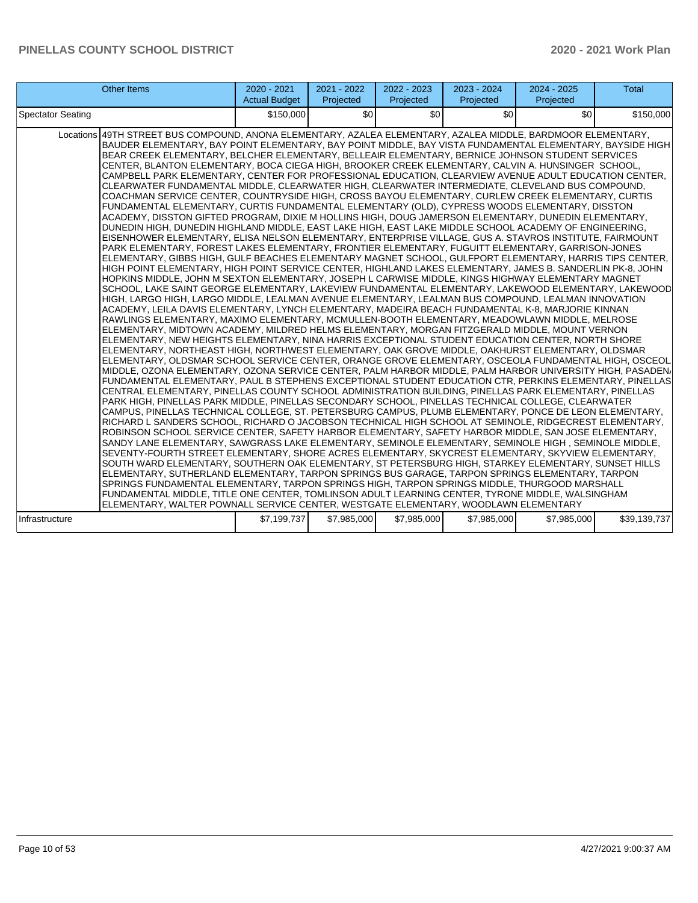| Other Items | | 2020 - 2021 Actual Budget | 2021 - 2022 Projected | 2022 - 2023 Projected | 2023 - 2024 Projected | 2024 - 2025 Projected | Total |
|---|---|---|---|---|---|---|---|
| Spectator Seating | | $150,000 | $0 | $0 | $0 | $0 | $150,000 |
| | Locations | 49TH STREET BUS COMPOUND, ANONA ELEMENTARY, AZALEA ELEMENTARY, AZALEA MIDDLE, BARDMOOR ELEMENTARY, BAUDER ELEMENTARY, BAY POINT ELEMENTARY, BAY POINT MIDDLE, BAY VISTA FUNDAMENTAL ELEMENTARY, BAYSIDE HIGH, BEAR CREEK ELEMENTARY, BELCHER ELEMENTARY, BELLEAIR ELEMENTARY, BERNICE JOHNSON STUDENT SERVICES CENTER, BLANTON ELEMENTARY, BOCA CIEGA HIGH, BROOKER CREEK ELEMENTARY, CALVIN A. HUNSINGER SCHOOL, CAMPBELL PARK ELEMENTARY, CENTER FOR PROFESSIONAL EDUCATION, CLEARVIEW AVENUE ADULT EDUCATION CENTER, CLEARWATER FUNDAMENTAL MIDDLE, CLEARWATER HIGH, CLEARWATER INTERMEDIATE, CLEVELAND BUS COMPOUND, COACHMAN SERVICE CENTER, COUNTRYSIDE HIGH, CROSS BAYOU ELEMENTARY, CURLEW CREEK ELEMENTARY, CURTIS FUNDAMENTAL ELEMENTARY, CURTIS FUNDAMENTAL ELEMENTARY (OLD), CYPRESS WOODS ELEMENTARY, DISSTON ACADEMY, DISSTON GIFTED PROGRAM, DIXIE M HOLLINS HIGH, DOUG JAMERSON ELEMENTARY, DUNEDIN ELEMENTARY, DUNEDIN HIGH, DUNEDIN HIGHLAND MIDDLE, EAST LAKE HIGH, EAST LAKE MIDDLE SCHOOL ACADEMY OF ENGINEERING, EISENHOWER ELEMENTARY, ELISA NELSON ELEMENTARY, ENTERPRISE VILLAGE, GUS A. STAVROS INSTITUTE, FAIRMOUNT PARK ELEMENTARY, FOREST LAKES ELEMENTARY, FRONTIER ELEMENTARY, FUGUITT ELEMENTARY, GARRISON-JONES ELEMENTARY, GIBBS HIGH, GULF BEACHES ELEMENTARY MAGNET SCHOOL, GULFPORT ELEMENTARY, HARRIS TIPS CENTER, HIGH POINT ELEMENTARY, HIGH POINT SERVICE CENTER, HIGHLAND LAKES ELEMENTARY, JAMES B. SANDERLIN PK-8, JOHN HOPKINS MIDDLE, JOHN M SEXTON ELEMENTARY, JOSEPH L CARWISE MIDDLE, KINGS HIGHWAY ELEMENTARY MAGNET SCHOOL, LAKE SAINT GEORGE ELEMENTARY, LAKEVIEW FUNDAMENTAL ELEMENTARY, LAKEWOOD ELEMENTARY, LAKEWOOD HIGH, LARGO HIGH, LARGO MIDDLE, LEALMAN AVENUE ELEMENTARY, LEALMAN BUS COMPOUND, LEALMAN INNOVATION ACADEMY, LEILA DAVIS ELEMENTARY, LYNCH ELEMENTARY, MADEIRA BEACH FUNDAMENTAL K-8, MARJORIE KINNAN RAWLINGS ELEMENTARY, MAXIMO ELEMENTARY, MCMULLEN-BOOTH ELEMENTARY, MEADOWLAWN MIDDLE, MELROSE ELEMENTARY, MIDTOWN ACADEMY, MILDRED HELMS ELEMENTARY, MORGAN FITZGERALD MIDDLE, MOUNT VERNON ELEMENTARY, NEW HEIGHTS ELEMENTARY, NINA HARRIS EXCEPTIONAL STUDENT EDUCATION CENTER, NORTH SHORE ELEMENTARY, NORTHEAST HIGH, NORTHWEST ELEMENTARY, OAK GROVE MIDDLE, OAKHURST ELEMENTARY, OLDSMAR ELEMENTARY, OLDSMAR SCHOOL SERVICE CENTER, ORANGE GROVE ELEMENTARY, OSCEOLA FUNDAMENTAL HIGH, OSCEOLA MIDDLE, OZONA ELEMENTARY, OZONA SERVICE CENTER, PALM HARBOR MIDDLE, PALM HARBOR UNIVERSITY HIGH, PASADENA FUNDAMENTAL ELEMENTARY, PAUL B STEPHENS EXCEPTIONAL STUDENT EDUCATION CTR, PERKINS ELEMENTARY, PINELLAS CENTRAL ELEMENTARY, PINELLAS COUNTY SCHOOL ADMINISTRATION BUILDING, PINELLAS PARK ELEMENTARY, PINELLAS PARK HIGH, PINELLAS PARK MIDDLE, PINELLAS SECONDARY SCHOOL, PINELLAS TECHNICAL COLLEGE, CLEARWATER CAMPUS, PINELLAS TECHNICAL COLLEGE, ST. PETERSBURG CAMPUS, PLUMB ELEMENTARY, PONCE DE LEON ELEMENTARY, RICHARD L SANDERS SCHOOL, RICHARD O JACOBSON TECHNICAL HIGH SCHOOL AT SEMINOLE, RIDGECREST ELEMENTARY, ROBINSON SCHOOL SERVICE CENTER, SAFETY HARBOR ELEMENTARY, SAFETY HARBOR MIDDLE, SAN JOSE ELEMENTARY, SANDY LANE ELEMENTARY, SAWGRASS LAKE ELEMENTARY, SEMINOLE ELEMENTARY, SEMINOLE HIGH , SEMINOLE MIDDLE, SEVENTY-FOURTH STREET ELEMENTARY, SHORE ACRES ELEMENTARY, SKYCREST ELEMENTARY, SKYVIEW ELEMENTARY, SOUTH WARD ELEMENTARY, SOUTHERN OAK ELEMENTARY, ST PETERSBURG HIGH, STARKEY ELEMENTARY, SUNSET HILLS ELEMENTARY, SUTHERLAND ELEMENTARY, TARPON SPRINGS BUS GARAGE, TARPON SPRINGS ELEMENTARY, TARPON SPRINGS FUNDAMENTAL ELEMENTARY, TARPON SPRINGS HIGH, TARPON SPRINGS MIDDLE, THURGOOD MARSHALL FUNDAMENTAL MIDDLE, TITLE ONE CENTER, TOMLINSON ADULT LEARNING CENTER, TYRONE MIDDLE, WALSINGHAM ELEMENTARY, WALTER POWNALL SERVICE CENTER, WESTGATE ELEMENTARY, WOODLAWN ELEMENTARY | | | | | | |
| Infrastructure | | $7,199,737 | $7,985,000 | $7,985,000 | $7,985,000 | $7,985,000 | $39,139,737 |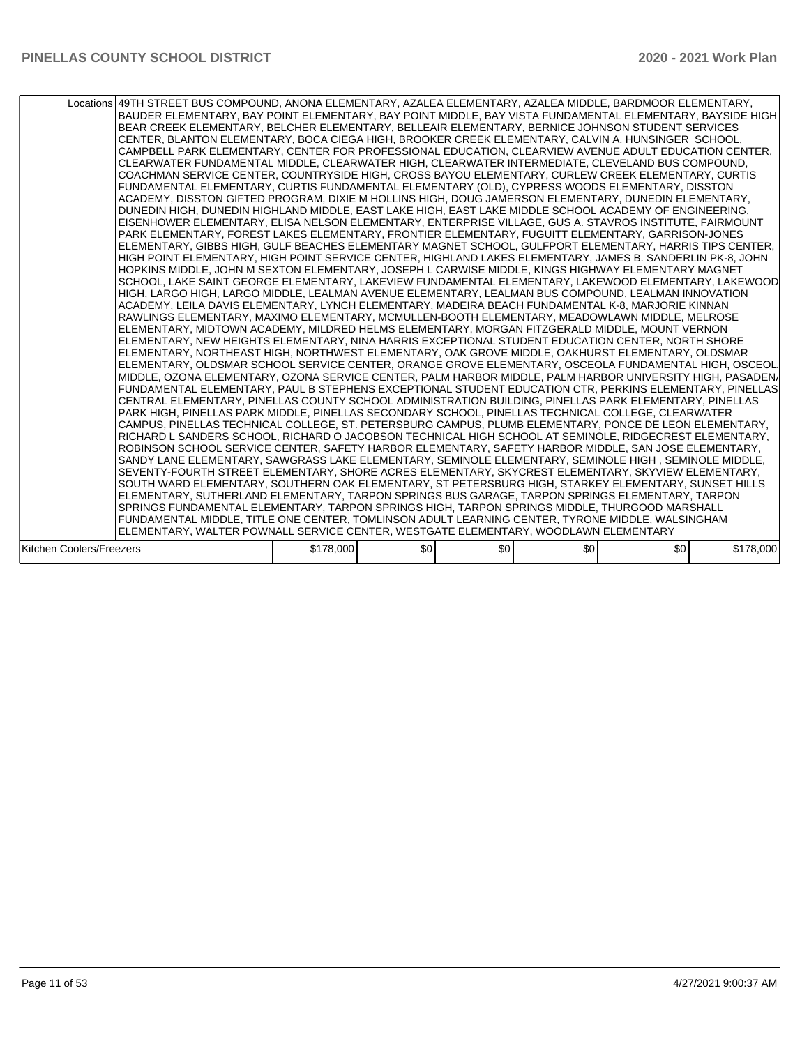| | | | | | | |
|---|---|---|---|---|---|---|
| Locations | 49TH STREET BUS COMPOUND, ANONA ELEMENTARY, AZALEA ELEMENTARY, AZALEA MIDDLE, BARDMOOR ELEMENTARY, BAUDER ELEMENTARY, BAY POINT ELEMENTARY, BAY POINT MIDDLE, BAY VISTA FUNDAMENTAL ELEMENTARY, BAYSIDE HIGH, BEAR CREEK ELEMENTARY, BELCHER ELEMENTARY, BELLEAIR ELEMENTARY, BERNICE JOHNSON STUDENT SERVICES CENTER, BLANTON ELEMENTARY, BOCA CIEGA HIGH, BROOKER CREEK ELEMENTARY, CALVIN A. HUNSINGER SCHOOL, CAMPBELL PARK ELEMENTARY, CENTER FOR PROFESSIONAL EDUCATION, CLEARVIEW AVENUE ADULT EDUCATION CENTER, CLEARWATER FUNDAMENTAL MIDDLE, CLEARWATER HIGH, CLEARWATER INTERMEDIATE, CLEVELAND BUS COMPOUND, COACHMAN SERVICE CENTER, COUNTRYSIDE HIGH, CROSS BAYOU ELEMENTARY, CURLEW CREEK ELEMENTARY, CURTIS FUNDAMENTAL ELEMENTARY, CURTIS FUNDAMENTAL ELEMENTARY (OLD), CYPRESS WOODS ELEMENTARY, DISSTON ACADEMY, DISSTON GIFTED PROGRAM, DIXIE M HOLLINS HIGH, DOUG JAMERSON ELEMENTARY, DUNEDIN ELEMENTARY, DUNEDIN HIGH, DUNEDIN HIGHLAND MIDDLE, EAST LAKE HIGH, EAST LAKE MIDDLE SCHOOL ACADEMY OF ENGINEERING, EISENHOWER ELEMENTARY, ELISA NELSON ELEMENTARY, ENTERPRISE VILLAGE, GUS A. STAVROS INSTITUTE, FAIRMOUNT PARK ELEMENTARY, FOREST LAKES ELEMENTARY, FRONTIER ELEMENTARY, FUGUITT ELEMENTARY, GARRISON-JONES ELEMENTARY, GIBBS HIGH, GULF BEACHES ELEMENTARY MAGNET SCHOOL, GULFPORT ELEMENTARY, HARRIS TIPS CENTER, HIGH POINT ELEMENTARY, HIGH POINT SERVICE CENTER, HIGHLAND LAKES ELEMENTARY, JAMES B. SANDERLIN PK-8, JOHN HOPKINS MIDDLE, JOHN M SEXTON ELEMENTARY, JOSEPH L CARWISE MIDDLE, KINGS HIGHWAY ELEMENTARY MAGNET SCHOOL, LAKE SAINT GEORGE ELEMENTARY, LAKEVIEW FUNDAMENTAL ELEMENTARY, LAKEWOOD ELEMENTARY, LAKEWOOD HIGH, LARGO HIGH, LARGO MIDDLE, LEALMAN AVENUE ELEMENTARY, LEALMAN BUS COMPOUND, LEALMAN INNOVATION ACADEMY, LEILA DAVIS ELEMENTARY, LYNCH ELEMENTARY, MADEIRA BEACH FUNDAMENTAL K-8, MARJORIE KINNAN RAWLINGS ELEMENTARY, MAXIMO ELEMENTARY, MCMULLEN-BOOTH ELEMENTARY, MEADOWLAWN MIDDLE, MELROSE ELEMENTARY, MIDTOWN ACADEMY, MILDRED HELMS ELEMENTARY, MORGAN FITZGERALD MIDDLE, MOUNT VERNON ELEMENTARY, NEW HEIGHTS ELEMENTARY, NINA HARRIS EXCEPTIONAL STUDENT EDUCATION CENTER, NORTH SHORE ELEMENTARY, NORTHEAST HIGH, NORTHWEST ELEMENTARY, OAK GROVE MIDDLE, OAKHURST ELEMENTARY, OLDSMAR ELEMENTARY, OLDSMAR SCHOOL SERVICE CENTER, ORANGE GROVE ELEMENTARY, OSCEOLA FUNDAMENTAL HIGH, OSCEOLA MIDDLE, OZONA ELEMENTARY, OZONA SERVICE CENTER, PALM HARBOR MIDDLE, PALM HARBOR UNIVERSITY HIGH, PASADENA FUNDAMENTAL ELEMENTARY, PAUL B STEPHENS EXCEPTIONAL STUDENT EDUCATION CTR, PERKINS ELEMENTARY, PINELLAS CENTRAL ELEMENTARY, PINELLAS COUNTY SCHOOL ADMINISTRATION BUILDING, PINELLAS PARK ELEMENTARY, PINELLAS PARK HIGH, PINELLAS PARK MIDDLE, PINELLAS SECONDARY SCHOOL, PINELLAS TECHNICAL COLLEGE, CLEARWATER CAMPUS, PINELLAS TECHNICAL COLLEGE, ST. PETERSBURG CAMPUS, PLUMB ELEMENTARY, PONCE DE LEON ELEMENTARY, RICHARD L SANDERS SCHOOL, RICHARD O JACOBSON TECHNICAL HIGH SCHOOL AT SEMINOLE, RIDGECREST ELEMENTARY, ROBINSON SCHOOL SERVICE CENTER, SAFETY HARBOR ELEMENTARY, SAFETY HARBOR MIDDLE, SAN JOSE ELEMENTARY, SANDY LANE ELEMENTARY, SAWGRASS LAKE ELEMENTARY, SEMINOLE ELEMENTARY, SEMINOLE HIGH , SEMINOLE MIDDLE, SEVENTY-FOURTH STREET ELEMENTARY, SHORE ACRES ELEMENTARY, SKYCREST ELEMENTARY, SKYVIEW ELEMENTARY, SOUTH WARD ELEMENTARY, SOUTHERN OAK ELEMENTARY, ST PETERSBURG HIGH, STARKEY ELEMENTARY, SUNSET HILLS ELEMENTARY, SUTHERLAND ELEMENTARY, TARPON SPRINGS BUS GARAGE, TARPON SPRINGS ELEMENTARY, TARPON SPRINGS FUNDAMENTAL ELEMENTARY, TARPON SPRINGS HIGH, TARPON SPRINGS MIDDLE, THURGOOD MARSHALL FUNDAMENTAL MIDDLE, TITLE ONE CENTER, TOMLINSON ADULT LEARNING CENTER, TYRONE MIDDLE, WALSINGHAM ELEMENTARY, WALTER POWNALL SERVICE CENTER, WESTGATE ELEMENTARY, WOODLAWN ELEMENTARY | | | | | |
| Kitchen Coolers/Freezers | $178,000 | $0 | $0 | $0 | $0 | $178,000 |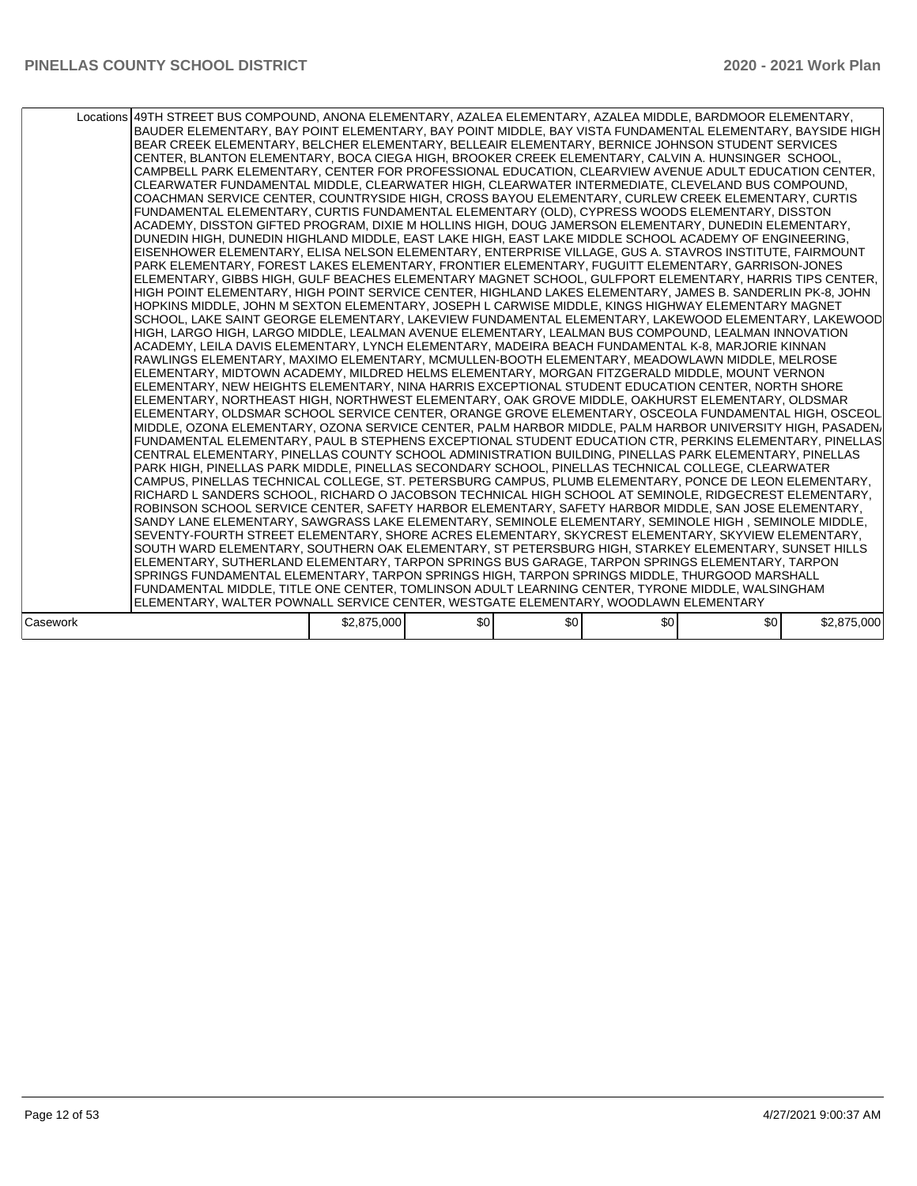| | | | | | | |
|---|---|---|---|---|---|---|
| Locations | 49TH STREET BUS COMPOUND, ANONA ELEMENTARY, AZALEA ELEMENTARY, AZALEA MIDDLE, BARDMOOR ELEMENTARY, BAUDER ELEMENTARY, BAY POINT ELEMENTARY, BAY POINT MIDDLE, BAY VISTA FUNDAMENTAL ELEMENTARY, BAYSIDE HIGH, BEAR CREEK ELEMENTARY, BELCHER ELEMENTARY, BELLEAIR ELEMENTARY, BERNICE JOHNSON STUDENT SERVICES CENTER, BLANTON ELEMENTARY, BOCA CIEGA HIGH, BROOKER CREEK ELEMENTARY, CALVIN A. HUNSINGER SCHOOL, CAMPBELL PARK ELEMENTARY, CENTER FOR PROFESSIONAL EDUCATION, CLEARVIEW AVENUE ADULT EDUCATION CENTER, CLEARWATER FUNDAMENTAL MIDDLE, CLEARWATER HIGH, CLEARWATER INTERMEDIATE, CLEVELAND BUS COMPOUND, COACHMAN SERVICE CENTER, COUNTRYSIDE HIGH, CROSS BAYOU ELEMENTARY, CURLEW CREEK ELEMENTARY, CURTIS FUNDAMENTAL ELEMENTARY, CURTIS FUNDAMENTAL ELEMENTARY (OLD), CYPRESS WOODS ELEMENTARY, DISSTON ACADEMY, DISSTON GIFTED PROGRAM, DIXIE M HOLLINS HIGH, DOUG JAMERSON ELEMENTARY, DUNEDIN ELEMENTARY, DUNEDIN HIGH, DUNEDIN HIGHLAND MIDDLE, EAST LAKE HIGH, EAST LAKE MIDDLE SCHOOL ACADEMY OF ENGINEERING, EISENHOWER ELEMENTARY, ELISA NELSON ELEMENTARY, ENTERPRISE VILLAGE, GUS A. STAVROS INSTITUTE, FAIRMOUNT PARK ELEMENTARY, FOREST LAKES ELEMENTARY, FRONTIER ELEMENTARY, FUGUITT ELEMENTARY, GARRISON-JONES ELEMENTARY, GIBBS HIGH, GULF BEACHES ELEMENTARY MAGNET SCHOOL, GULFPORT ELEMENTARY, HARRIS TIPS CENTER, HIGH POINT ELEMENTARY, HIGH POINT SERVICE CENTER, HIGHLAND LAKES ELEMENTARY, JAMES B. SANDERLIN PK-8, JOHN HOPKINS MIDDLE, JOHN M SEXTON ELEMENTARY, JOSEPH L CARWISE MIDDLE, KINGS HIGHWAY ELEMENTARY MAGNET SCHOOL, LAKE SAINT GEORGE ELEMENTARY, LAKEVIEW FUNDAMENTAL ELEMENTARY, LAKEWOOD ELEMENTARY, LAKEWOOD HIGH, LARGO HIGH, LARGO MIDDLE, LEALMAN AVENUE ELEMENTARY, LEALMAN BUS COMPOUND, LEALMAN INNOVATION ACADEMY, LEILA DAVIS ELEMENTARY, LYNCH ELEMENTARY, MADEIRA BEACH FUNDAMENTAL K-8, MARJORIE KINNAN RAWLINGS ELEMENTARY, MAXIMO ELEMENTARY, MCMULLEN-BOOTH ELEMENTARY, MEADOWLAWN MIDDLE, MELROSE ELEMENTARY, MIDTOWN ACADEMY, MILDRED HELMS ELEMENTARY, MORGAN FITZGERALD MIDDLE, MOUNT VERNON ELEMENTARY, NEW HEIGHTS ELEMENTARY, NINA HARRIS EXCEPTIONAL STUDENT EDUCATION CENTER, NORTH SHORE ELEMENTARY, NORTHEAST HIGH, NORTHWEST ELEMENTARY, OAK GROVE MIDDLE, OAKHURST ELEMENTARY, OLDSMAR ELEMENTARY, OLDSMAR SCHOOL SERVICE CENTER, ORANGE GROVE ELEMENTARY, OSCEOLA FUNDAMENTAL HIGH, OSCEOLA MIDDLE, OZONA ELEMENTARY, OZONA SERVICE CENTER, PALM HARBOR MIDDLE, PALM HARBOR UNIVERSITY HIGH, PASADENA FUNDAMENTAL ELEMENTARY, PAUL B STEPHENS EXCEPTIONAL STUDENT EDUCATION CTR, PERKINS ELEMENTARY, PINELLAS CENTRAL ELEMENTARY, PINELLAS COUNTY SCHOOL ADMINISTRATION BUILDING, PINELLAS PARK ELEMENTARY, PINELLAS PARK HIGH, PINELLAS PARK MIDDLE, PINELLAS SECONDARY SCHOOL, PINELLAS TECHNICAL COLLEGE, CLEARWATER CAMPUS, PINELLAS TECHNICAL COLLEGE, ST. PETERSBURG CAMPUS, PLUMB ELEMENTARY, PONCE DE LEON ELEMENTARY, RICHARD L SANDERS SCHOOL, RICHARD O JACOBSON TECHNICAL HIGH SCHOOL AT SEMINOLE, RIDGECREST ELEMENTARY, ROBINSON SCHOOL SERVICE CENTER, SAFETY HARBOR ELEMENTARY, SAFETY HARBOR MIDDLE, SAN JOSE ELEMENTARY, SANDY LANE ELEMENTARY, SAWGRASS LAKE ELEMENTARY, SEMINOLE ELEMENTARY, SEMINOLE HIGH , SEMINOLE MIDDLE, SEVENTY-FOURTH STREET ELEMENTARY, SHORE ACRES ELEMENTARY, SKYCREST ELEMENTARY, SKYVIEW ELEMENTARY, SOUTH WARD ELEMENTARY, SOUTHERN OAK ELEMENTARY, ST PETERSBURG HIGH, STARKEY ELEMENTARY, SUNSET HILLS ELEMENTARY, SUTHERLAND ELEMENTARY, TARPON SPRINGS BUS GARAGE, TARPON SPRINGS ELEMENTARY, TARPON SPRINGS FUNDAMENTAL ELEMENTARY, TARPON SPRINGS HIGH, TARPON SPRINGS MIDDLE, THURGOOD MARSHALL FUNDAMENTAL MIDDLE, TITLE ONE CENTER, TOMLINSON ADULT LEARNING CENTER, TYRONE MIDDLE, WALSINGHAM ELEMENTARY, WALTER POWNALL SERVICE CENTER, WESTGATE ELEMENTARY, WOODLAWN ELEMENTARY | | | | | |
| Casework | $2,875,000 | $0 | $0 | $0 | $0 | $2,875,000 |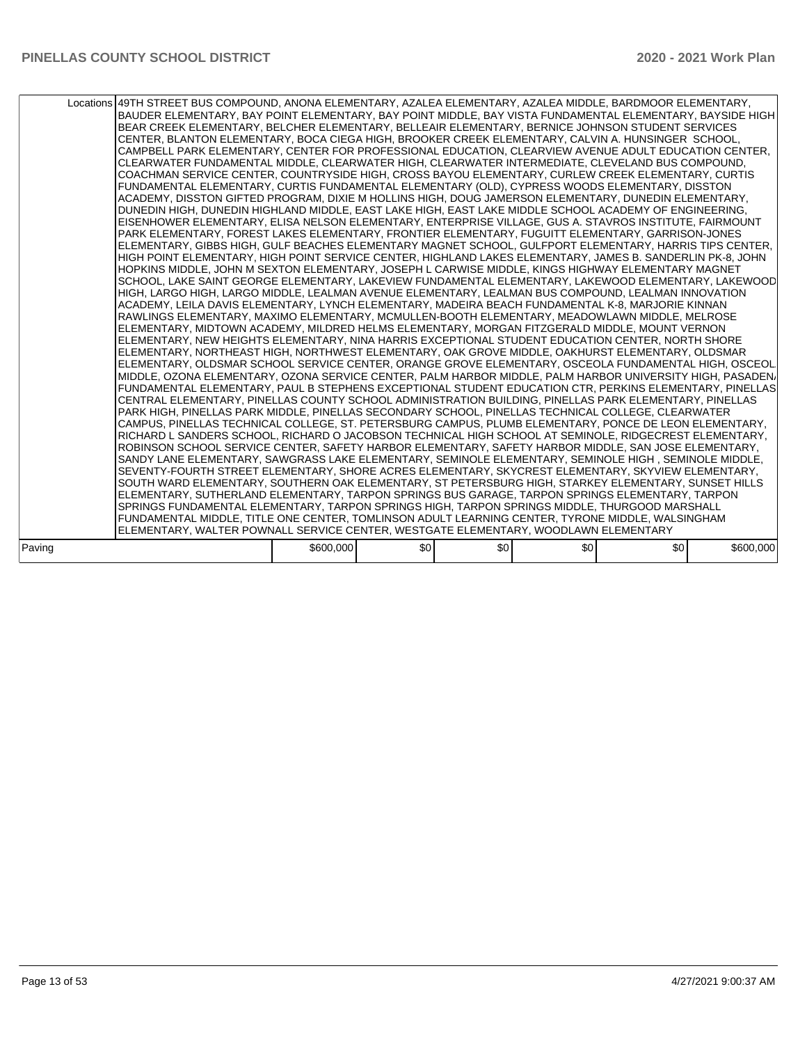| | Locations | 49TH STREET BUS COMPOUND, ANONA ELEMENTARY, AZALEA ELEMENTARY, AZALEA MIDDLE, BARDMOOR ELEMENTARY, BAUDER ELEMENTARY, BAY POINT ELEMENTARY, BAY POINT MIDDLE, BAY VISTA FUNDAMENTAL ELEMENTARY, BAYSIDE HIGH, BEAR CREEK ELEMENTARY, BELCHER ELEMENTARY, BELLEAIR ELEMENTARY, BERNICE JOHNSON STUDENT SERVICES CENTER, BLANTON ELEMENTARY, BOCA CIEGA HIGH, BROOKER CREEK ELEMENTARY, CALVIN A. HUNSINGER SCHOOL, CAMPBELL PARK ELEMENTARY, CENTER FOR PROFESSIONAL EDUCATION, CLEARVIEW AVENUE ADULT EDUCATION CENTER, CLEARWATER FUNDAMENTAL MIDDLE, CLEARWATER HIGH, CLEARWATER INTERMEDIATE, CLEVELAND BUS COMPOUND, COACHMAN SERVICE CENTER, COUNTRYSIDE HIGH, CROSS BAYOU ELEMENTARY, CURLEW CREEK ELEMENTARY, CURTIS FUNDAMENTAL ELEMENTARY, CURTIS FUNDAMENTAL ELEMENTARY (OLD), CYPRESS WOODS ELEMENTARY, DISSTON ACADEMY, DISSTON GIFTED PROGRAM, DIXIE M HOLLINS HIGH, DOUG JAMERSON ELEMENTARY, DUNEDIN ELEMENTARY, DUNEDIN HIGH, DUNEDIN HIGHLAND MIDDLE, EAST LAKE HIGH, EAST LAKE MIDDLE SCHOOL ACADEMY OF ENGINEERING, EISENHOWER ELEMENTARY, ELISA NELSON ELEMENTARY, ENTERPRISE VILLAGE, GUS A. STAVROS INSTITUTE, FAIRMOUNT PARK ELEMENTARY, FOREST LAKES ELEMENTARY, FRONTIER ELEMENTARY, FUGUITT ELEMENTARY, GARRISON-JONES ELEMENTARY, GIBBS HIGH, GULF BEACHES ELEMENTARY MAGNET SCHOOL, GULFPORT ELEMENTARY, HARRIS TIPS CENTER, HIGH POINT ELEMENTARY, HIGH POINT SERVICE CENTER, HIGHLAND LAKES ELEMENTARY, JAMES B. SANDERLIN PK-8, JOHN HOPKINS MIDDLE, JOHN M SEXTON ELEMENTARY, JOSEPH L CARWISE MIDDLE, KINGS HIGHWAY ELEMENTARY MAGNET SCHOOL, LAKE SAINT GEORGE ELEMENTARY, LAKEVIEW FUNDAMENTAL ELEMENTARY, LAKEWOOD ELEMENTARY, LAKEWOOD HIGH, LARGO HIGH, LARGO MIDDLE, LEALMAN AVENUE ELEMENTARY, LEALMAN BUS COMPOUND, LEALMAN INNOVATION ACADEMY, LEILA DAVIS ELEMENTARY, LYNCH ELEMENTARY, MADEIRA BEACH FUNDAMENTAL K-8, MARJORIE KINNAN RAWLINGS ELEMENTARY, MAXIMO ELEMENTARY, MCMULLEN-BOOTH ELEMENTARY, MEADOWLAWN MIDDLE, MELROSE ELEMENTARY, MIDTOWN ACADEMY, MILDRED HELMS ELEMENTARY, MORGAN FITZGERALD MIDDLE, MOUNT VERNON ELEMENTARY, NEW HEIGHTS ELEMENTARY, NINA HARRIS EXCEPTIONAL STUDENT EDUCATION CENTER, NORTH SHORE ELEMENTARY, NORTHEAST HIGH, NORTHWEST ELEMENTARY, OAK GROVE MIDDLE, OAKHURST ELEMENTARY, OLDSMAR ELEMENTARY, OLDSMAR SCHOOL SERVICE CENTER, ORANGE GROVE ELEMENTARY, OSCEOLA FUNDAMENTAL HIGH, OSCEOLA MIDDLE, OZONA ELEMENTARY, OZONA SERVICE CENTER, PALM HARBOR MIDDLE, PALM HARBOR UNIVERSITY HIGH, PASADENA FUNDAMENTAL ELEMENTARY, PAUL B STEPHENS EXCEPTIONAL STUDENT EDUCATION CTR, PERKINS ELEMENTARY, PINELLAS CENTRAL ELEMENTARY, PINELLAS COUNTY SCHOOL ADMINISTRATION BUILDING, PINELLAS PARK ELEMENTARY, PINELLAS PARK HIGH, PINELLAS PARK MIDDLE, PINELLAS SECONDARY SCHOOL, PINELLAS TECHNICAL COLLEGE, CLEARWATER CAMPUS, PINELLAS TECHNICAL COLLEGE, ST. PETERSBURG CAMPUS, PLUMB ELEMENTARY, PONCE DE LEON ELEMENTARY, RICHARD L SANDERS SCHOOL, RICHARD O JACOBSON TECHNICAL HIGH SCHOOL AT SEMINOLE, RIDGECREST ELEMENTARY, ROBINSON SCHOOL SERVICE CENTER, SAFETY HARBOR ELEMENTARY, SAFETY HARBOR MIDDLE, SAN JOSE ELEMENTARY, SANDY LANE ELEMENTARY, SAWGRASS LAKE ELEMENTARY, SEMINOLE ELEMENTARY, SEMINOLE HIGH , SEMINOLE MIDDLE, SEVENTY-FOURTH STREET ELEMENTARY, SHORE ACRES ELEMENTARY, SKYCREST ELEMENTARY, SKYVIEW ELEMENTARY, SOUTH WARD ELEMENTARY, SOUTHERN OAK ELEMENTARY, ST PETERSBURG HIGH, STARKEY ELEMENTARY, SUNSET HILLS ELEMENTARY, SUTHERLAND ELEMENTARY, TARPON SPRINGS BUS GARAGE, TARPON SPRINGS ELEMENTARY, TARPON SPRINGS FUNDAMENTAL ELEMENTARY, TARPON SPRINGS HIGH, TARPON SPRINGS MIDDLE, THURGOOD MARSHALL FUNDAMENTAL MIDDLE, TITLE ONE CENTER, TOMLINSON ADULT LEARNING CENTER, TYRONE MIDDLE, WALSINGHAM ELEMENTARY, WALTER POWNALL SERVICE CENTER, WESTGATE ELEMENTARY, WOODLAWN ELEMENTARY | | | | | |
|---|---|---|---|---|---|---|---|
| Paving | | $600,000 | $0 | $0 | $0 | $0 | $600,000 |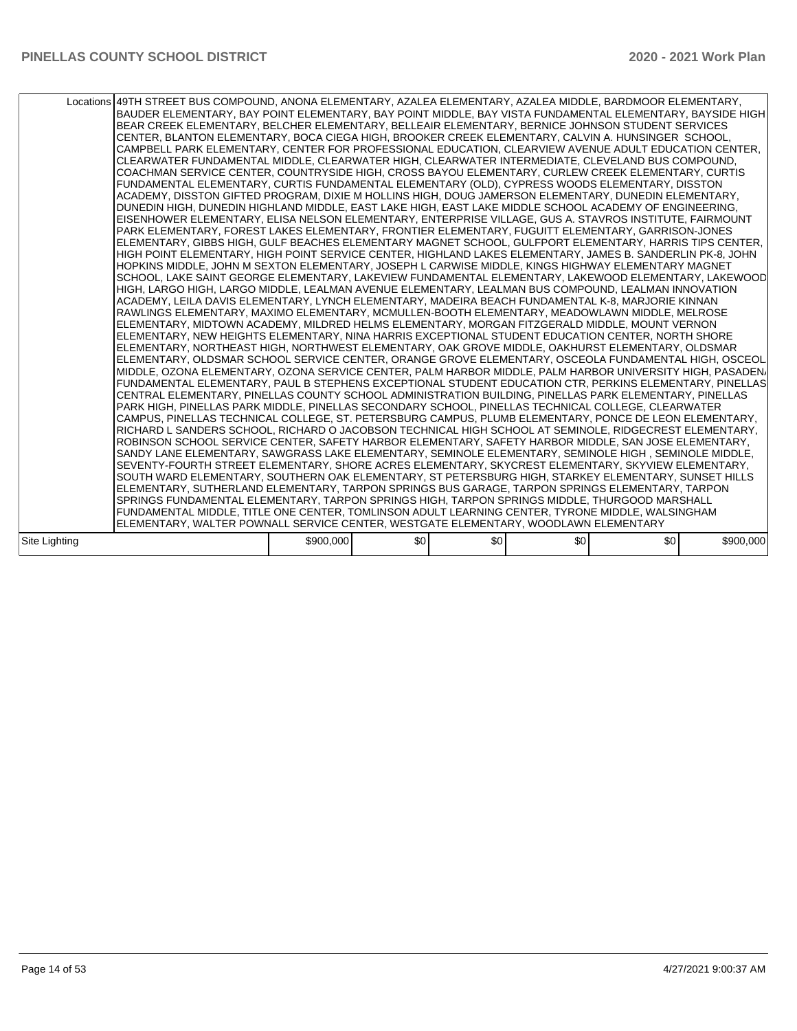| | | | | | | |
|---|---|---|---|---|---|---|
| Locations | 49TH STREET BUS COMPOUND, ANONA ELEMENTARY, AZALEA ELEMENTARY, AZALEA MIDDLE, BARDMOOR ELEMENTARY, BAUDER ELEMENTARY, BAY POINT ELEMENTARY, BAY POINT MIDDLE, BAY VISTA FUNDAMENTAL ELEMENTARY, BAYSIDE HIGH, BEAR CREEK ELEMENTARY, BELCHER ELEMENTARY, BELLEAIR ELEMENTARY, BERNICE JOHNSON STUDENT SERVICES CENTER, BLANTON ELEMENTARY, BOCA CIEGA HIGH, BROOKER CREEK ELEMENTARY, CALVIN A. HUNSINGER SCHOOL, CAMPBELL PARK ELEMENTARY, CENTER FOR PROFESSIONAL EDUCATION, CLEARVIEW AVENUE ADULT EDUCATION CENTER, CLEARWATER FUNDAMENTAL MIDDLE, CLEARWATER HIGH, CLEARWATER INTERMEDIATE, CLEVELAND BUS COMPOUND, COACHMAN SERVICE CENTER, COUNTRYSIDE HIGH, CROSS BAYOU ELEMENTARY, CURLEW CREEK ELEMENTARY, CURTIS FUNDAMENTAL ELEMENTARY, CURTIS FUNDAMENTAL ELEMENTARY (OLD), CYPRESS WOODS ELEMENTARY, DISSTON ACADEMY, DISSTON GIFTED PROGRAM, DIXIE M HOLLINS HIGH, DOUG JAMERSON ELEMENTARY, DUNEDIN ELEMENTARY, DUNEDIN HIGH, DUNEDIN HIGHLAND MIDDLE, EAST LAKE HIGH, EAST LAKE MIDDLE SCHOOL ACADEMY OF ENGINEERING, EISENHOWER ELEMENTARY, ELISA NELSON ELEMENTARY, ENTERPRISE VILLAGE, GUS A. STAVROS INSTITUTE, FAIRMOUNT PARK ELEMENTARY, FOREST LAKES ELEMENTARY, FRONTIER ELEMENTARY, FUGUITT ELEMENTARY, GARRISON-JONES ELEMENTARY, GIBBS HIGH, GULF BEACHES ELEMENTARY MAGNET SCHOOL, GULFPORT ELEMENTARY, HARRIS TIPS CENTER, HIGH POINT ELEMENTARY, HIGH POINT SERVICE CENTER, HIGHLAND LAKES ELEMENTARY, JAMES B. SANDERLIN PK-8, JOHN HOPKINS MIDDLE, JOHN M SEXTON ELEMENTARY, JOSEPH L CARWISE MIDDLE, KINGS HIGHWAY ELEMENTARY MAGNET SCHOOL, LAKE SAINT GEORGE ELEMENTARY, LAKEVIEW FUNDAMENTAL ELEMENTARY, LAKEWOOD ELEMENTARY, LAKEWOOD HIGH, LARGO HIGH, LARGO MIDDLE, LEALMAN AVENUE ELEMENTARY, LEALMAN BUS COMPOUND, LEALMAN INNOVATION ACADEMY, LEILA DAVIS ELEMENTARY, LYNCH ELEMENTARY, MADEIRA BEACH FUNDAMENTAL K-8, MARJORIE KINNAN RAWLINGS ELEMENTARY, MAXIMO ELEMENTARY, MCMULLEN-BOOTH ELEMENTARY, MEADOWLAWN MIDDLE, MELROSE ELEMENTARY, MIDTOWN ACADEMY, MILDRED HELMS ELEMENTARY, MORGAN FITZGERALD MIDDLE, MOUNT VERNON ELEMENTARY, NEW HEIGHTS ELEMENTARY, NINA HARRIS EXCEPTIONAL STUDENT EDUCATION CENTER, NORTH SHORE ELEMENTARY, NORTHEAST HIGH, NORTHWEST ELEMENTARY, OAK GROVE MIDDLE, OAKHURST ELEMENTARY, OLDSMAR ELEMENTARY, OLDSMAR SCHOOL SERVICE CENTER, ORANGE GROVE ELEMENTARY, OSCEOLA FUNDAMENTAL HIGH, OSCEOLA MIDDLE, OZONA ELEMENTARY, OZONA SERVICE CENTER, PALM HARBOR MIDDLE, PALM HARBOR UNIVERSITY HIGH, PASADENA FUNDAMENTAL ELEMENTARY, PAUL B STEPHENS EXCEPTIONAL STUDENT EDUCATION CTR, PERKINS ELEMENTARY, PINELLAS CENTRAL ELEMENTARY, PINELLAS COUNTY SCHOOL ADMINISTRATION BUILDING, PINELLAS PARK ELEMENTARY, PINELLAS PARK HIGH, PINELLAS PARK MIDDLE, PINELLAS SECONDARY SCHOOL, PINELLAS TECHNICAL COLLEGE, CLEARWATER CAMPUS, PINELLAS TECHNICAL COLLEGE, ST. PETERSBURG CAMPUS, PLUMB ELEMENTARY, PONCE DE LEON ELEMENTARY, RICHARD L SANDERS SCHOOL, RICHARD O JACOBSON TECHNICAL HIGH SCHOOL AT SEMINOLE, RIDGECREST ELEMENTARY, ROBINSON SCHOOL SERVICE CENTER, SAFETY HARBOR ELEMENTARY, SAFETY HARBOR MIDDLE, SAN JOSE ELEMENTARY, SANDY LANE ELEMENTARY, SAWGRASS LAKE ELEMENTARY, SEMINOLE ELEMENTARY, SEMINOLE HIGH , SEMINOLE MIDDLE, SEVENTY-FOURTH STREET ELEMENTARY, SHORE ACRES ELEMENTARY, SKYCREST ELEMENTARY, SKYVIEW ELEMENTARY, SOUTH WARD ELEMENTARY, SOUTHERN OAK ELEMENTARY, ST PETERSBURG HIGH, STARKEY ELEMENTARY, SUNSET HILLS ELEMENTARY, SUTHERLAND ELEMENTARY, TARPON SPRINGS BUS GARAGE, TARPON SPRINGS ELEMENTARY, TARPON SPRINGS FUNDAMENTAL ELEMENTARY, TARPON SPRINGS HIGH, TARPON SPRINGS MIDDLE, THURGOOD MARSHALL FUNDAMENTAL MIDDLE, TITLE ONE CENTER, TOMLINSON ADULT LEARNING CENTER, TYRONE MIDDLE, WALSINGHAM ELEMENTARY, WALTER POWNALL SERVICE CENTER, WESTGATE ELEMENTARY, WOODLAWN ELEMENTARY | | | | | | |
| Site Lighting | | $900,000 | $0 | $0 | $0 | $0 | $900,000 |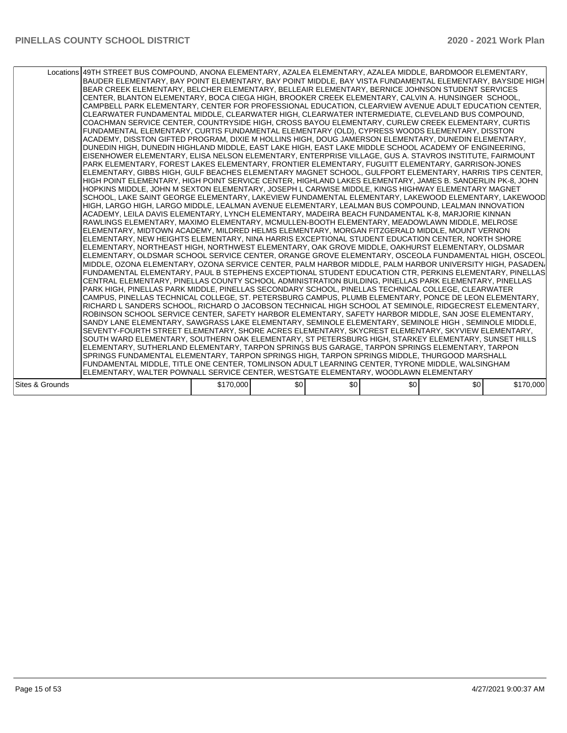| | | | | | | |
|---|---|---|---|---|---|---|
| Locations | 49TH STREET BUS COMPOUND, ANONA ELEMENTARY, AZALEA ELEMENTARY, AZALEA MIDDLE, BARDMOOR ELEMENTARY, BAUDER ELEMENTARY, BAY POINT ELEMENTARY, BAY POINT MIDDLE, BAY VISTA FUNDAMENTAL ELEMENTARY, BAYSIDE HIGH, BEAR CREEK ELEMENTARY, BELCHER ELEMENTARY, BELLEAIR ELEMENTARY, BERNICE JOHNSON STUDENT SERVICES CENTER, BLANTON ELEMENTARY, BOCA CIEGA HIGH, BROOKER CREEK ELEMENTARY, CALVIN A. HUNSINGER SCHOOL, CAMPBELL PARK ELEMENTARY, CENTER FOR PROFESSIONAL EDUCATION, CLEARVIEW AVENUE ADULT EDUCATION CENTER, CLEARWATER FUNDAMENTAL MIDDLE, CLEARWATER HIGH, CLEARWATER INTERMEDIATE, CLEVELAND BUS COMPOUND, COACHMAN SERVICE CENTER, COUNTRYSIDE HIGH, CROSS BAYOU ELEMENTARY, CURLEW CREEK ELEMENTARY, CURTIS FUNDAMENTAL ELEMENTARY, CURTIS FUNDAMENTAL ELEMENTARY (OLD), CYPRESS WOODS ELEMENTARY, DISSTON ACADEMY, DISSTON GIFTED PROGRAM, DIXIE M HOLLINS HIGH, DOUG JAMERSON ELEMENTARY, DUNEDIN ELEMENTARY, DUNEDIN HIGH, DUNEDIN HIGHLAND MIDDLE, EAST LAKE HIGH, EAST LAKE MIDDLE SCHOOL ACADEMY OF ENGINEERING, EISENHOWER ELEMENTARY, ELISA NELSON ELEMENTARY, ENTERPRISE VILLAGE, GUS A. STAVROS INSTITUTE, FAIRMOUNT PARK ELEMENTARY, FOREST LAKES ELEMENTARY, FRONTIER ELEMENTARY, FUGUITT ELEMENTARY, GARRISON-JONES ELEMENTARY, GIBBS HIGH, GULF BEACHES ELEMENTARY MAGNET SCHOOL, GULFPORT ELEMENTARY, HARRIS TIPS CENTER, HIGH POINT ELEMENTARY, HIGH POINT SERVICE CENTER, HIGHLAND LAKES ELEMENTARY, JAMES B. SANDERLIN PK-8, JOHN HOPKINS MIDDLE, JOHN M SEXTON ELEMENTARY, JOSEPH L CARWISE MIDDLE, KINGS HIGHWAY ELEMENTARY MAGNET SCHOOL, LAKE SAINT GEORGE ELEMENTARY, LAKEVIEW FUNDAMENTAL ELEMENTARY, LAKEWOOD ELEMENTARY, LAKEWOOD HIGH, LARGO HIGH, LARGO MIDDLE, LEALMAN AVENUE ELEMENTARY, LEALMAN BUS COMPOUND, LEALMAN INNOVATION ACADEMY, LEILA DAVIS ELEMENTARY, LYNCH ELEMENTARY, MADEIRA BEACH FUNDAMENTAL K-8, MARJORIE KINNAN RAWLINGS ELEMENTARY, MAXIMO ELEMENTARY, MCMULLEN-BOOTH ELEMENTARY, MEADOWLAWN MIDDLE, MELROSE ELEMENTARY, MIDTOWN ACADEMY, MILDRED HELMS ELEMENTARY, MORGAN FITZGERALD MIDDLE, MOUNT VERNON ELEMENTARY, NEW HEIGHTS ELEMENTARY, NINA HARRIS EXCEPTIONAL STUDENT EDUCATION CENTER, NORTH SHORE ELEMENTARY, NORTHEAST HIGH, NORTHWEST ELEMENTARY, OAK GROVE MIDDLE, OAKHURST ELEMENTARY, OLDSMAR ELEMENTARY, OLDSMAR SCHOOL SERVICE CENTER, ORANGE GROVE ELEMENTARY, OSCEOLA FUNDAMENTAL HIGH, OSCEOLA MIDDLE, OZONA ELEMENTARY, OZONA SERVICE CENTER, PALM HARBOR MIDDLE, PALM HARBOR UNIVERSITY HIGH, PASADENA FUNDAMENTAL ELEMENTARY, PAUL B STEPHENS EXCEPTIONAL STUDENT EDUCATION CTR, PERKINS ELEMENTARY, PINELLAS CENTRAL ELEMENTARY, PINELLAS COUNTY SCHOOL ADMINISTRATION BUILDING, PINELLAS PARK ELEMENTARY, PINELLAS PARK HIGH, PINELLAS PARK MIDDLE, PINELLAS SECONDARY SCHOOL, PINELLAS TECHNICAL COLLEGE, CLEARWATER CAMPUS, PINELLAS TECHNICAL COLLEGE, ST. PETERSBURG CAMPUS, PLUMB ELEMENTARY, PONCE DE LEON ELEMENTARY, RICHARD L SANDERS SCHOOL, RICHARD O JACOBSON TECHNICAL HIGH SCHOOL AT SEMINOLE, RIDGECREST ELEMENTARY, ROBINSON SCHOOL SERVICE CENTER, SAFETY HARBOR ELEMENTARY, SAFETY HARBOR MIDDLE, SAN JOSE ELEMENTARY, SANDY LANE ELEMENTARY, SAWGRASS LAKE ELEMENTARY, SEMINOLE ELEMENTARY, SEMINOLE HIGH , SEMINOLE MIDDLE, SEVENTY-FOURTH STREET ELEMENTARY, SHORE ACRES ELEMENTARY, SKYCREST ELEMENTARY, SKYVIEW ELEMENTARY, SOUTH WARD ELEMENTARY, SOUTHERN OAK ELEMENTARY, ST PETERSBURG HIGH, STARKEY ELEMENTARY, SUNSET HILLS ELEMENTARY, SUTHERLAND ELEMENTARY, TARPON SPRINGS BUS GARAGE, TARPON SPRINGS ELEMENTARY, TARPON SPRINGS FUNDAMENTAL ELEMENTARY, TARPON SPRINGS HIGH, TARPON SPRINGS MIDDLE, THURGOOD MARSHALL FUNDAMENTAL MIDDLE, TITLE ONE CENTER, TOMLINSON ADULT LEARNING CENTER, TYRONE MIDDLE, WALSINGHAM ELEMENTARY, WALTER POWNALL SERVICE CENTER, WESTGATE ELEMENTARY, WOODLAWN ELEMENTARY | | | | | | |
| Sites & Grounds | | $170,000 | $0 | $0 | $0 | $0 | $170,000 |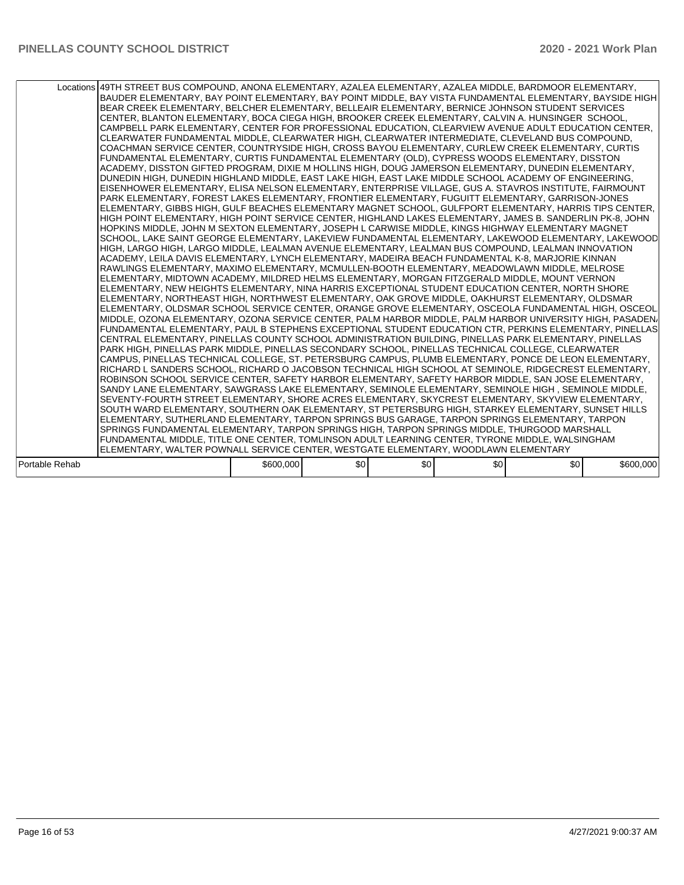| | | | | | | |
|---|---|---|---|---|---|---|
| Locations | 49TH STREET BUS COMPOUND, ANONA ELEMENTARY, AZALEA ELEMENTARY, AZALEA MIDDLE, BARDMOOR ELEMENTARY, BAUDER ELEMENTARY, BAY POINT ELEMENTARY, BAY POINT MIDDLE, BAY VISTA FUNDAMENTAL ELEMENTARY, BAYSIDE HIGH, BEAR CREEK ELEMENTARY, BELCHER ELEMENTARY, BELLEAIR ELEMENTARY, BERNICE JOHNSON STUDENT SERVICES CENTER, BLANTON ELEMENTARY, BOCA CIEGA HIGH, BROOKER CREEK ELEMENTARY, CALVIN A. HUNSINGER SCHOOL, CAMPBELL PARK ELEMENTARY, CENTER FOR PROFESSIONAL EDUCATION, CLEARVIEW AVENUE ADULT EDUCATION CENTER, CLEARWATER FUNDAMENTAL MIDDLE, CLEARWATER HIGH, CLEARWATER INTERMEDIATE, CLEVELAND BUS COMPOUND, COACHMAN SERVICE CENTER, COUNTRYSIDE HIGH, CROSS BAYOU ELEMENTARY, CURLEW CREEK ELEMENTARY, CURTIS FUNDAMENTAL ELEMENTARY, CURTIS FUNDAMENTAL ELEMENTARY (OLD), CYPRESS WOODS ELEMENTARY, DISSTON ACADEMY, DISSTON GIFTED PROGRAM, DIXIE M HOLLINS HIGH, DOUG JAMERSON ELEMENTARY, DUNEDIN ELEMENTARY, DUNEDIN HIGH, DUNEDIN HIGHLAND MIDDLE, EAST LAKE HIGH, EAST LAKE MIDDLE SCHOOL ACADEMY OF ENGINEERING, EISENHOWER ELEMENTARY, ELISA NELSON ELEMENTARY, ENTERPRISE VILLAGE, GUS A. STAVROS INSTITUTE, FAIRMOUNT PARK ELEMENTARY, FOREST LAKES ELEMENTARY, FRONTIER ELEMENTARY, FUGUITT ELEMENTARY, GARRISON-JONES ELEMENTARY, GIBBS HIGH, GULF BEACHES ELEMENTARY MAGNET SCHOOL, GULFPORT ELEMENTARY, HARRIS TIPS CENTER, HIGH POINT ELEMENTARY, HIGH POINT SERVICE CENTER, HIGHLAND LAKES ELEMENTARY, JAMES B. SANDERLIN PK-8, JOHN HOPKINS MIDDLE, JOHN M SEXTON ELEMENTARY, JOSEPH L CARWISE MIDDLE, KINGS HIGHWAY ELEMENTARY MAGNET SCHOOL, LAKE SAINT GEORGE ELEMENTARY, LAKEVIEW FUNDAMENTAL ELEMENTARY, LAKEWOOD ELEMENTARY, LAKEWOOD HIGH, LARGO HIGH, LARGO MIDDLE, LEALMAN AVENUE ELEMENTARY, LEALMAN BUS COMPOUND, LEALMAN INNOVATION ACADEMY, LEILA DAVIS ELEMENTARY, LYNCH ELEMENTARY, MADEIRA BEACH FUNDAMENTAL K-8, MARJORIE KINNAN RAWLINGS ELEMENTARY, MAXIMO ELEMENTARY, MCMULLEN-BOOTH ELEMENTARY, MEADOWLAWN MIDDLE, MELROSE ELEMENTARY, MIDTOWN ACADEMY, MILDRED HELMS ELEMENTARY, MORGAN FITZGERALD MIDDLE, MOUNT VERNON ELEMENTARY, NEW HEIGHTS ELEMENTARY, NINA HARRIS EXCEPTIONAL STUDENT EDUCATION CENTER, NORTH SHORE ELEMENTARY, NORTHEAST HIGH, NORTHWEST ELEMENTARY, OAK GROVE MIDDLE, OAKHURST ELEMENTARY, OLDSMAR ELEMENTARY, OLDSMAR SCHOOL SERVICE CENTER, ORANGE GROVE ELEMENTARY, OSCEOLA FUNDAMENTAL HIGH, OSCEOLA MIDDLE, OZONA ELEMENTARY, OZONA SERVICE CENTER, PALM HARBOR MIDDLE, PALM HARBOR UNIVERSITY HIGH, PASADENA FUNDAMENTAL ELEMENTARY, PAUL B STEPHENS EXCEPTIONAL STUDENT EDUCATION CTR, PERKINS ELEMENTARY, PINELLAS CENTRAL ELEMENTARY, PINELLAS COUNTY SCHOOL ADMINISTRATION BUILDING, PINELLAS PARK ELEMENTARY, PINELLAS PARK HIGH, PINELLAS PARK MIDDLE, PINELLAS SECONDARY SCHOOL, PINELLAS TECHNICAL COLLEGE, CLEARWATER CAMPUS, PINELLAS TECHNICAL COLLEGE, ST. PETERSBURG CAMPUS, PLUMB ELEMENTARY, PONCE DE LEON ELEMENTARY, RICHARD L SANDERS SCHOOL, RICHARD O JACOBSON TECHNICAL HIGH SCHOOL AT SEMINOLE, RIDGECREST ELEMENTARY, ROBINSON SCHOOL SERVICE CENTER, SAFETY HARBOR ELEMENTARY, SAFETY HARBOR MIDDLE, SAN JOSE ELEMENTARY, SANDY LANE ELEMENTARY, SAWGRASS LAKE ELEMENTARY, SEMINOLE ELEMENTARY, SEMINOLE HIGH , SEMINOLE MIDDLE, SEVENTY-FOURTH STREET ELEMENTARY, SHORE ACRES ELEMENTARY, SKYCREST ELEMENTARY, SKYVIEW ELEMENTARY, SOUTH WARD ELEMENTARY, SOUTHERN OAK ELEMENTARY, ST PETERSBURG HIGH, STARKEY ELEMENTARY, SUNSET HILLS ELEMENTARY, SUTHERLAND ELEMENTARY, TARPON SPRINGS BUS GARAGE, TARPON SPRINGS ELEMENTARY, TARPON SPRINGS FUNDAMENTAL ELEMENTARY, TARPON SPRINGS HIGH, TARPON SPRINGS MIDDLE, THURGOOD MARSHALL FUNDAMENTAL MIDDLE, TITLE ONE CENTER, TOMLINSON ADULT LEARNING CENTER, TYRONE MIDDLE, WALSINGHAM ELEMENTARY, WALTER POWNALL SERVICE CENTER, WESTGATE ELEMENTARY, WOODLAWN ELEMENTARY | | | | | | |
| Portable Rehab | | $600,000 | $0 | $0 | $0 | $0 | $600,000 |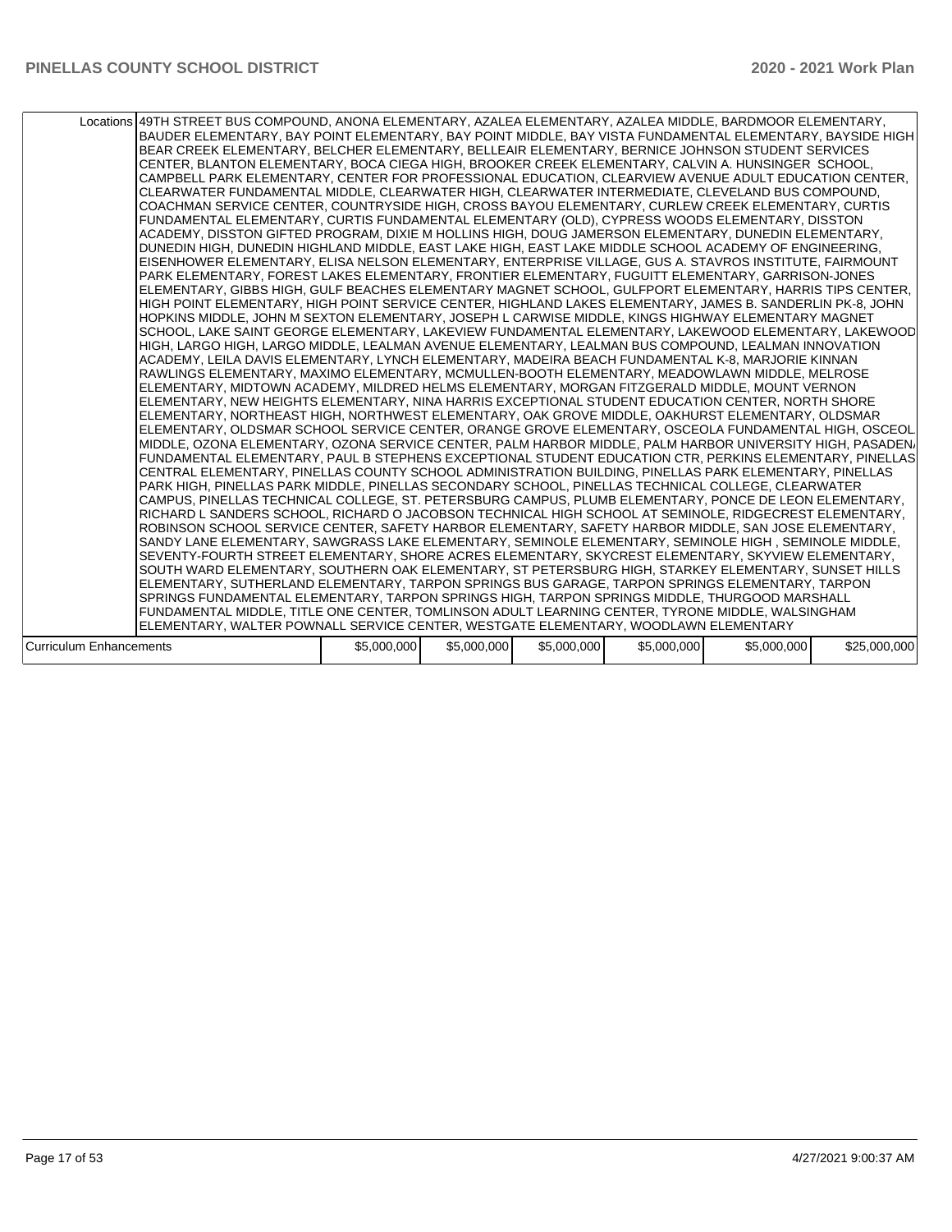| Locations | 49TH STREET BUS COMPOUND, ANONA ELEMENTARY, AZALEA ELEMENTARY, AZALEA MIDDLE, BARDMOOR ELEMENTARY, BAUDER ELEMENTARY, BAY POINT ELEMENTARY, BAY POINT MIDDLE, BAY VISTA FUNDAMENTAL ELEMENTARY, BAYSIDE HIGH, BEAR CREEK ELEMENTARY, BELCHER ELEMENTARY, BELLEAIR ELEMENTARY, BERNICE JOHNSON STUDENT SERVICES CENTER, BLANTON ELEMENTARY, BOCA CIEGA HIGH, BROOKER CREEK ELEMENTARY, CALVIN A. HUNSINGER SCHOOL, CAMPBELL PARK ELEMENTARY, CENTER FOR PROFESSIONAL EDUCATION, CLEARVIEW AVENUE ADULT EDUCATION CENTER, CLEARWATER FUNDAMENTAL MIDDLE, CLEARWATER HIGH, CLEARWATER INTERMEDIATE, CLEVELAND BUS COMPOUND, COACHMAN SERVICE CENTER, COUNTRYSIDE HIGH, CROSS BAYOU ELEMENTARY, CURLEW CREEK ELEMENTARY, CURTIS FUNDAMENTAL ELEMENTARY, CURTIS FUNDAMENTAL ELEMENTARY (OLD), CYPRESS WOODS ELEMENTARY, DISSTON ACADEMY, DISSTON GIFTED PROGRAM, DIXIE M HOLLINS HIGH, DOUG JAMERSON ELEMENTARY, DUNEDIN ELEMENTARY, DUNEDIN HIGH, DUNEDIN HIGHLAND MIDDLE, EAST LAKE HIGH, EAST LAKE MIDDLE SCHOOL ACADEMY OF ENGINEERING, EISENHOWER ELEMENTARY, ELISA NELSON ELEMENTARY, ENTERPRISE VILLAGE, GUS A. STAVROS INSTITUTE, FAIRMOUNT PARK ELEMENTARY, FOREST LAKES ELEMENTARY, FRONTIER ELEMENTARY, FUGUITT ELEMENTARY, GARRISON-JONES ELEMENTARY, GIBBS HIGH, GULF BEACHES ELEMENTARY MAGNET SCHOOL, GULFPORT ELEMENTARY, HARRIS TIPS CENTER, HIGH POINT ELEMENTARY, HIGH POINT SERVICE CENTER, HIGHLAND LAKES ELEMENTARY, JAMES B. SANDERLIN PK-8, JOHN HOPKINS MIDDLE, JOHN M SEXTON ELEMENTARY, JOSEPH L CARWISE MIDDLE, KINGS HIGHWAY ELEMENTARY MAGNET SCHOOL, LAKE SAINT GEORGE ELEMENTARY, LAKEVIEW FUNDAMENTAL ELEMENTARY, LAKEWOOD ELEMENTARY, LAKEWOOD HIGH, LARGO HIGH, LARGO MIDDLE, LEALMAN AVENUE ELEMENTARY, LEALMAN BUS COMPOUND, LEALMAN INNOVATION ACADEMY, LEILA DAVIS ELEMENTARY, LYNCH ELEMENTARY, MADEIRA BEACH FUNDAMENTAL K-8, MARJORIE KINNAN RAWLINGS ELEMENTARY, MAXIMO ELEMENTARY, MCMULLEN-BOOTH ELEMENTARY, MEADOWLAWN MIDDLE, MELROSE ELEMENTARY, MIDTOWN ACADEMY, MILDRED HELMS ELEMENTARY, MORGAN FITZGERALD MIDDLE, MOUNT VERNON ELEMENTARY, NEW HEIGHTS ELEMENTARY, NINA HARRIS EXCEPTIONAL STUDENT EDUCATION CENTER, NORTH SHORE ELEMENTARY, NORTHEAST HIGH, NORTHWEST ELEMENTARY, OAK GROVE MIDDLE, OAKHURST ELEMENTARY, OLDSMAR ELEMENTARY, OLDSMAR SCHOOL SERVICE CENTER, ORANGE GROVE ELEMENTARY, OSCEOLA FUNDAMENTAL HIGH, OSCEOLA MIDDLE, OZONA ELEMENTARY, OZONA SERVICE CENTER, PALM HARBOR MIDDLE, PALM HARBOR UNIVERSITY HIGH, PASADENA FUNDAMENTAL ELEMENTARY, PAUL B STEPHENS EXCEPTIONAL STUDENT EDUCATION CTR, PERKINS ELEMENTARY, PINELLAS CENTRAL ELEMENTARY, PINELLAS COUNTY SCHOOL ADMINISTRATION BUILDING, PINELLAS PARK ELEMENTARY, PINELLAS PARK HIGH, PINELLAS PARK MIDDLE, PINELLAS SECONDARY SCHOOL, PINELLAS TECHNICAL COLLEGE, CLEARWATER CAMPUS, PINELLAS TECHNICAL COLLEGE, ST. PETERSBURG CAMPUS, PLUMB ELEMENTARY, PONCE DE LEON ELEMENTARY, RICHARD L SANDERS SCHOOL, RICHARD O JACOBSON TECHNICAL HIGH SCHOOL AT SEMINOLE, RIDGECREST ELEMENTARY, ROBINSON SCHOOL SERVICE CENTER, SAFETY HARBOR ELEMENTARY, SAFETY HARBOR MIDDLE, SAN JOSE ELEMENTARY, SANDY LANE ELEMENTARY, SAWGRASS LAKE ELEMENTARY, SEMINOLE ELEMENTARY, SEMINOLE HIGH , SEMINOLE MIDDLE, SEVENTY-FOURTH STREET ELEMENTARY, SHORE ACRES ELEMENTARY, SKYCREST ELEMENTARY, SKYVIEW ELEMENTARY, SOUTH WARD ELEMENTARY, SOUTHERN OAK ELEMENTARY, ST PETERSBURG HIGH, STARKEY ELEMENTARY, SUNSET HILLS ELEMENTARY, SUTHERLAND ELEMENTARY, TARPON SPRINGS BUS GARAGE, TARPON SPRINGS ELEMENTARY, TARPON SPRINGS FUNDAMENTAL ELEMENTARY, TARPON SPRINGS HIGH, TARPON SPRINGS MIDDLE, THURGOOD MARSHALL FUNDAMENTAL MIDDLE, TITLE ONE CENTER, TOMLINSON ADULT LEARNING CENTER, TYRONE MIDDLE, WALSINGHAM ELEMENTARY, WALTER POWNALL SERVICE CENTER, WESTGATE ELEMENTARY, WOODLAWN ELEMENTARY | | | | | |
|---|---|---|---|---|---|---|
| Curriculum Enhancements | $5,000,000 | $5,000,000 | $5,000,000 | $5,000,000 | $5,000,000 | $25,000,000 |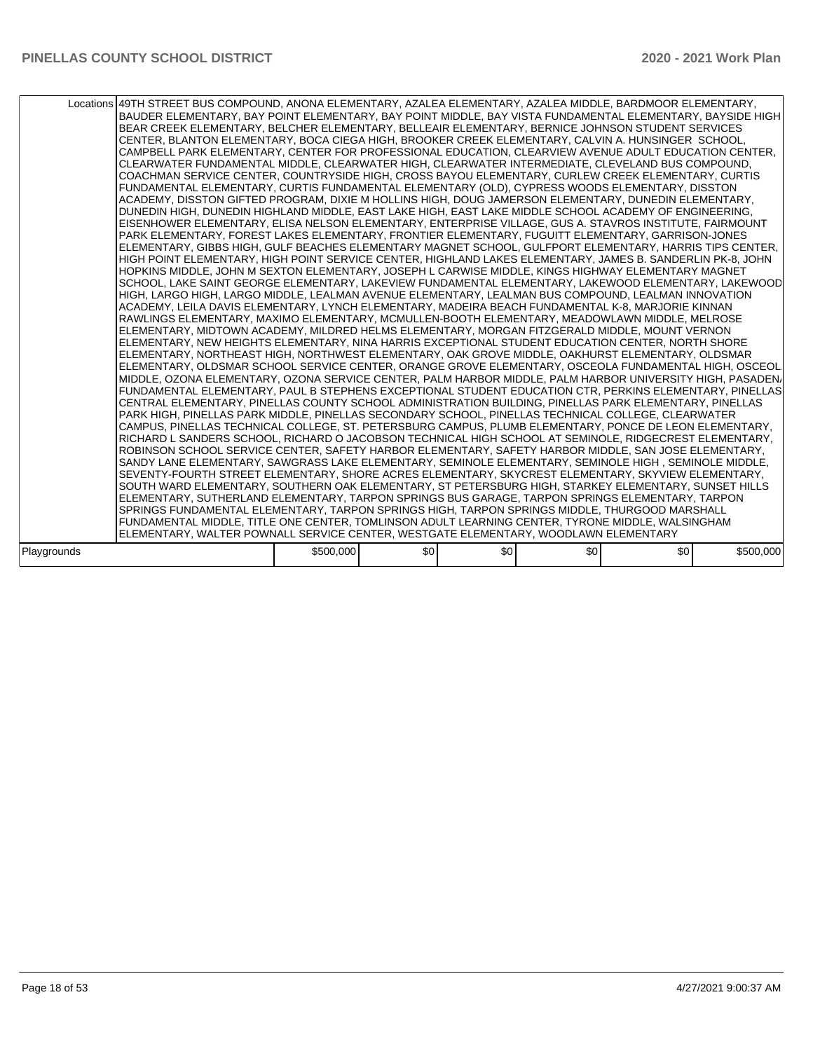| | | | | | | |
|---|---|---|---|---|---|---|
| Locations | 49TH STREET BUS COMPOUND, ANONA ELEMENTARY, AZALEA ELEMENTARY, AZALEA MIDDLE, BARDMOOR ELEMENTARY, BAUDER ELEMENTARY, BAY POINT ELEMENTARY, BAY POINT MIDDLE, BAY VISTA FUNDAMENTAL ELEMENTARY, BAYSIDE HIGH, BEAR CREEK ELEMENTARY, BELCHER ELEMENTARY, BELLEAIR ELEMENTARY, BERNICE JOHNSON STUDENT SERVICES CENTER, BLANTON ELEMENTARY, BOCA CIEGA HIGH, BROOKER CREEK ELEMENTARY, CALVIN A. HUNSINGER SCHOOL, CAMPBELL PARK ELEMENTARY, CENTER FOR PROFESSIONAL EDUCATION, CLEARVIEW AVENUE ADULT EDUCATION CENTER, CLEARWATER FUNDAMENTAL MIDDLE, CLEARWATER HIGH, CLEARWATER INTERMEDIATE, CLEVELAND BUS COMPOUND, COACHMAN SERVICE CENTER, COUNTRYSIDE HIGH, CROSS BAYOU ELEMENTARY, CURLEW CREEK ELEMENTARY, CURTIS FUNDAMENTAL ELEMENTARY, CURTIS FUNDAMENTAL ELEMENTARY (OLD), CYPRESS WOODS ELEMENTARY, DISSTON ACADEMY, DISSTON GIFTED PROGRAM, DIXIE M HOLLINS HIGH, DOUG JAMERSON ELEMENTARY, DUNEDIN ELEMENTARY, DUNEDIN HIGH, DUNEDIN HIGHLAND MIDDLE, EAST LAKE HIGH, EAST LAKE MIDDLE SCHOOL ACADEMY OF ENGINEERING, EISENHOWER ELEMENTARY, ELISA NELSON ELEMENTARY, ENTERPRISE VILLAGE, GUS A. STAVROS INSTITUTE, FAIRMOUNT PARK ELEMENTARY, FOREST LAKES ELEMENTARY, FRONTIER ELEMENTARY, FUGUITT ELEMENTARY, GARRISON-JONES ELEMENTARY, GIBBS HIGH, GULF BEACHES ELEMENTARY MAGNET SCHOOL, GULFPORT ELEMENTARY, HARRIS TIPS CENTER, HIGH POINT ELEMENTARY, HIGH POINT SERVICE CENTER, HIGHLAND LAKES ELEMENTARY, JAMES B. SANDERLIN PK-8, JOHN HOPKINS MIDDLE, JOHN M SEXTON ELEMENTARY, JOSEPH L CARWISE MIDDLE, KINGS HIGHWAY ELEMENTARY MAGNET SCHOOL, LAKE SAINT GEORGE ELEMENTARY, LAKEVIEW FUNDAMENTAL ELEMENTARY, LAKEWOOD ELEMENTARY, LAKEWOOD HIGH, LARGO HIGH, LARGO MIDDLE, LEALMAN AVENUE ELEMENTARY, LEALMAN BUS COMPOUND, LEALMAN INNOVATION ACADEMY, LEILA DAVIS ELEMENTARY, LYNCH ELEMENTARY, MADEIRA BEACH FUNDAMENTAL K-8, MARJORIE KINNAN RAWLINGS ELEMENTARY, MAXIMO ELEMENTARY, MCMULLEN-BOOTH ELEMENTARY, MEADOWLAWN MIDDLE, MELROSE ELEMENTARY, MIDTOWN ACADEMY, MILDRED HELMS ELEMENTARY, MORGAN FITZGERALD MIDDLE, MOUNT VERNON ELEMENTARY, NEW HEIGHTS ELEMENTARY, NINA HARRIS EXCEPTIONAL STUDENT EDUCATION CENTER, NORTH SHORE ELEMENTARY, NORTHEAST HIGH, NORTHWEST ELEMENTARY, OAK GROVE MIDDLE, OAKHURST ELEMENTARY, OLDSMAR ELEMENTARY, OLDSMAR SCHOOL SERVICE CENTER, ORANGE GROVE ELEMENTARY, OSCEOLA FUNDAMENTAL HIGH, OSCEOLA MIDDLE, OZONA ELEMENTARY, OZONA SERVICE CENTER, PALM HARBOR MIDDLE, PALM HARBOR UNIVERSITY HIGH, PASADENA FUNDAMENTAL ELEMENTARY, PAUL B STEPHENS EXCEPTIONAL STUDENT EDUCATION CTR, PERKINS ELEMENTARY, PINELLAS CENTRAL ELEMENTARY, PINELLAS COUNTY SCHOOL ADMINISTRATION BUILDING, PINELLAS PARK ELEMENTARY, PINELLAS PARK HIGH, PINELLAS PARK MIDDLE, PINELLAS SECONDARY SCHOOL, PINELLAS TECHNICAL COLLEGE, CLEARWATER CAMPUS, PINELLAS TECHNICAL COLLEGE, ST. PETERSBURG CAMPUS, PLUMB ELEMENTARY, PONCE DE LEON ELEMENTARY, RICHARD L SANDERS SCHOOL, RICHARD O JACOBSON TECHNICAL HIGH SCHOOL AT SEMINOLE, RIDGECREST ELEMENTARY, ROBINSON SCHOOL SERVICE CENTER, SAFETY HARBOR ELEMENTARY, SAFETY HARBOR MIDDLE, SAN JOSE ELEMENTARY, SANDY LANE ELEMENTARY, SAWGRASS LAKE ELEMENTARY, SEMINOLE ELEMENTARY, SEMINOLE HIGH , SEMINOLE MIDDLE, SEVENTY-FOURTH STREET ELEMENTARY, SHORE ACRES ELEMENTARY, SKYCREST ELEMENTARY, SKYVIEW ELEMENTARY, SOUTH WARD ELEMENTARY, SOUTHERN OAK ELEMENTARY, ST PETERSBURG HIGH, STARKEY ELEMENTARY, SUNSET HILLS ELEMENTARY, SUTHERLAND ELEMENTARY, TARPON SPRINGS BUS GARAGE, TARPON SPRINGS ELEMENTARY, TARPON SPRINGS FUNDAMENTAL ELEMENTARY, TARPON SPRINGS HIGH, TARPON SPRINGS MIDDLE, THURGOOD MARSHALL FUNDAMENTAL MIDDLE, TITLE ONE CENTER, TOMLINSON ADULT LEARNING CENTER, TYRONE MIDDLE, WALSINGHAM ELEMENTARY, WALTER POWNALL SERVICE CENTER, WESTGATE ELEMENTARY, WOODLAWN ELEMENTARY | | | | | |
| Playgrounds | $500,000 | $0 | $0 | $0 | $0 | $500,000 |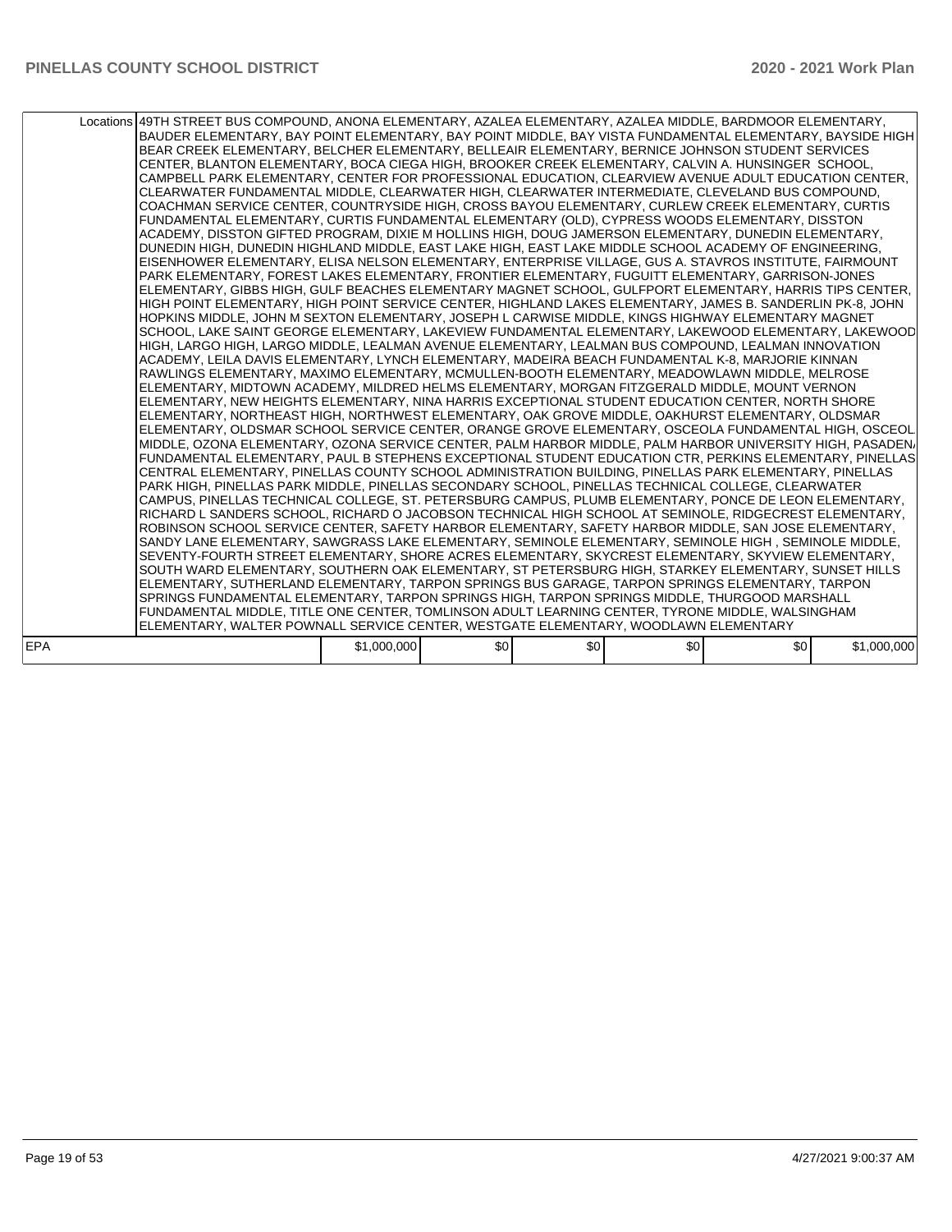| | Locations | 49TH STREET BUS COMPOUND, ANONA ELEMENTARY, AZALEA ELEMENTARY, AZALEA MIDDLE, BARDMOOR ELEMENTARY, BAUDER ELEMENTARY, BAY POINT ELEMENTARY, BAY POINT MIDDLE, BAY VISTA FUNDAMENTAL ELEMENTARY, BAYSIDE HIGH, BEAR CREEK ELEMENTARY, BELCHER ELEMENTARY, BELLEAIR ELEMENTARY, BERNICE JOHNSON STUDENT SERVICES CENTER, BLANTON ELEMENTARY, BOCA CIEGA HIGH, BROOKER CREEK ELEMENTARY, CALVIN A. HUNSINGER SCHOOL, CAMPBELL PARK ELEMENTARY, CENTER FOR PROFESSIONAL EDUCATION, CLEARVIEW AVENUE ADULT EDUCATION CENTER, CLEARWATER FUNDAMENTAL MIDDLE, CLEARWATER HIGH, CLEARWATER INTERMEDIATE, CLEVELAND BUS COMPOUND, COACHMAN SERVICE CENTER, COUNTRYSIDE HIGH, CROSS BAYOU ELEMENTARY, CURLEW CREEK ELEMENTARY, CURTIS FUNDAMENTAL ELEMENTARY, CURTIS FUNDAMENTAL ELEMENTARY (OLD), CYPRESS WOODS ELEMENTARY, DISSTON ACADEMY, DISSTON GIFTED PROGRAM, DIXIE M HOLLINS HIGH, DOUG JAMERSON ELEMENTARY, DUNEDIN ELEMENTARY, DUNEDIN HIGH, DUNEDIN HIGHLAND MIDDLE, EAST LAKE HIGH, EAST LAKE MIDDLE SCHOOL ACADEMY OF ENGINEERING, EISENHOWER ELEMENTARY, ELISA NELSON ELEMENTARY, ENTERPRISE VILLAGE, GUS A. STAVROS INSTITUTE, FAIRMOUNT PARK ELEMENTARY, FOREST LAKES ELEMENTARY, FRONTIER ELEMENTARY, FUGUITT ELEMENTARY, GARRISON-JONES ELEMENTARY, GIBBS HIGH, GULF BEACHES ELEMENTARY MAGNET SCHOOL, GULFPORT ELEMENTARY, HARRIS TIPS CENTER, HIGH POINT ELEMENTARY, HIGH POINT SERVICE CENTER, HIGHLAND LAKES ELEMENTARY, JAMES B. SANDERLIN PK-8, JOHN HOPKINS MIDDLE, JOHN M SEXTON ELEMENTARY, JOSEPH L CARWISE MIDDLE, KINGS HIGHWAY ELEMENTARY MAGNET SCHOOL, LAKE SAINT GEORGE ELEMENTARY, LAKEVIEW FUNDAMENTAL ELEMENTARY, LAKEWOOD ELEMENTARY, LAKEWOOD HIGH, LARGO HIGH, LARGO MIDDLE, LEALMAN AVENUE ELEMENTARY, LEALMAN BUS COMPOUND, LEALMAN INNOVATION ACADEMY, LEILA DAVIS ELEMENTARY, LYNCH ELEMENTARY, MADEIRA BEACH FUNDAMENTAL K-8, MARJORIE KINNAN RAWLINGS ELEMENTARY, MAXIMO ELEMENTARY, MCMULLEN-BOOTH ELEMENTARY, MEADOWLAWN MIDDLE, MELROSE ELEMENTARY, MIDTOWN ACADEMY, MILDRED HELMS ELEMENTARY, MORGAN FITZGERALD MIDDLE, MOUNT VERNON ELEMENTARY, NEW HEIGHTS ELEMENTARY, NINA HARRIS EXCEPTIONAL STUDENT EDUCATION CENTER, NORTH SHORE ELEMENTARY, NORTHEAST HIGH, NORTHWEST ELEMENTARY, OAK GROVE MIDDLE, OAKHURST ELEMENTARY, OLDSMAR ELEMENTARY, OLDSMAR SCHOOL SERVICE CENTER, ORANGE GROVE ELEMENTARY, OSCEOLA FUNDAMENTAL HIGH, OSCEOLA MIDDLE, OZONA ELEMENTARY, OZONA SERVICE CENTER, PALM HARBOR MIDDLE, PALM HARBOR UNIVERSITY HIGH, PASADENA FUNDAMENTAL ELEMENTARY, PAUL B STEPHENS EXCEPTIONAL STUDENT EDUCATION CTR, PERKINS ELEMENTARY, PINELLAS CENTRAL ELEMENTARY, PINELLAS COUNTY SCHOOL ADMINISTRATION BUILDING, PINELLAS PARK ELEMENTARY, PINELLAS PARK HIGH, PINELLAS PARK MIDDLE, PINELLAS SECONDARY SCHOOL, PINELLAS TECHNICAL COLLEGE, CLEARWATER CAMPUS, PINELLAS TECHNICAL COLLEGE, ST. PETERSBURG CAMPUS, PLUMB ELEMENTARY, PONCE DE LEON ELEMENTARY, RICHARD L SANDERS SCHOOL, RICHARD O JACOBSON TECHNICAL HIGH SCHOOL AT SEMINOLE, RIDGECREST ELEMENTARY, ROBINSON SCHOOL SERVICE CENTER, SAFETY HARBOR ELEMENTARY, SAFETY HARBOR MIDDLE, SAN JOSE ELEMENTARY, SANDY LANE ELEMENTARY, SAWGRASS LAKE ELEMENTARY, SEMINOLE ELEMENTARY, SEMINOLE HIGH , SEMINOLE MIDDLE, SEVENTY-FOURTH STREET ELEMENTARY, SHORE ACRES ELEMENTARY, SKYCREST ELEMENTARY, SKYVIEW ELEMENTARY, SOUTH WARD ELEMENTARY, SOUTHERN OAK ELEMENTARY, ST PETERSBURG HIGH, STARKEY ELEMENTARY, SUNSET HILLS ELEMENTARY, SUTHERLAND ELEMENTARY, TARPON SPRINGS BUS GARAGE, TARPON SPRINGS ELEMENTARY, TARPON SPRINGS FUNDAMENTAL ELEMENTARY, TARPON SPRINGS HIGH, TARPON SPRINGS MIDDLE, THURGOOD MARSHALL FUNDAMENTAL MIDDLE, TITLE ONE CENTER, TOMLINSON ADULT LEARNING CENTER, TYRONE MIDDLE, WALSINGHAM ELEMENTARY, WALTER POWNALL SERVICE CENTER, WESTGATE ELEMENTARY, WOODLAWN ELEMENTARY | | | | | |
|---|---|---|---|---|---|---|---|
| EPA | | $1,000,000 | $0 | $0 | $0 | $0 | $1,000,000 |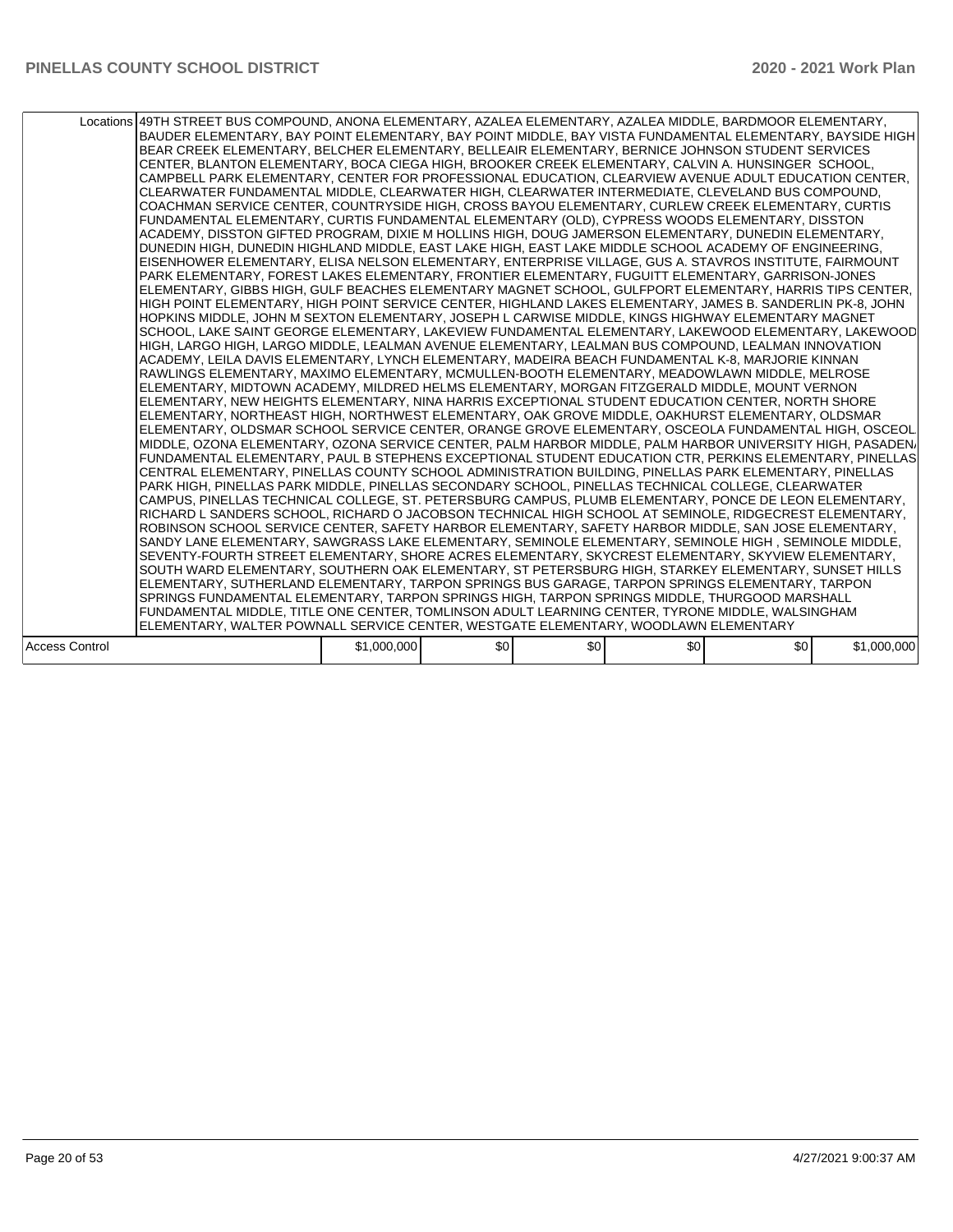| | | | | | | |
|---|---|---|---|---|---|---|
| Locations | 49TH STREET BUS COMPOUND, ANONA ELEMENTARY, AZALEA ELEMENTARY, AZALEA MIDDLE, BARDMOOR ELEMENTARY, BAUDER ELEMENTARY, BAY POINT ELEMENTARY, BAY POINT MIDDLE, BAY VISTA FUNDAMENTAL ELEMENTARY, BAYSIDE HIGH, BEAR CREEK ELEMENTARY, BELCHER ELEMENTARY, BELLEAIR ELEMENTARY, BERNICE JOHNSON STUDENT SERVICES CENTER, BLANTON ELEMENTARY, BOCA CIEGA HIGH, BROOKER CREEK ELEMENTARY, CALVIN A. HUNSINGER SCHOOL, CAMPBELL PARK ELEMENTARY, CENTER FOR PROFESSIONAL EDUCATION, CLEARVIEW AVENUE ADULT EDUCATION CENTER, CLEARWATER FUNDAMENTAL MIDDLE, CLEARWATER HIGH, CLEARWATER INTERMEDIATE, CLEVELAND BUS COMPOUND, COACHMAN SERVICE CENTER, COUNTRYSIDE HIGH, CROSS BAYOU ELEMENTARY, CURLEW CREEK ELEMENTARY, CURTIS FUNDAMENTAL ELEMENTARY, CURTIS FUNDAMENTAL ELEMENTARY (OLD), CYPRESS WOODS ELEMENTARY, DISSTON ACADEMY, DISSTON GIFTED PROGRAM, DIXIE M HOLLINS HIGH, DOUG JAMERSON ELEMENTARY, DUNEDIN ELEMENTARY, DUNEDIN HIGH, DUNEDIN HIGHLAND MIDDLE, EAST LAKE HIGH, EAST LAKE MIDDLE SCHOOL ACADEMY OF ENGINEERING, EISENHOWER ELEMENTARY, ELISA NELSON ELEMENTARY, ENTERPRISE VILLAGE, GUS A. STAVROS INSTITUTE, FAIRMOUNT PARK ELEMENTARY, FOREST LAKES ELEMENTARY, FRONTIER ELEMENTARY, FUGUITT ELEMENTARY, GARRISON-JONES ELEMENTARY, GIBBS HIGH, GULF BEACHES ELEMENTARY MAGNET SCHOOL, GULFPORT ELEMENTARY, HARRIS TIPS CENTER, HIGH POINT ELEMENTARY, HIGH POINT SERVICE CENTER, HIGHLAND LAKES ELEMENTARY, JAMES B. SANDERLIN PK-8, JOHN HOPKINS MIDDLE, JOHN M SEXTON ELEMENTARY, JOSEPH L CARWISE MIDDLE, KINGS HIGHWAY ELEMENTARY MAGNET SCHOOL, LAKE SAINT GEORGE ELEMENTARY, LAKEVIEW FUNDAMENTAL ELEMENTARY, LAKEWOOD ELEMENTARY, LAKEWOOD HIGH, LARGO HIGH, LARGO MIDDLE, LEALMAN AVENUE ELEMENTARY, LEALMAN BUS COMPOUND, LEALMAN INNOVATION ACADEMY, LEILA DAVIS ELEMENTARY, LYNCH ELEMENTARY, MADEIRA BEACH FUNDAMENTAL K-8, MARJORIE KINNAN RAWLINGS ELEMENTARY, MAXIMO ELEMENTARY, MCMULLEN-BOOTH ELEMENTARY, MEADOWLAWN MIDDLE, MELROSE ELEMENTARY, MIDTOWN ACADEMY, MILDRED HELMS ELEMENTARY, MORGAN FITZGERALD MIDDLE, MOUNT VERNON ELEMENTARY, NEW HEIGHTS ELEMENTARY, NINA HARRIS EXCEPTIONAL STUDENT EDUCATION CENTER, NORTH SHORE ELEMENTARY, NORTHEAST HIGH, NORTHWEST ELEMENTARY, OAK GROVE MIDDLE, OAKHURST ELEMENTARY, OLDSMAR ELEMENTARY, OLDSMAR SCHOOL SERVICE CENTER, ORANGE GROVE ELEMENTARY, OSCEOLA FUNDAMENTAL HIGH, OSCEOLA MIDDLE, OZONA ELEMENTARY, OZONA SERVICE CENTER, PALM HARBOR MIDDLE, PALM HARBOR UNIVERSITY HIGH, PASADENA FUNDAMENTAL ELEMENTARY, PAUL B STEPHENS EXCEPTIONAL STUDENT EDUCATION CTR, PERKINS ELEMENTARY, PINELLAS CENTRAL ELEMENTARY, PINELLAS COUNTY SCHOOL ADMINISTRATION BUILDING, PINELLAS PARK ELEMENTARY, PINELLAS PARK HIGH, PINELLAS PARK MIDDLE, PINELLAS SECONDARY SCHOOL, PINELLAS TECHNICAL COLLEGE, CLEARWATER CAMPUS, PINELLAS TECHNICAL COLLEGE, ST. PETERSBURG CAMPUS, PLUMB ELEMENTARY, PONCE DE LEON ELEMENTARY, RICHARD L SANDERS SCHOOL, RICHARD O JACOBSON TECHNICAL HIGH SCHOOL AT SEMINOLE, RIDGECREST ELEMENTARY, ROBINSON SCHOOL SERVICE CENTER, SAFETY HARBOR ELEMENTARY, SAFETY HARBOR MIDDLE, SAN JOSE ELEMENTARY, SANDY LANE ELEMENTARY, SAWGRASS LAKE ELEMENTARY, SEMINOLE ELEMENTARY, SEMINOLE HIGH , SEMINOLE MIDDLE, SEVENTY-FOURTH STREET ELEMENTARY, SHORE ACRES ELEMENTARY, SKYCREST ELEMENTARY, SKYVIEW ELEMENTARY, SOUTH WARD ELEMENTARY, SOUTHERN OAK ELEMENTARY, ST PETERSBURG HIGH, STARKEY ELEMENTARY, SUNSET HILLS ELEMENTARY, SUTHERLAND ELEMENTARY, TARPON SPRINGS BUS GARAGE, TARPON SPRINGS ELEMENTARY, TARPON SPRINGS FUNDAMENTAL ELEMENTARY, TARPON SPRINGS HIGH, TARPON SPRINGS MIDDLE, THURGOOD MARSHALL FUNDAMENTAL MIDDLE, TITLE ONE CENTER, TOMLINSON ADULT LEARNING CENTER, TYRONE MIDDLE, WALSINGHAM ELEMENTARY, WALTER POWNALL SERVICE CENTER, WESTGATE ELEMENTARY, WOODLAWN ELEMENTARY | | | | | | |
| Access Control | | $1,000,000 | $0 | $0 | $0 | $0 | $1,000,000 |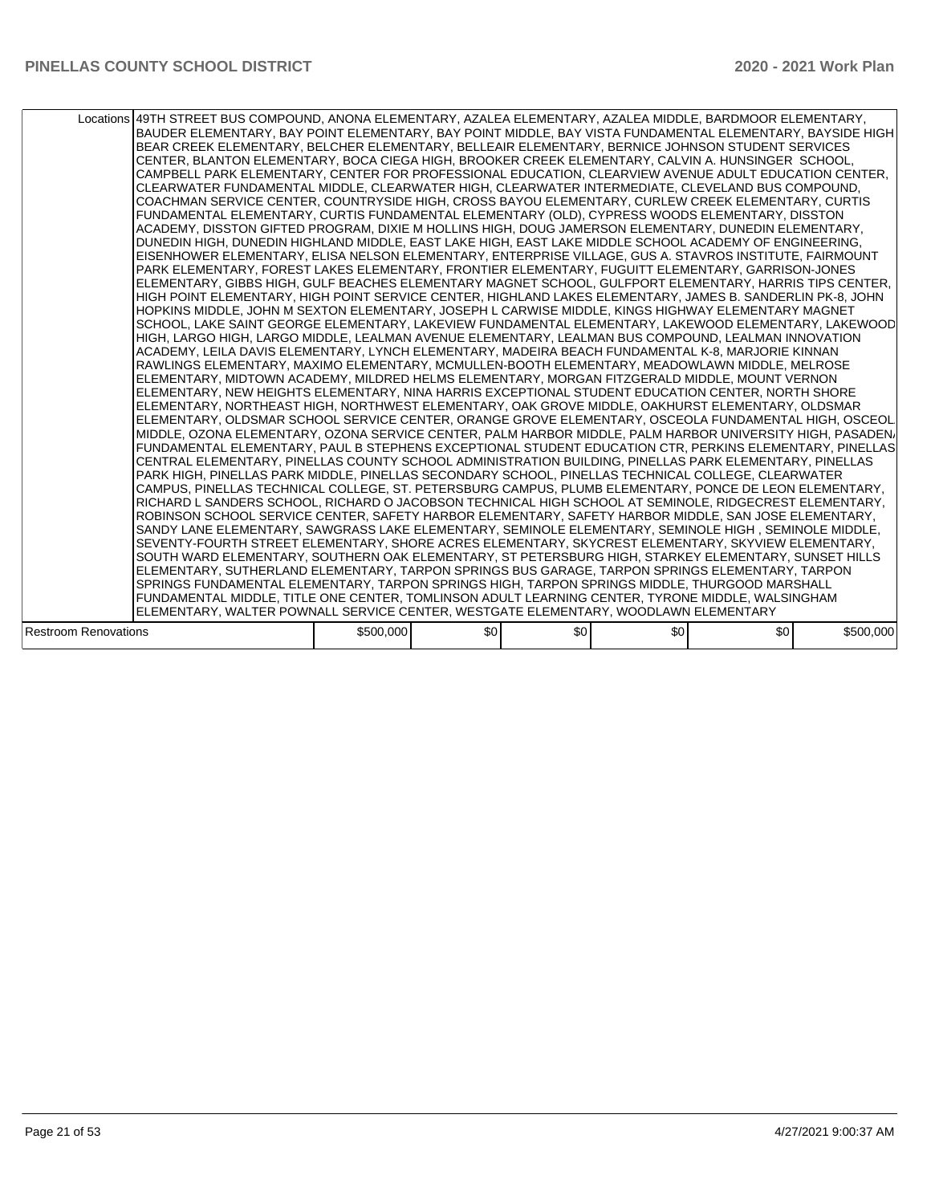| | | | | | | |
|---|---|---|---|---|---|---|
| Locations | 49TH STREET BUS COMPOUND, ANONA ELEMENTARY, AZALEA ELEMENTARY, AZALEA MIDDLE, BARDMOOR ELEMENTARY, BAUDER ELEMENTARY, BAY POINT ELEMENTARY, BAY POINT MIDDLE, BAY VISTA FUNDAMENTAL ELEMENTARY, BAYSIDE HIGH, BEAR CREEK ELEMENTARY, BELCHER ELEMENTARY, BELLEAIR ELEMENTARY, BERNICE JOHNSON STUDENT SERVICES CENTER, BLANTON ELEMENTARY, BOCA CIEGA HIGH, BROOKER CREEK ELEMENTARY, CALVIN A. HUNSINGER SCHOOL, CAMPBELL PARK ELEMENTARY, CENTER FOR PROFESSIONAL EDUCATION, CLEARVIEW AVENUE ADULT EDUCATION CENTER, CLEARWATER FUNDAMENTAL MIDDLE, CLEARWATER HIGH, CLEARWATER INTERMEDIATE, CLEVELAND BUS COMPOUND, COACHMAN SERVICE CENTER, COUNTRYSIDE HIGH, CROSS BAYOU ELEMENTARY, CURLEW CREEK ELEMENTARY, CURTIS FUNDAMENTAL ELEMENTARY, CURTIS FUNDAMENTAL ELEMENTARY (OLD), CYPRESS WOODS ELEMENTARY, DISSTON ACADEMY, DISSTON GIFTED PROGRAM, DIXIE M HOLLINS HIGH, DOUG JAMERSON ELEMENTARY, DUNEDIN ELEMENTARY, DUNEDIN HIGH, DUNEDIN HIGHLAND MIDDLE, EAST LAKE HIGH, EAST LAKE MIDDLE SCHOOL ACADEMY OF ENGINEERING, EISENHOWER ELEMENTARY, ELISA NELSON ELEMENTARY, ENTERPRISE VILLAGE, GUS A. STAVROS INSTITUTE, FAIRMOUNT PARK ELEMENTARY, FOREST LAKES ELEMENTARY, FRONTIER ELEMENTARY, FUGUITT ELEMENTARY, GARRISON-JONES ELEMENTARY, GIBBS HIGH, GULF BEACHES ELEMENTARY MAGNET SCHOOL, GULFPORT ELEMENTARY, HARRIS TIPS CENTER, HIGH POINT ELEMENTARY, HIGH POINT SERVICE CENTER, HIGHLAND LAKES ELEMENTARY, JAMES B. SANDERLIN PK-8, JOHN HOPKINS MIDDLE, JOHN M SEXTON ELEMENTARY, JOSEPH L CARWISE MIDDLE, KINGS HIGHWAY ELEMENTARY MAGNET SCHOOL, LAKE SAINT GEORGE ELEMENTARY, LAKEVIEW FUNDAMENTAL ELEMENTARY, LAKEWOOD ELEMENTARY, LAKEWOOD HIGH, LARGO HIGH, LARGO MIDDLE, LEALMAN AVENUE ELEMENTARY, LEALMAN BUS COMPOUND, LEALMAN INNOVATION ACADEMY, LEILA DAVIS ELEMENTARY, LYNCH ELEMENTARY, MADEIRA BEACH FUNDAMENTAL K-8, MARJORIE KINNAN RAWLINGS ELEMENTARY, MAXIMO ELEMENTARY, MCMULLEN-BOOTH ELEMENTARY, MEADOWLAWN MIDDLE, MELROSE ELEMENTARY, MIDTOWN ACADEMY, MILDRED HELMS ELEMENTARY, MORGAN FITZGERALD MIDDLE, MOUNT VERNON ELEMENTARY, NEW HEIGHTS ELEMENTARY, NINA HARRIS EXCEPTIONAL STUDENT EDUCATION CENTER, NORTH SHORE ELEMENTARY, NORTHEAST HIGH, NORTHWEST ELEMENTARY, OAK GROVE MIDDLE, OAKHURST ELEMENTARY, OLDSMAR ELEMENTARY, OLDSMAR SCHOOL SERVICE CENTER, ORANGE GROVE ELEMENTARY, OSCEOLA FUNDAMENTAL HIGH, OSCEOLA MIDDLE, OZONA ELEMENTARY, OZONA SERVICE CENTER, PALM HARBOR MIDDLE, PALM HARBOR UNIVERSITY HIGH, PASADENA FUNDAMENTAL ELEMENTARY, PAUL B STEPHENS EXCEPTIONAL STUDENT EDUCATION CTR, PERKINS ELEMENTARY, PINELLAS CENTRAL ELEMENTARY, PINELLAS COUNTY SCHOOL ADMINISTRATION BUILDING, PINELLAS PARK ELEMENTARY, PINELLAS PARK HIGH, PINELLAS PARK MIDDLE, PINELLAS SECONDARY SCHOOL, PINELLAS TECHNICAL COLLEGE, CLEARWATER CAMPUS, PINELLAS TECHNICAL COLLEGE, ST. PETERSBURG CAMPUS, PLUMB ELEMENTARY, PONCE DE LEON ELEMENTARY, RICHARD L SANDERS SCHOOL, RICHARD O JACOBSON TECHNICAL HIGH SCHOOL AT SEMINOLE, RIDGECREST ELEMENTARY, ROBINSON SCHOOL SERVICE CENTER, SAFETY HARBOR ELEMENTARY, SAFETY HARBOR MIDDLE, SAN JOSE ELEMENTARY, SANDY LANE ELEMENTARY, SAWGRASS LAKE ELEMENTARY, SEMINOLE ELEMENTARY, SEMINOLE HIGH , SEMINOLE MIDDLE, SEVENTY-FOURTH STREET ELEMENTARY, SHORE ACRES ELEMENTARY, SKYCREST ELEMENTARY, SKYVIEW ELEMENTARY, SOUTH WARD ELEMENTARY, SOUTHERN OAK ELEMENTARY, ST PETERSBURG HIGH, STARKEY ELEMENTARY, SUNSET HILLS ELEMENTARY, SUTHERLAND ELEMENTARY, TARPON SPRINGS BUS GARAGE, TARPON SPRINGS ELEMENTARY, TARPON SPRINGS FUNDAMENTAL ELEMENTARY, TARPON SPRINGS HIGH, TARPON SPRINGS MIDDLE, THURGOOD MARSHALL FUNDAMENTAL MIDDLE, TITLE ONE CENTER, TOMLINSON ADULT LEARNING CENTER, TYRONE MIDDLE, WALSINGHAM ELEMENTARY, WALTER POWNALL SERVICE CENTER, WESTGATE ELEMENTARY, WOODLAWN ELEMENTARY | | | | | |
| Restroom Renovations | | $500,000 | $0 | $0 | $0 | $0 | $500,000 |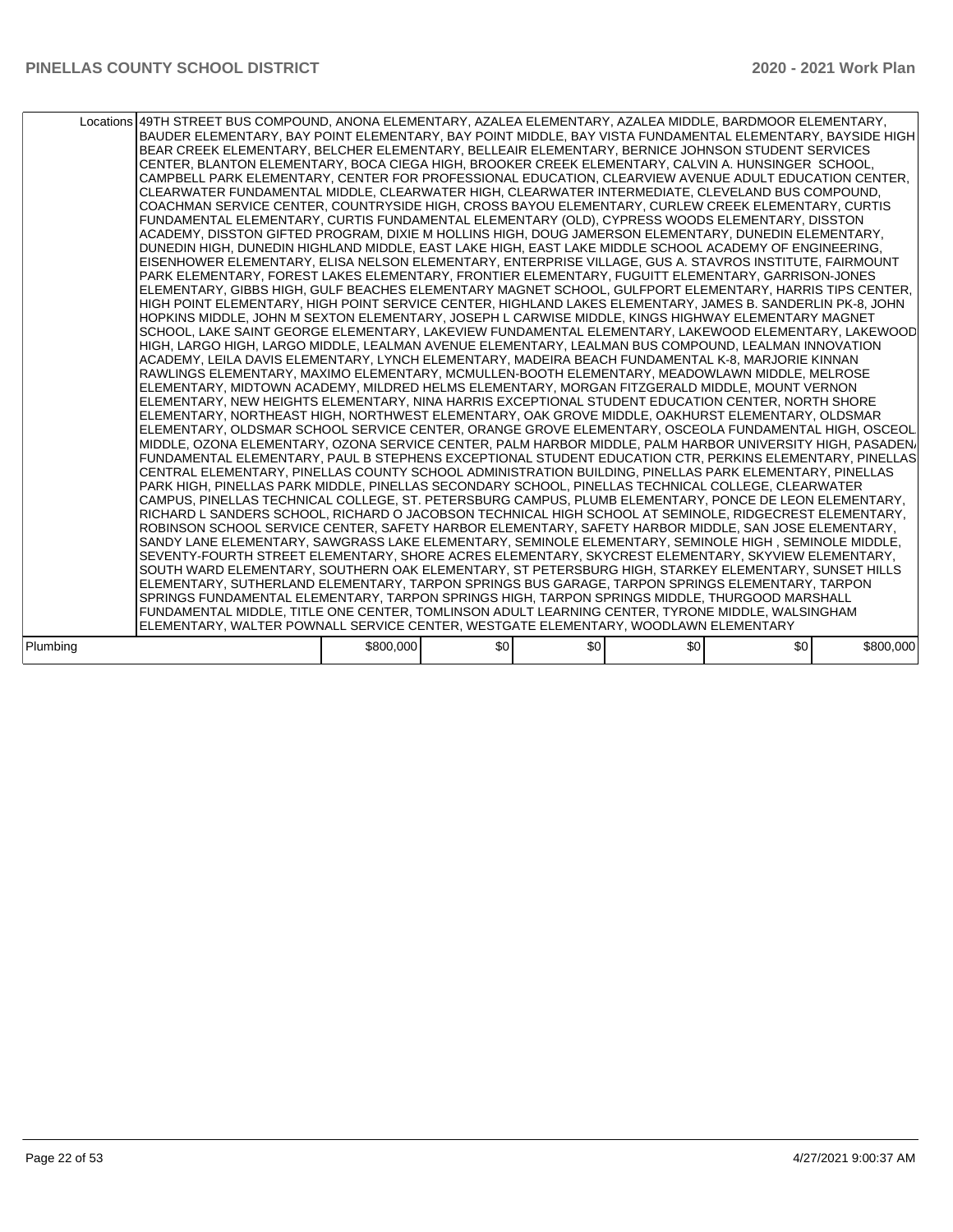| | | | | | | |
|---|---|---|---|---|---|---|
| Locations | 49TH STREET BUS COMPOUND, ANONA ELEMENTARY, AZALEA ELEMENTARY, AZALEA MIDDLE, BARDMOOR ELEMENTARY, BAUDER ELEMENTARY, BAY POINT ELEMENTARY, BAY POINT MIDDLE, BAY VISTA FUNDAMENTAL ELEMENTARY, BAYSIDE HIGH BEAR CREEK ELEMENTARY, BELCHER ELEMENTARY, BELLEAIR ELEMENTARY, BERNICE JOHNSON STUDENT SERVICES CENTER, BLANTON ELEMENTARY, BOCA CIEGA HIGH, BROOKER CREEK ELEMENTARY, CALVIN A. HUNSINGER SCHOOL, CAMPBELL PARK ELEMENTARY, CENTER FOR PROFESSIONAL EDUCATION, CLEARVIEW AVENUE ADULT EDUCATION CENTER, CLEARWATER FUNDAMENTAL MIDDLE, CLEARWATER HIGH, CLEARWATER INTERMEDIATE, CLEVELAND BUS COMPOUND, COACHMAN SERVICE CENTER, COUNTRYSIDE HIGH, CROSS BAYOU ELEMENTARY, CURLEW CREEK ELEMENTARY, CURTIS FUNDAMENTAL ELEMENTARY, CURTIS FUNDAMENTAL ELEMENTARY (OLD), CYPRESS WOODS ELEMENTARY, DISSTON ACADEMY, DISSTON GIFTED PROGRAM, DIXIE M HOLLINS HIGH, DOUG JAMERSON ELEMENTARY, DUNEDIN ELEMENTARY, DUNEDIN HIGH, DUNEDIN HIGHLAND MIDDLE, EAST LAKE HIGH, EAST LAKE MIDDLE SCHOOL ACADEMY OF ENGINEERING, EISENHOWER ELEMENTARY, ELISA NELSON ELEMENTARY, ENTERPRISE VILLAGE, GUS A. STAVROS INSTITUTE, FAIRMOUNT PARK ELEMENTARY, FOREST LAKES ELEMENTARY, FRONTIER ELEMENTARY, FUGUITT ELEMENTARY, GARRISON-JONES ELEMENTARY, GIBBS HIGH, GULF BEACHES ELEMENTARY MAGNET SCHOOL, GULFPORT ELEMENTARY, HARRIS TIPS CENTER, HIGH POINT ELEMENTARY, HIGH POINT SERVICE CENTER, HIGHLAND LAKES ELEMENTARY, JAMES B. SANDERLIN PK-8, JOHN HOPKINS MIDDLE, JOHN M SEXTON ELEMENTARY, JOSEPH L CARWISE MIDDLE, KINGS HIGHWAY ELEMENTARY MAGNET SCHOOL, LAKE SAINT GEORGE ELEMENTARY, LAKEVIEW FUNDAMENTAL ELEMENTARY, LAKEWOOD ELEMENTARY, LAKEWOOD HIGH, LARGO HIGH, LARGO MIDDLE, LEALMAN AVENUE ELEMENTARY, LEALMAN BUS COMPOUND, LEALMAN INNOVATION ACADEMY, LEILA DAVIS ELEMENTARY, LYNCH ELEMENTARY, MADEIRA BEACH FUNDAMENTAL K-8, MARJORIE KINNAN RAWLINGS ELEMENTARY, MAXIMO ELEMENTARY, MCMULLEN-BOOTH ELEMENTARY, MEADOWLAWN MIDDLE, MELROSE ELEMENTARY, MIDTOWN ACADEMY, MILDRED HELMS ELEMENTARY, MORGAN FITZGERALD MIDDLE, MOUNT VERNON ELEMENTARY, NEW HEIGHTS ELEMENTARY, NINA HARRIS EXCEPTIONAL STUDENT EDUCATION CENTER, NORTH SHORE ELEMENTARY, NORTHEAST HIGH, NORTHWEST ELEMENTARY, OAK GROVE MIDDLE, OAKHURST ELEMENTARY, OLDSMAR ELEMENTARY, OLDSMAR SCHOOL SERVICE CENTER, ORANGE GROVE ELEMENTARY, OSCEOLA FUNDAMENTAL HIGH, OSCEOLA MIDDLE, OZONA ELEMENTARY, OZONA SERVICE CENTER, PALM HARBOR MIDDLE, PALM HARBOR UNIVERSITY HIGH, PASADENA FUNDAMENTAL ELEMENTARY, PAUL B STEPHENS EXCEPTIONAL STUDENT EDUCATION CTR, PERKINS ELEMENTARY, PINELLAS CENTRAL ELEMENTARY, PINELLAS COUNTY SCHOOL ADMINISTRATION BUILDING, PINELLAS PARK ELEMENTARY, PINELLAS PARK HIGH, PINELLAS PARK MIDDLE, PINELLAS SECONDARY SCHOOL, PINELLAS TECHNICAL COLLEGE, CLEARWATER CAMPUS, PINELLAS TECHNICAL COLLEGE, ST. PETERSBURG CAMPUS, PLUMB ELEMENTARY, PONCE DE LEON ELEMENTARY, RICHARD L SANDERS SCHOOL, RICHARD O JACOBSON TECHNICAL HIGH SCHOOL AT SEMINOLE, RIDGECREST ELEMENTARY, ROBINSON SCHOOL SERVICE CENTER, SAFETY HARBOR ELEMENTARY, SAFETY HARBOR MIDDLE, SAN JOSE ELEMENTARY, SANDY LANE ELEMENTARY, SAWGRASS LAKE ELEMENTARY, SEMINOLE ELEMENTARY, SEMINOLE HIGH , SEMINOLE MIDDLE, SEVENTY-FOURTH STREET ELEMENTARY, SHORE ACRES ELEMENTARY, SKYCREST ELEMENTARY, SKYVIEW ELEMENTARY, SOUTH WARD ELEMENTARY, SOUTHERN OAK ELEMENTARY, ST PETERSBURG HIGH, STARKEY ELEMENTARY, SUNSET HILLS ELEMENTARY, SUTHERLAND ELEMENTARY, TARPON SPRINGS BUS GARAGE, TARPON SPRINGS ELEMENTARY, TARPON SPRINGS FUNDAMENTAL ELEMENTARY, TARPON SPRINGS HIGH, TARPON SPRINGS MIDDLE, THURGOOD MARSHALL FUNDAMENTAL MIDDLE, TITLE ONE CENTER, TOMLINSON ADULT LEARNING CENTER, TYRONE MIDDLE, WALSINGHAM ELEMENTARY, WALTER POWNALL SERVICE CENTER, WESTGATE ELEMENTARY, WOODLAWN ELEMENTARY | | | | | |
| Plumbing | $800,000 | $0 | $0 | $0 | $0 | $800,000 |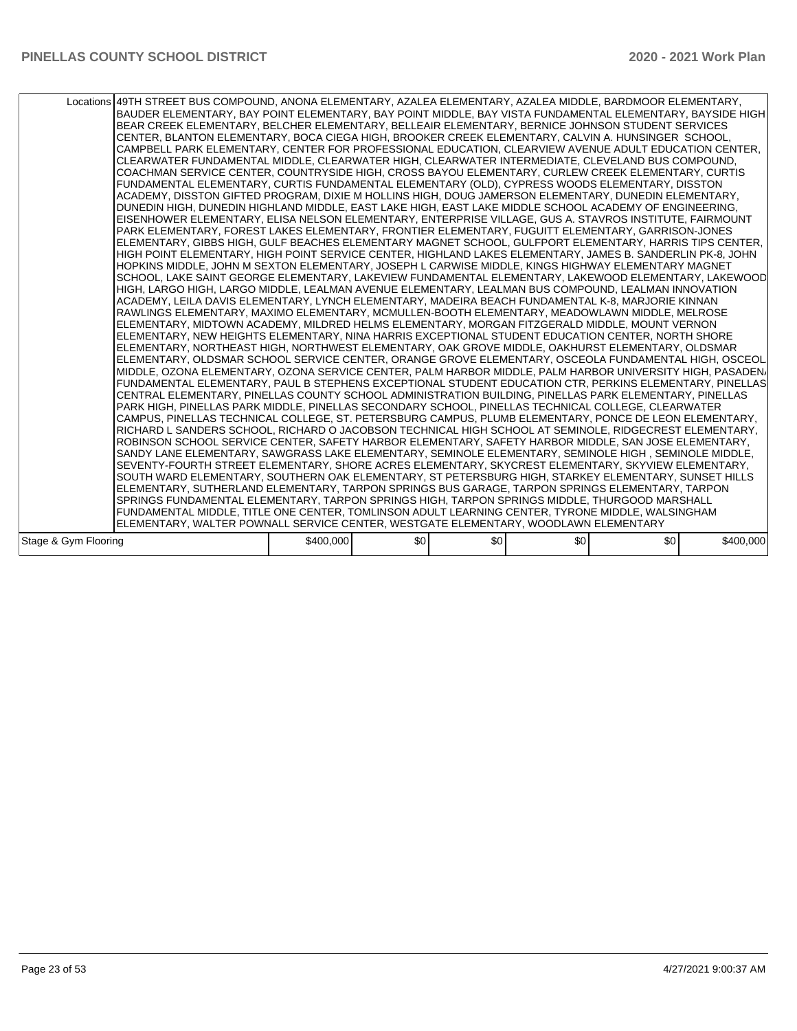| | | | | | | |
|---|---|---|---|---|---|---|
| Locations | 49TH STREET BUS COMPOUND, ANONA ELEMENTARY, AZALEA ELEMENTARY, AZALEA MIDDLE, BARDMOOR ELEMENTARY, BAUDER ELEMENTARY, BAY POINT ELEMENTARY, BAY POINT MIDDLE, BAY VISTA FUNDAMENTAL ELEMENTARY, BAYSIDE HIGH, BEAR CREEK ELEMENTARY, BELCHER ELEMENTARY, BELLEAIR ELEMENTARY, BERNICE JOHNSON STUDENT SERVICES CENTER, BLANTON ELEMENTARY, BOCA CIEGA HIGH, BROOKER CREEK ELEMENTARY, CALVIN A. HUNSINGER SCHOOL, CAMPBELL PARK ELEMENTARY, CENTER FOR PROFESSIONAL EDUCATION, CLEARVIEW AVENUE ADULT EDUCATION CENTER, CLEARWATER FUNDAMENTAL MIDDLE, CLEARWATER HIGH, CLEARWATER INTERMEDIATE, CLEVELAND BUS COMPOUND, COACHMAN SERVICE CENTER, COUNTRYSIDE HIGH, CROSS BAYOU ELEMENTARY, CURLEW CREEK ELEMENTARY, CURTIS FUNDAMENTAL ELEMENTARY, CURTIS FUNDAMENTAL ELEMENTARY (OLD), CYPRESS WOODS ELEMENTARY, DISSTON ACADEMY, DISSTON GIFTED PROGRAM, DIXIE M HOLLINS HIGH, DOUG JAMERSON ELEMENTARY, DUNEDIN ELEMENTARY, DUNEDIN HIGH, DUNEDIN HIGHLAND MIDDLE, EAST LAKE HIGH, EAST LAKE MIDDLE SCHOOL ACADEMY OF ENGINEERING, EISENHOWER ELEMENTARY, ELISA NELSON ELEMENTARY, ENTERPRISE VILLAGE, GUS A. STAVROS INSTITUTE, FAIRMOUNT PARK ELEMENTARY, FOREST LAKES ELEMENTARY, FRONTIER ELEMENTARY, FUGUITT ELEMENTARY, GARRISON-JONES ELEMENTARY, GIBBS HIGH, GULF BEACHES ELEMENTARY MAGNET SCHOOL, GULFPORT ELEMENTARY, HARRIS TIPS CENTER, HIGH POINT ELEMENTARY, HIGH POINT SERVICE CENTER, HIGHLAND LAKES ELEMENTARY, JAMES B. SANDERLIN PK-8, JOHN HOPKINS MIDDLE, JOHN M SEXTON ELEMENTARY, JOSEPH L CARWISE MIDDLE, KINGS HIGHWAY ELEMENTARY MAGNET SCHOOL, LAKE SAINT GEORGE ELEMENTARY, LAKEVIEW FUNDAMENTAL ELEMENTARY, LAKEWOOD ELEMENTARY, LAKEWOOD HIGH, LARGO HIGH, LARGO MIDDLE, LEALMAN AVENUE ELEMENTARY, LEALMAN BUS COMPOUND, LEALMAN INNOVATION ACADEMY, LEILA DAVIS ELEMENTARY, LYNCH ELEMENTARY, MADEIRA BEACH FUNDAMENTAL K-8, MARJORIE KINNAN RAWLINGS ELEMENTARY, MAXIMO ELEMENTARY, MCMULLEN-BOOTH ELEMENTARY, MEADOWLAWN MIDDLE, MELROSE ELEMENTARY, MIDTOWN ACADEMY, MILDRED HELMS ELEMENTARY, MORGAN FITZGERALD MIDDLE, MOUNT VERNON ELEMENTARY, NEW HEIGHTS ELEMENTARY, NINA HARRIS EXCEPTIONAL STUDENT EDUCATION CENTER, NORTH SHORE ELEMENTARY, NORTHEAST HIGH, NORTHWEST ELEMENTARY, OAK GROVE MIDDLE, OAKHURST ELEMENTARY, OLDSMAR ELEMENTARY, OLDSMAR SCHOOL SERVICE CENTER, ORANGE GROVE ELEMENTARY, OSCEOLA FUNDAMENTAL HIGH, OSCEOLA MIDDLE, OZONA ELEMENTARY, OZONA SERVICE CENTER, PALM HARBOR MIDDLE, PALM HARBOR UNIVERSITY HIGH, PASADENA FUNDAMENTAL ELEMENTARY, PAUL B STEPHENS EXCEPTIONAL STUDENT EDUCATION CTR, PERKINS ELEMENTARY, PINELLAS CENTRAL ELEMENTARY, PINELLAS COUNTY SCHOOL ADMINISTRATION BUILDING, PINELLAS PARK ELEMENTARY, PINELLAS PARK HIGH, PINELLAS PARK MIDDLE, PINELLAS SECONDARY SCHOOL, PINELLAS TECHNICAL COLLEGE, CLEARWATER CAMPUS, PINELLAS TECHNICAL COLLEGE, ST. PETERSBURG CAMPUS, PLUMB ELEMENTARY, PONCE DE LEON ELEMENTARY, RICHARD L SANDERS SCHOOL, RICHARD O JACOBSON TECHNICAL HIGH SCHOOL AT SEMINOLE, RIDGECREST ELEMENTARY, ROBINSON SCHOOL SERVICE CENTER, SAFETY HARBOR ELEMENTARY, SAFETY HARBOR MIDDLE, SAN JOSE ELEMENTARY, SANDY LANE ELEMENTARY, SAWGRASS LAKE ELEMENTARY, SEMINOLE ELEMENTARY, SEMINOLE HIGH , SEMINOLE MIDDLE, SEVENTY-FOURTH STREET ELEMENTARY, SHORE ACRES ELEMENTARY, SKYCREST ELEMENTARY, SKYVIEW ELEMENTARY, SOUTH WARD ELEMENTARY, SOUTHERN OAK ELEMENTARY, ST PETERSBURG HIGH, STARKEY ELEMENTARY, SUNSET HILLS ELEMENTARY, SUTHERLAND ELEMENTARY, TARPON SPRINGS BUS GARAGE, TARPON SPRINGS ELEMENTARY, TARPON SPRINGS FUNDAMENTAL ELEMENTARY, TARPON SPRINGS HIGH, TARPON SPRINGS MIDDLE, THURGOOD MARSHALL FUNDAMENTAL MIDDLE, TITLE ONE CENTER, TOMLINSON ADULT LEARNING CENTER, TYRONE MIDDLE, WALSINGHAM ELEMENTARY, WALTER POWNALL SERVICE CENTER, WESTGATE ELEMENTARY, WOODLAWN ELEMENTARY | | | | | |
| Stage & Gym Flooring | | $400,000 | $0 | $0 | $0 | $0 | $400,000 |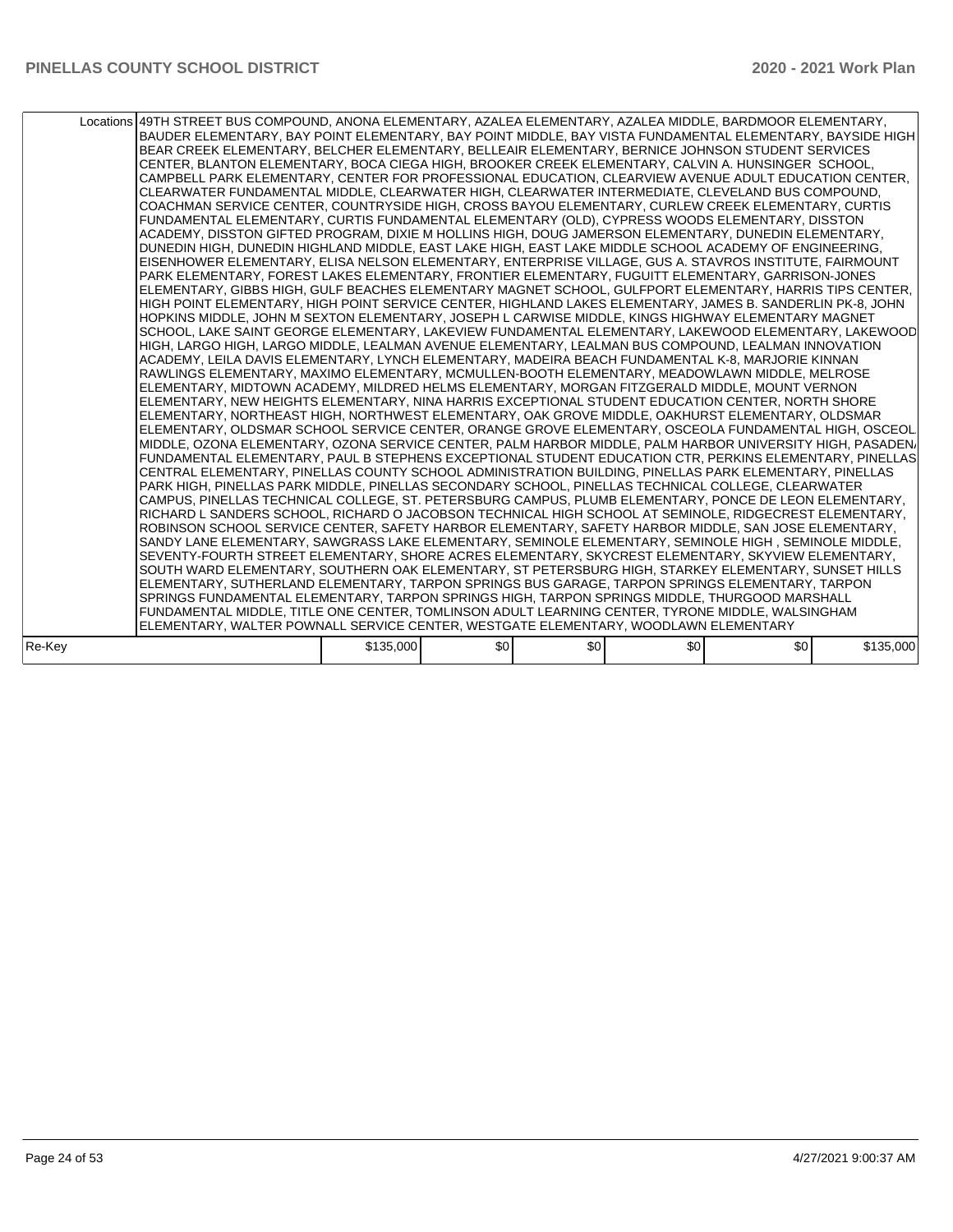| | Locations | 49TH STREET BUS COMPOUND, ANONA ELEMENTARY, AZALEA ELEMENTARY, AZALEA MIDDLE, BARDMOOR ELEMENTARY, BAUDER ELEMENTARY, BAY POINT ELEMENTARY, BAY POINT MIDDLE, BAY VISTA FUNDAMENTAL ELEMENTARY, BAYSIDE HIGH, BEAR CREEK ELEMENTARY, BELCHER ELEMENTARY, BELLEAIR ELEMENTARY, BERNICE JOHNSON STUDENT SERVICES CENTER, BLANTON ELEMENTARY, BOCA CIEGA HIGH, BROOKER CREEK ELEMENTARY, CALVIN A. HUNSINGER SCHOOL, CAMPBELL PARK ELEMENTARY, CENTER FOR PROFESSIONAL EDUCATION, CLEARVIEW AVENUE ADULT EDUCATION CENTER, CLEARWATER FUNDAMENTAL MIDDLE, CLEARWATER HIGH, CLEARWATER INTERMEDIATE, CLEVELAND BUS COMPOUND, COACHMAN SERVICE CENTER, COUNTRYSIDE HIGH, CROSS BAYOU ELEMENTARY, CURLEW CREEK ELEMENTARY, CURTIS FUNDAMENTAL ELEMENTARY, CURTIS FUNDAMENTAL ELEMENTARY (OLD), CYPRESS WOODS ELEMENTARY, DISSTON ACADEMY, DISSTON GIFTED PROGRAM, DIXIE M HOLLINS HIGH, DOUG JAMERSON ELEMENTARY, DUNEDIN ELEMENTARY, DUNEDIN HIGH, DUNEDIN HIGHLAND MIDDLE, EAST LAKE HIGH, EAST LAKE MIDDLE SCHOOL ACADEMY OF ENGINEERING, EISENHOWER ELEMENTARY, ELISA NELSON ELEMENTARY, ENTERPRISE VILLAGE, GUS A. STAVROS INSTITUTE, FAIRMOUNT PARK ELEMENTARY, FOREST LAKES ELEMENTARY, FRONTIER ELEMENTARY, FUGUITT ELEMENTARY, GARRISON-JONES ELEMENTARY, GIBBS HIGH, GULF BEACHES ELEMENTARY MAGNET SCHOOL, GULFPORT ELEMENTARY, HARRIS TIPS CENTER, HIGH POINT ELEMENTARY, HIGH POINT SERVICE CENTER, HIGHLAND LAKES ELEMENTARY, JAMES B. SANDERLIN PK-8, JOHN HOPKINS MIDDLE, JOHN M SEXTON ELEMENTARY, JOSEPH L CARWISE MIDDLE, KINGS HIGHWAY ELEMENTARY MAGNET SCHOOL, LAKE SAINT GEORGE ELEMENTARY, LAKEVIEW FUNDAMENTAL ELEMENTARY, LAKEWOOD ELEMENTARY, LAKEWOOD HIGH, LARGO HIGH, LARGO MIDDLE, LEALMAN AVENUE ELEMENTARY, LEALMAN BUS COMPOUND, LEALMAN INNOVATION ACADEMY, LEILA DAVIS ELEMENTARY, LYNCH ELEMENTARY, MADEIRA BEACH FUNDAMENTAL K-8, MARJORIE KINNAN RAWLINGS ELEMENTARY, MAXIMO ELEMENTARY, MCMULLEN-BOOTH ELEMENTARY, MEADOWLAWN MIDDLE, MELROSE ELEMENTARY, MIDTOWN ACADEMY, MILDRED HELMS ELEMENTARY, MORGAN FITZGERALD MIDDLE, MOUNT VERNON ELEMENTARY, NEW HEIGHTS ELEMENTARY, NINA HARRIS EXCEPTIONAL STUDENT EDUCATION CENTER, NORTH SHORE ELEMENTARY, NORTHEAST HIGH, NORTHWEST ELEMENTARY, OAK GROVE MIDDLE, OAKHURST ELEMENTARY, OLDSMAR ELEMENTARY, OLDSMAR SCHOOL SERVICE CENTER, ORANGE GROVE ELEMENTARY, OSCEOLA FUNDAMENTAL HIGH, OSCEOLA MIDDLE, OZONA ELEMENTARY, OZONA SERVICE CENTER, PALM HARBOR MIDDLE, PALM HARBOR UNIVERSITY HIGH, PASADENA FUNDAMENTAL ELEMENTARY, PAUL B STEPHENS EXCEPTIONAL STUDENT EDUCATION CTR, PERKINS ELEMENTARY, PINELLAS CENTRAL ELEMENTARY, PINELLAS COUNTY SCHOOL ADMINISTRATION BUILDING, PINELLAS PARK ELEMENTARY, PINELLAS PARK HIGH, PINELLAS PARK MIDDLE, PINELLAS SECONDARY SCHOOL, PINELLAS TECHNICAL COLLEGE, CLEARWATER CAMPUS, PINELLAS TECHNICAL COLLEGE, ST. PETERSBURG CAMPUS, PLUMB ELEMENTARY, PONCE DE LEON ELEMENTARY, RICHARD L SANDERS SCHOOL, RICHARD O JACOBSON TECHNICAL HIGH SCHOOL AT SEMINOLE, RIDGECREST ELEMENTARY, ROBINSON SCHOOL SERVICE CENTER, SAFETY HARBOR ELEMENTARY, SAFETY HARBOR MIDDLE, SAN JOSE ELEMENTARY, SANDY LANE ELEMENTARY, SAWGRASS LAKE ELEMENTARY, SEMINOLE ELEMENTARY, SEMINOLE HIGH , SEMINOLE MIDDLE, SEVENTY-FOURTH STREET ELEMENTARY, SHORE ACRES ELEMENTARY, SKYCREST ELEMENTARY, SKYVIEW ELEMENTARY, SOUTH WARD ELEMENTARY, SOUTHERN OAK ELEMENTARY, ST PETERSBURG HIGH, STARKEY ELEMENTARY, SUNSET HILLS ELEMENTARY, SUTHERLAND ELEMENTARY, TARPON SPRINGS BUS GARAGE, TARPON SPRINGS ELEMENTARY, TARPON SPRINGS FUNDAMENTAL ELEMENTARY, TARPON SPRINGS HIGH, TARPON SPRINGS MIDDLE, THURGOOD MARSHALL FUNDAMENTAL MIDDLE, TITLE ONE CENTER, TOMLINSON ADULT LEARNING CENTER, TYRONE MIDDLE, WALSINGHAM ELEMENTARY, WALTER POWNALL SERVICE CENTER, WESTGATE ELEMENTARY, WOODLAWN ELEMENTARY | | | | | |
|---|---|---|---|---|---|---|---|
| Re-Key | | $135,000 | $0 | $0 | $0 | $0 | $135,000 |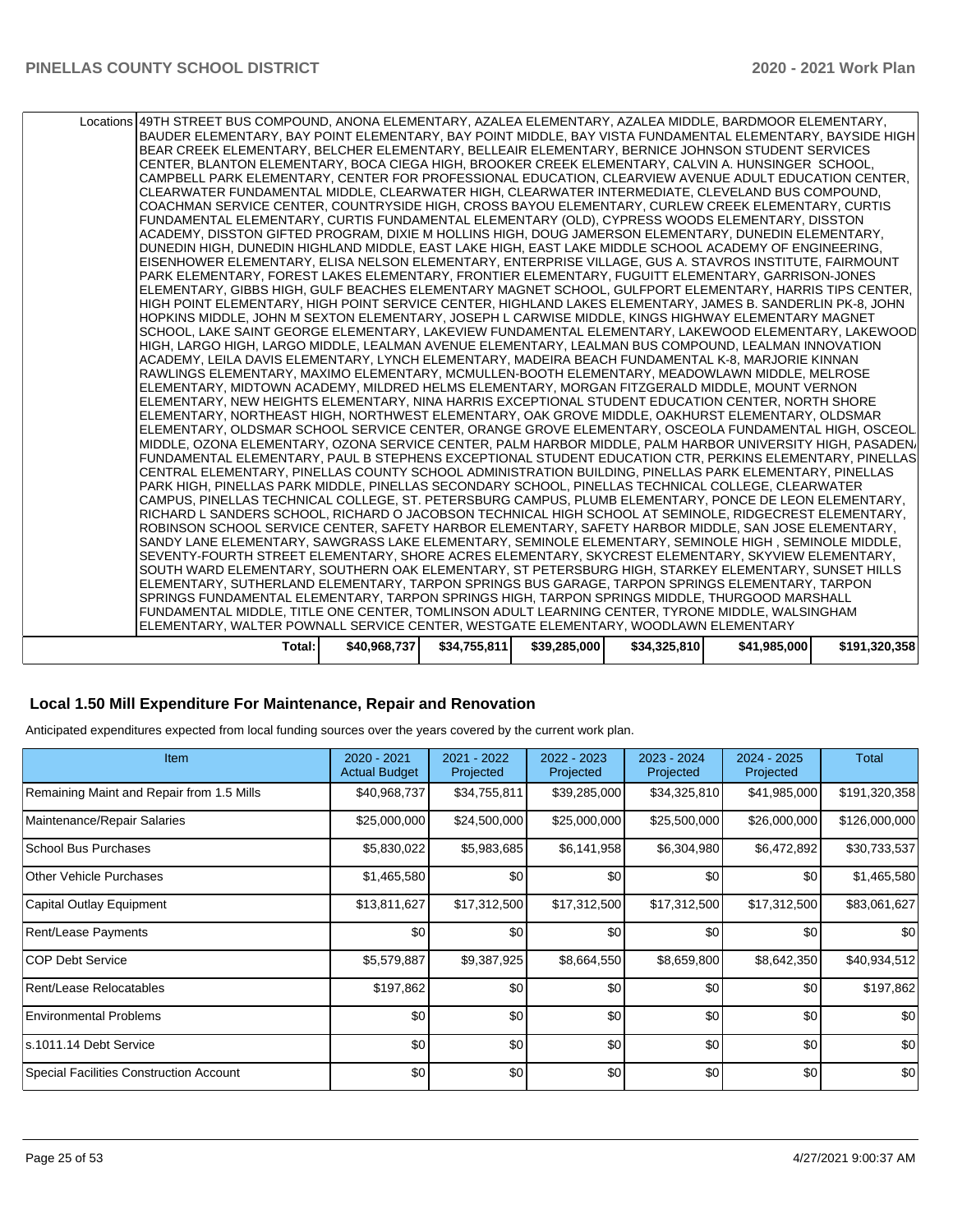| | | | | | | |
|---|---|---|---|---|---|---|
| Locations | 49TH STREET BUS COMPOUND, ANONA ELEMENTARY, AZALEA ELEMENTARY, AZALEA MIDDLE, BARDMOOR ELEMENTARY, BAUDER ELEMENTARY, BAY POINT ELEMENTARY, BAY POINT MIDDLE, BAY VISTA FUNDAMENTAL ELEMENTARY, BAYSIDE HIGH, BEAR CREEK ELEMENTARY, BELCHER ELEMENTARY, BELLEAIR ELEMENTARY, BERNICE JOHNSON STUDENT SERVICES CENTER, BLANTON ELEMENTARY, BOCA CIEGA HIGH, BROOKER CREEK ELEMENTARY, CALVIN A. HUNSINGER SCHOOL, CAMPBELL PARK ELEMENTARY, CENTER FOR PROFESSIONAL EDUCATION, CLEARVIEW AVENUE ADULT EDUCATION CENTER, CLEARWATER FUNDAMENTAL MIDDLE, CLEARWATER HIGH, CLEARWATER INTERMEDIATE, CLEVELAND BUS COMPOUND, COACHMAN SERVICE CENTER, COUNTRYSIDE HIGH, CROSS BAYOU ELEMENTARY, CURLEW CREEK ELEMENTARY, CURTIS FUNDAMENTAL ELEMENTARY, CURTIS FUNDAMENTAL ELEMENTARY (OLD), CYPRESS WOODS ELEMENTARY, DISSTON ACADEMY, DISSTON GIFTED PROGRAM, DIXIE M HOLLINS HIGH, DOUG JAMERSON ELEMENTARY, DUNEDIN ELEMENTARY, DUNEDIN HIGH, DUNEDIN HIGHLAND MIDDLE, EAST LAKE HIGH, EAST LAKE MIDDLE SCHOOL ACADEMY OF ENGINEERING, EISENHOWER ELEMENTARY, ELISA NELSON ELEMENTARY, ENTERPRISE VILLAGE, GUS A. STAVROS INSTITUTE, FAIRMOUNT PARK ELEMENTARY, FOREST LAKES ELEMENTARY, FRONTIER ELEMENTARY, FUGUITT ELEMENTARY, GARRISON-JONES ELEMENTARY, GIBBS HIGH, GULF BEACHES ELEMENTARY MAGNET SCHOOL, GULFPORT ELEMENTARY, HARRIS TIPS CENTER, HIGH POINT ELEMENTARY, HIGH POINT SERVICE CENTER, HIGHLAND LAKES ELEMENTARY, JAMES B. SANDERLIN PK-8, JOHN HOPKINS MIDDLE, JOHN M SEXTON ELEMENTARY, JOSEPH L CARWISE MIDDLE, KINGS HIGHWAY ELEMENTARY MAGNET SCHOOL, LAKE SAINT GEORGE ELEMENTARY, LAKEVIEW FUNDAMENTAL ELEMENTARY, LAKEWOOD ELEMENTARY, LAKEWOOD HIGH, LARGO HIGH, LARGO MIDDLE, LEALMAN AVENUE ELEMENTARY, LEALMAN BUS COMPOUND, LEALMAN INNOVATION ACADEMY, LEILA DAVIS ELEMENTARY, LYNCH ELEMENTARY, MADEIRA BEACH FUNDAMENTAL K-8, MARJORIE KINNAN RAWLINGS ELEMENTARY, MAXIMO ELEMENTARY, MCMULLEN-BOOTH ELEMENTARY, MEADOWLAWN MIDDLE, MELROSE ELEMENTARY, MIDTOWN ACADEMY, MILDRED HELMS ELEMENTARY, MORGAN FITZGERALD MIDDLE, MOUNT VERNON ELEMENTARY, NEW HEIGHTS ELEMENTARY, NINA HARRIS EXCEPTIONAL STUDENT EDUCATION CENTER, NORTH SHORE ELEMENTARY, NORTHEAST HIGH, NORTHWEST ELEMENTARY, OAK GROVE MIDDLE, OAKHURST ELEMENTARY, OLDSMAR ELEMENTARY, OLDSMAR SCHOOL SERVICE CENTER, ORANGE GROVE ELEMENTARY, OSCEOLA FUNDAMENTAL HIGH, OSCEOLA MIDDLE, OZONA ELEMENTARY, OZONA SERVICE CENTER, PALM HARBOR MIDDLE, PALM HARBOR UNIVERSITY HIGH, PASADENA FUNDAMENTAL ELEMENTARY, PAUL B STEPHENS EXCEPTIONAL STUDENT EDUCATION CTR, PERKINS ELEMENTARY, PINELLAS CENTRAL ELEMENTARY, PINELLAS COUNTY SCHOOL ADMINISTRATION BUILDING, PINELLAS PARK ELEMENTARY, PINELLAS PARK HIGH, PINELLAS PARK MIDDLE, PINELLAS SECONDARY SCHOOL, PINELLAS TECHNICAL COLLEGE, CLEARWATER CAMPUS, PINELLAS TECHNICAL COLLEGE, ST. PETERSBURG CAMPUS, PLUMB ELEMENTARY, PONCE DE LEON ELEMENTARY, RICHARD L SANDERS SCHOOL, RICHARD O JACOBSON TECHNICAL HIGH SCHOOL AT SEMINOLE, RIDGECREST ELEMENTARY, ROBINSON SCHOOL SERVICE CENTER, SAFETY HARBOR ELEMENTARY, SAFETY HARBOR MIDDLE, SAN JOSE ELEMENTARY, SANDY LANE ELEMENTARY, SAWGRASS LAKE ELEMENTARY, SEMINOLE ELEMENTARY, SEMINOLE HIGH , SEMINOLE MIDDLE, SEVENTY-FOURTH STREET ELEMENTARY, SHORE ACRES ELEMENTARY, SKYCREST ELEMENTARY, SKYVIEW ELEMENTARY, SOUTH WARD ELEMENTARY, SOUTHERN OAK ELEMENTARY, ST PETERSBURG HIGH, STARKEY ELEMENTARY, SUNSET HILLS ELEMENTARY, SUTHERLAND ELEMENTARY, TARPON SPRINGS BUS GARAGE, TARPON SPRINGS ELEMENTARY, TARPON SPRINGS FUNDAMENTAL ELEMENTARY, TARPON SPRINGS HIGH, TARPON SPRINGS MIDDLE, THURGOOD MARSHALL FUNDAMENTAL MIDDLE, TITLE ONE CENTER, TOMLINSON ADULT LEARNING CENTER, TYRONE MIDDLE, WALSINGHAM ELEMENTARY, WALTER POWNALL SERVICE CENTER, WESTGATE ELEMENTARY, WOODLAWN ELEMENTARY | | | | | |
| Total: | $40,968,737 | $34,755,811 | $39,285,000 | $34,325,810 | $41,985,000 | $191,320,358 |

## Local 1.50 Mill Expenditure For Maintenance, Repair and Renovation

Anticipated expenditures expected from local funding sources over the years covered by the current work plan.

| Item | 2020 - 2021 Actual Budget | 2021 - 2022 Projected | 2022 - 2023 Projected | 2023 - 2024 Projected | 2024 - 2025 Projected | Total |
|---|---|---|---|---|---|---|
| Remaining Maint and Repair from 1.5 Mills | $40,968,737 | $34,755,811 | $39,285,000 | $34,325,810 | $41,985,000 | $191,320,358 |
| Maintenance/Repair Salaries | $25,000,000 | $24,500,000 | $25,000,000 | $25,500,000 | $26,000,000 | $126,000,000 |
| School Bus Purchases | $5,830,022 | $5,983,685 | $6,141,958 | $6,304,980 | $6,472,892 | $30,733,537 |
| Other Vehicle Purchases | $1,465,580 | $0 | $0 | $0 | $0 | $1,465,580 |
| Capital Outlay Equipment | $13,811,627 | $17,312,500 | $17,312,500 | $17,312,500 | $17,312,500 | $83,061,627 |
| Rent/Lease Payments | $0 | $0 | $0 | $0 | $0 | $0 |
| COP Debt Service | $5,579,887 | $9,387,925 | $8,664,550 | $8,659,800 | $8,642,350 | $40,934,512 |
| Rent/Lease Relocatables | $197,862 | $0 | $0 | $0 | $0 | $197,862 |
| Environmental Problems | $0 | $0 | $0 | $0 | $0 | $0 |
| s.1011.14 Debt Service | $0 | $0 | $0 | $0 | $0 | $0 |
| Special Facilities Construction Account | $0 | $0 | $0 | $0 | $0 | $0 |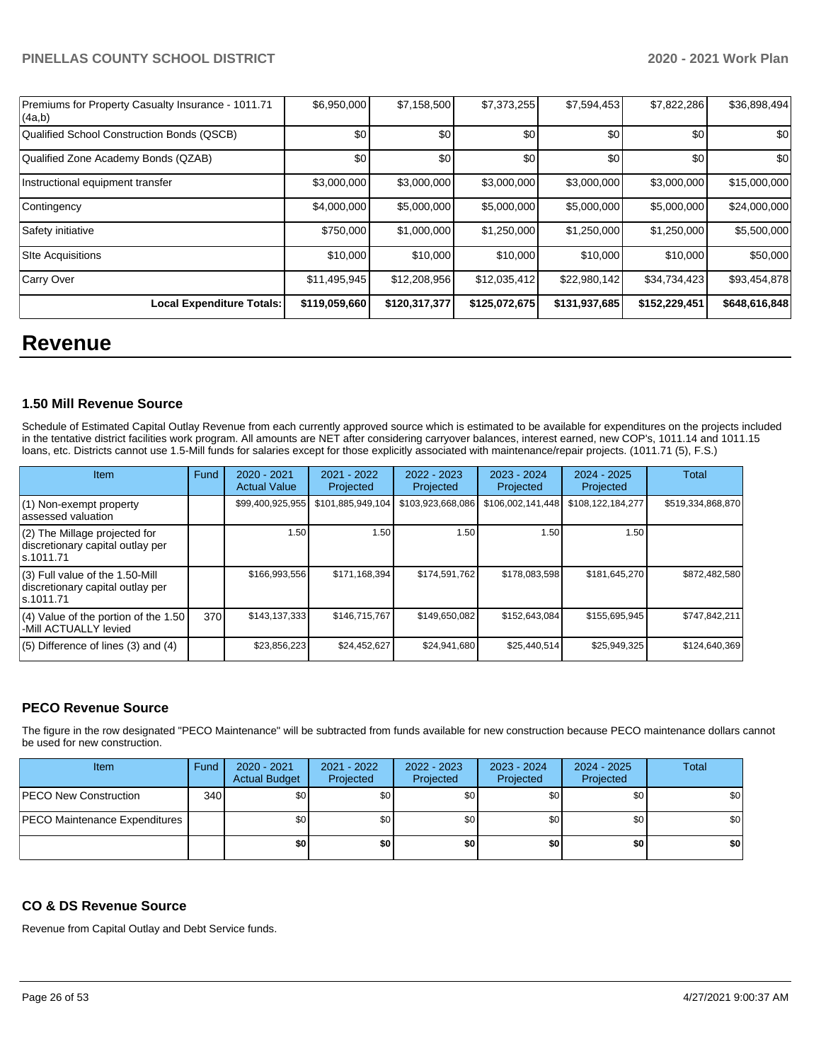| Premiums for Property Casualty Insurance - 1011.71 (4a,b) | $6,950,000 | $7,158,500 | $7,373,255 | $7,594,453 | $7,822,286 | $36,898,494 |
|---|---|---|---|---|---|---|
| Qualified School Construction Bonds (QSCB) | $0 | $0 | $0 | $0 | $0 | $0 |
| Qualified Zone Academy Bonds (QZAB) | $0 | $0 | $0 | $0 | $0 | $0 |
| Instructional equipment transfer | $3,000,000 | $3,000,000 | $3,000,000 | $3,000,000 | $3,000,000 | $15,000,000 |
| Contingency | $4,000,000 | $5,000,000 | $5,000,000 | $5,000,000 | $5,000,000 | $24,000,000 |
| Safety initiative | $750,000 | $1,000,000 | $1,250,000 | $1,250,000 | $1,250,000 | $5,500,000 |
| SIte Acquisitions | $10,000 | $10,000 | $10,000 | $10,000 | $10,000 | $50,000 |
| Carry Over | $11,495,945 | $12,208,956 | $12,035,412 | $22,980,142 | $34,734,423 | $93,454,878 |
| **Local Expenditure Totals:** | **$119,059,660** | **$120,317,377** | **$125,072,675** | **$131,937,685** | **$152,229,451** | **$648,616,848** |

# Revenue

### 1.50 Mill Revenue Source

Schedule of Estimated Capital Outlay Revenue from each currently approved source which is estimated to be available for expenditures on the projects included in the tentative district facilities work program. All amounts are NET after considering carryover balances, interest earned, new COP's, 1011.14 and 1011.15 loans, etc. Districts cannot use 1.5-Mill funds for salaries except for those explicitly associated with maintenance/repair projects. (1011.71 (5), F.S.)

| Item | Fund | 2020 - 2021 Actual Value | 2021 - 2022 Projected | 2022 - 2023 Projected | 2023 - 2024 Projected | 2024 - 2025 Projected | Total |
|---|---|---|---|---|---|---|---|
| (1) Non-exempt property assessed valuation | | $99,400,925,955 | $101,885,949,104 | $103,923,668,086 | $106,002,141,448 | $108,122,184,277 | $519,334,868,870 |
| (2) The Millage projected for discretionary capital outlay per s.1011.71 | | 1.50 | 1.50 | 1.50 | 1.50 | 1.50 | |
| (3) Full value of the 1.50-Mill discretionary capital outlay per s.1011.71 | | $166,993,556 | $171,168,394 | $174,591,762 | $178,083,598 | $181,645,270 | $872,482,580 |
| (4) Value of the portion of the 1.50 -Mill ACTUALLY levied | 370 | $143,137,333 | $146,715,767 | $149,650,082 | $152,643,084 | $155,695,945 | $747,842,211 |
| (5) Difference of lines (3) and (4) | | $23,856,223 | $24,452,627 | $24,941,680 | $25,440,514 | $25,949,325 | $124,640,369 |

### PECO Revenue Source

The figure in the row designated "PECO Maintenance" will be subtracted from funds available for new construction because PECO maintenance dollars cannot be used for new construction.

| Item | Fund | 2020 - 2021 Actual Budget | 2021 - 2022 Projected | 2022 - 2023 Projected | 2023 - 2024 Projected | 2024 - 2025 Projected | Total |
|---|---|---|---|---|---|---|---|
| PECO New Construction | 340 | $0 | $0 | $0 | $0 | $0 | $0 |
| PECO Maintenance Expenditures | | $0 | $0 | $0 | $0 | $0 | $0 |
| | | **$0** | **$0** | **$0** | **$0** | **$0** | **$0** |

### CO & DS Revenue Source

Revenue from Capital Outlay and Debt Service funds.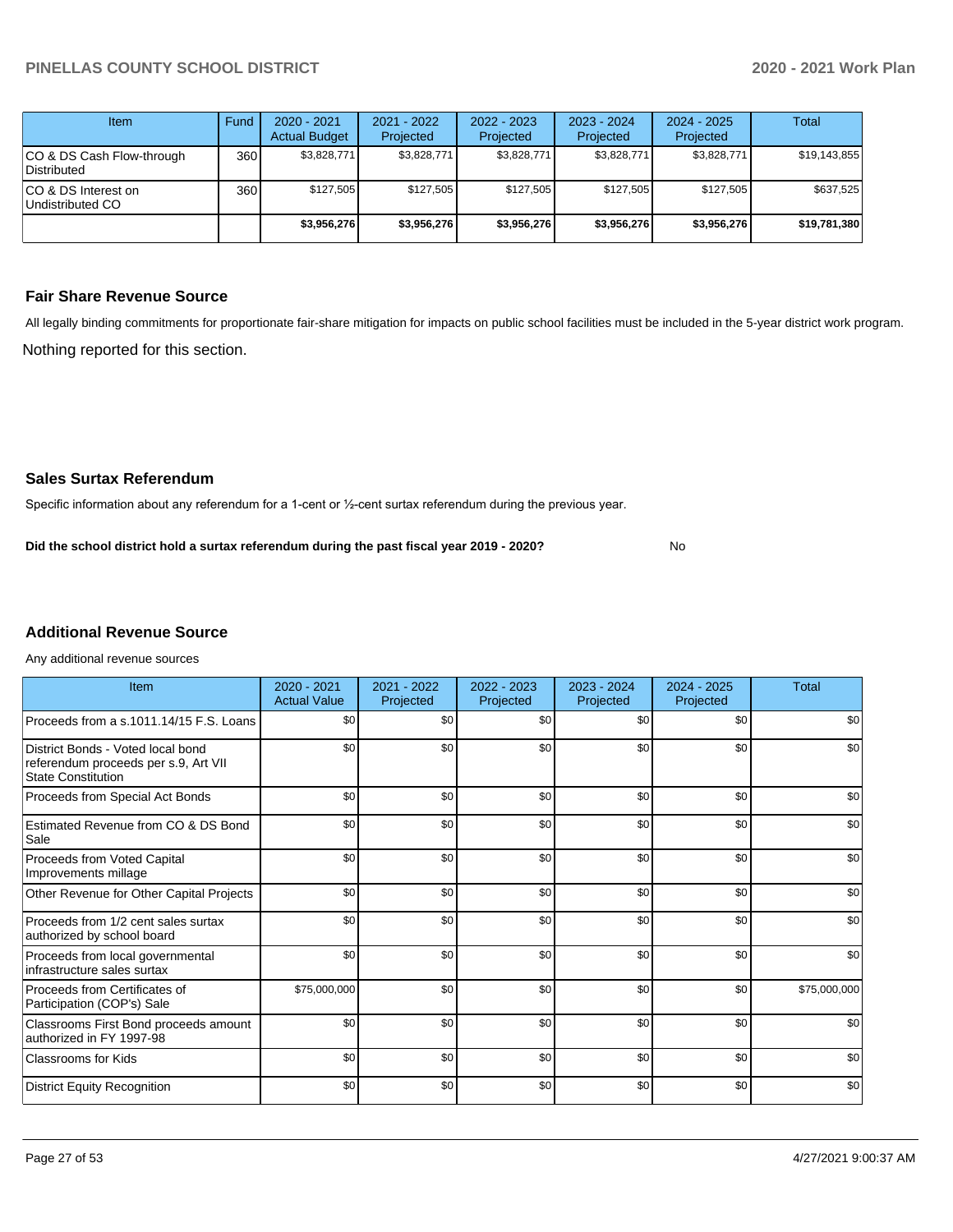| Item | Fund | 2020 - 2021 Actual Budget | 2021 - 2022 Projected | 2022 - 2023 Projected | 2023 - 2024 Projected | 2024 - 2025 Projected | Total |
|---|---|---|---|---|---|---|---|
| CO & DS Cash Flow-through Distributed | 360 | $3,828,771 | $3,828,771 | $3,828,771 | $3,828,771 | $3,828,771 | $19,143,855 |
| CO & DS Interest on Undistributed CO | 360 | $127,505 | $127,505 | $127,505 | $127,505 | $127,505 | $637,525 |
| | | **$3,956,276** | **$3,956,276** | **$3,956,276** | **$3,956,276** | **$3,956,276** | **$19,781,380** |

## Fair Share Revenue Source

All legally binding commitments for proportionate fair-share mitigation for impacts on public school facilities must be included in the 5-year district work program.

Nothing reported for this section.

## Sales Surtax Referendum

Specific information about any referendum for a 1-cent or ½-cent surtax referendum during the previous year.

**Did the school district hold a surtax referendum during the past fiscal year 2019 - 2020?** No

## Additional Revenue Source

Any additional revenue sources

| Item | 2020 - 2021 Actual Value | 2021 - 2022 Projected | 2022 - 2023 Projected | 2023 - 2024 Projected | 2024 - 2025 Projected | Total |
|---|---|---|---|---|---|---|
| Proceeds from a s.1011.14/15 F.S. Loans | $0 | $0 | $0 | $0 | $0 | $0 |
| District Bonds - Voted local bond referendum proceeds per s.9, Art VII State Constitution | $0 | $0 | $0 | $0 | $0 | $0 |
| Proceeds from Special Act Bonds | $0 | $0 | $0 | $0 | $0 | $0 |
| Estimated Revenue from CO & DS Bond Sale | $0 | $0 | $0 | $0 | $0 | $0 |
| Proceeds from Voted Capital Improvements millage | $0 | $0 | $0 | $0 | $0 | $0 |
| Other Revenue for Other Capital Projects | $0 | $0 | $0 | $0 | $0 | $0 |
| Proceeds from 1/2 cent sales surtax authorized by school board | $0 | $0 | $0 | $0 | $0 | $0 |
| Proceeds from local governmental infrastructure sales surtax | $0 | $0 | $0 | $0 | $0 | $0 |
| Proceeds from Certificates of Participation (COP's) Sale | $75,000,000 | $0 | $0 | $0 | $0 | $75,000,000 |
| Classrooms First Bond proceeds amount authorized in FY 1997-98 | $0 | $0 | $0 | $0 | $0 | $0 |
| Classrooms for Kids | $0 | $0 | $0 | $0 | $0 | $0 |
| District Equity Recognition | $0 | $0 | $0 | $0 | $0 | $0 |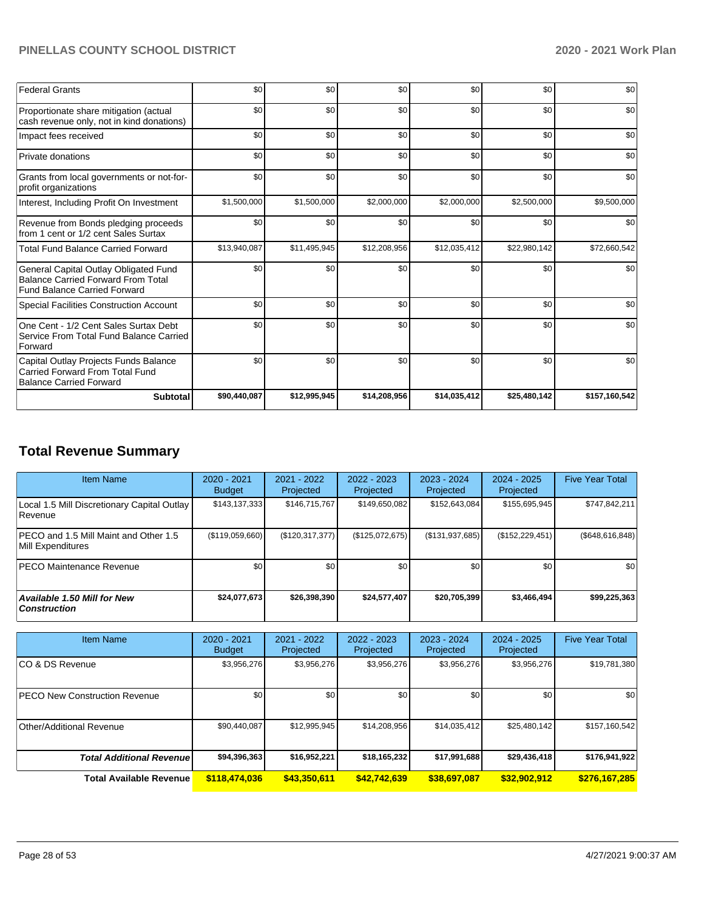| | | | | | | |
|---|---|---|---|---|---|---|
| Federal Grants | $0 | $0 | $0 | $0 | $0 | $0 |
| Proportionate share mitigation (actual cash revenue only, not in kind donations) | $0 | $0 | $0 | $0 | $0 | $0 |
| Impact fees received | $0 | $0 | $0 | $0 | $0 | $0 |
| Private donations | $0 | $0 | $0 | $0 | $0 | $0 |
| Grants from local governments or not-for-profit organizations | $0 | $0 | $0 | $0 | $0 | $0 |
| Interest, Including Profit On Investment | $1,500,000 | $1,500,000 | $2,000,000 | $2,000,000 | $2,500,000 | $9,500,000 |
| Revenue from Bonds pledging proceeds from 1 cent or 1/2 cent Sales Surtax | $0 | $0 | $0 | $0 | $0 | $0 |
| Total Fund Balance Carried Forward | $13,940,087 | $11,495,945 | $12,208,956 | $12,035,412 | $22,980,142 | $72,660,542 |
| General Capital Outlay Obligated Fund Balance Carried Forward From Total Fund Balance Carried Forward | $0 | $0 | $0 | $0 | $0 | $0 |
| Special Facilities Construction Account | $0 | $0 | $0 | $0 | $0 | $0 |
| One Cent - 1/2 Cent Sales Surtax Debt Service From Total Fund Balance Carried Forward | $0 | $0 | $0 | $0 | $0 | $0 |
| Capital Outlay Projects Funds Balance Carried Forward From Total Fund Balance Carried Forward | $0 | $0 | $0 | $0 | $0 | $0 |
| **Subtotal** | **$90,440,087** | **$12,995,945** | **$14,208,956** | **$14,035,412** | **$25,480,142** | **$157,160,542** |

## Total Revenue Summary

| Item Name | 2020 - 2021 Budget | 2021 - 2022 Projected | 2022 - 2023 Projected | 2023 - 2024 Projected | 2024 - 2025 Projected | Five Year Total |
|---|---|---|---|---|---|---|
| Local 1.5 Mill Discretionary Capital Outlay Revenue | $143,137,333 | $146,715,767 | $149,650,082 | $152,643,084 | $155,695,945 | $747,842,211 |
| PECO and 1.5 Mill Maint and Other 1.5 Mill Expenditures | ($119,059,660) | ($120,317,377) | ($125,072,675) | ($131,937,685) | ($152,229,451) | ($648,616,848) |
| PECO Maintenance Revenue | $0 | $0 | $0 | $0 | $0 | $0 |
| ***Available 1.50 Mill for New Construction*** | **$24,077,673** | **$26,398,390** | **$24,577,407** | **$20,705,399** | **$3,466,494** | **$99,225,363** |

| Item Name | 2020 - 2021 Budget | 2021 - 2022 Projected | 2022 - 2023 Projected | 2023 - 2024 Projected | 2024 - 2025 Projected | Five Year Total |
|---|---|---|---|---|---|---|
| CO & DS Revenue | $3,956,276 | $3,956,276 | $3,956,276 | $3,956,276 | $3,956,276 | $19,781,380 |
| PECO New Construction Revenue | $0 | $0 | $0 | $0 | $0 | $0 |
| Other/Additional Revenue | $90,440,087 | $12,995,945 | $14,208,956 | $14,035,412 | $25,480,142 | $157,160,542 |
| ***Total Additional Revenue*** | **$94,396,363** | **$16,952,221** | **$18,165,232** | **$17,991,688** | **$29,436,418** | **$176,941,922** |
| **Total Available Revenue** | **$118,474,036** | **$43,350,611** | **$42,742,639** | **$38,697,087** | **$32,902,912** | **$276,167,285** |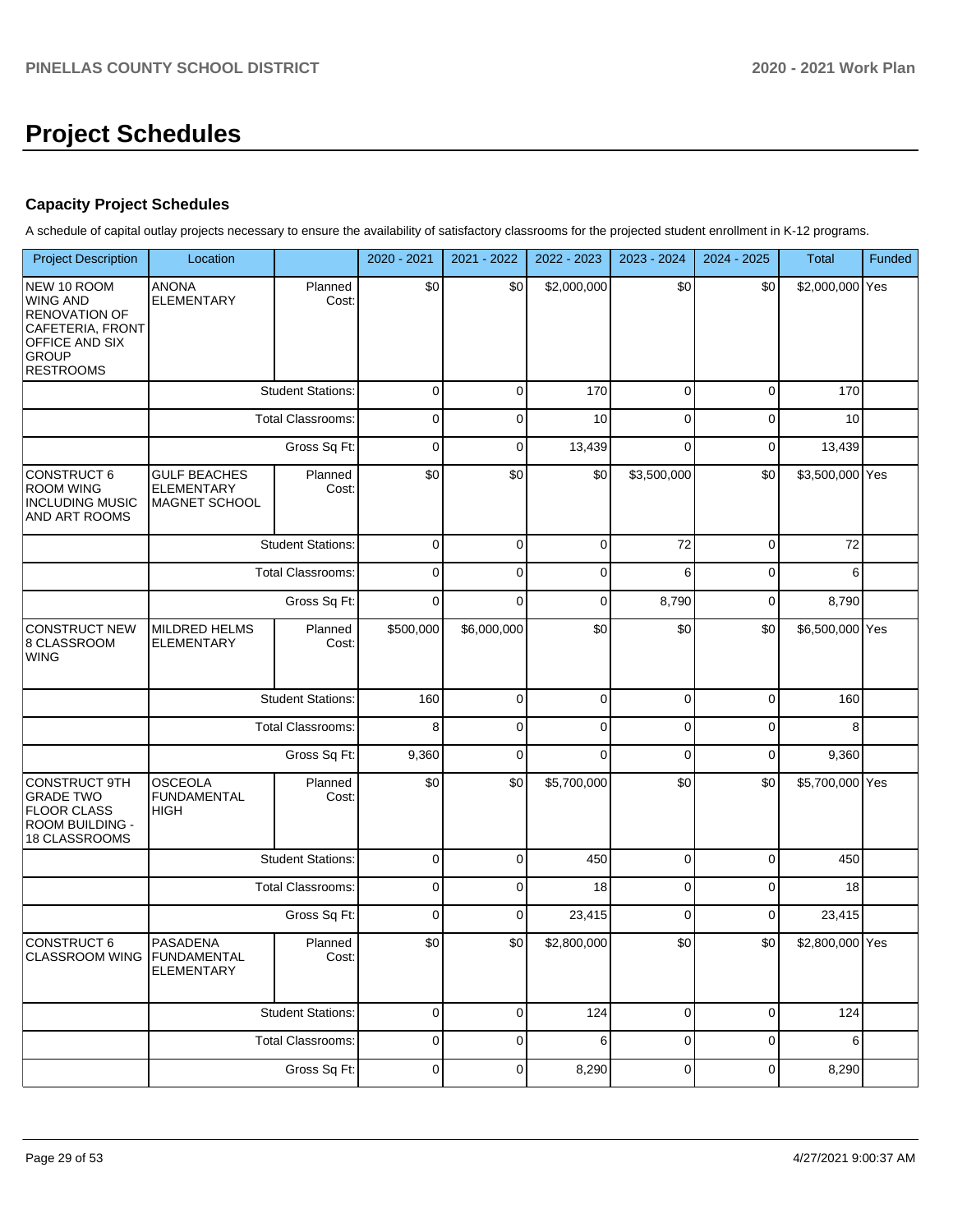# Project Schedules

### Capacity Project Schedules

A schedule of capital outlay projects necessary to ensure the availability of satisfactory classrooms for the projected student enrollment in K-12 programs.

| Project Description | Location | | 2020 - 2021 | 2021 - 2022 | 2022 - 2023 | 2023 - 2024 | 2024 - 2025 | Total | Funded |
|---|---|---|---|---|---|---|---|---|---|
| NEW 10 ROOM WING AND RENOVATION OF CAFETERIA, FRONT OFFICE AND SIX GROUP RESTROOMS | ANONA ELEMENTARY | Planned Cost: | $0 | $0 | $2,000,000 | $0 | $0 | $2,000,000 | Yes |
| | | Student Stations: | 0 | 0 | 170 | 0 | 0 | 170 | |
| | | Total Classrooms: | 0 | 0 | 10 | 0 | 0 | 10 | |
| | | Gross Sq Ft: | 0 | 0 | 13,439 | 0 | 0 | 13,439 | |
| CONSTRUCT 6 ROOM WING INCLUDING MUSIC AND ART ROOMS | GULF BEACHES ELEMENTARY MAGNET SCHOOL | Planned Cost: | $0 | $0 | $0 | $3,500,000 | $0 | $3,500,000 | Yes |
| | | Student Stations: | 0 | 0 | 0 | 72 | 0 | 72 | |
| | | Total Classrooms: | 0 | 0 | 0 | 6 | 0 | 6 | |
| | | Gross Sq Ft: | 0 | 0 | 0 | 8,790 | 0 | 8,790 | |
| CONSTRUCT NEW 8 CLASSROOM WING | MILDRED HELMS ELEMENTARY | Planned Cost: | $500,000 | $6,000,000 | $0 | $0 | $0 | $6,500,000 | Yes |
| | | Student Stations: | 160 | 0 | 0 | 0 | 0 | 160 | |
| | | Total Classrooms: | 8 | 0 | 0 | 0 | 0 | 8 | |
| | | Gross Sq Ft: | 9,360 | 0 | 0 | 0 | 0 | 9,360 | |
| CONSTRUCT 9TH GRADE TWO FLOOR CLASS ROOM BUILDING - 18 CLASSROOMS | OSCEOLA FUNDAMENTAL HIGH | Planned Cost: | $0 | $0 | $5,700,000 | $0 | $0 | $5,700,000 | Yes |
| | | Student Stations: | 0 | 0 | 450 | 0 | 0 | 450 | |
| | | Total Classrooms: | 0 | 0 | 18 | 0 | 0 | 18 | |
| | | Gross Sq Ft: | 0 | 0 | 23,415 | 0 | 0 | 23,415 | |
| CONSTRUCT 6 CLASSROOM WING | PASADENA FUNDAMENTAL ELEMENTARY | Planned Cost: | $0 | $0 | $2,800,000 | $0 | $0 | $2,800,000 | Yes |
| | | Student Stations: | 0 | 0 | 124 | 0 | 0 | 124 | |
| | | Total Classrooms: | 0 | 0 | 6 | 0 | 0 | 6 | |
| | | Gross Sq Ft: | 0 | 0 | 8,290 | 0 | 0 | 8,290 | |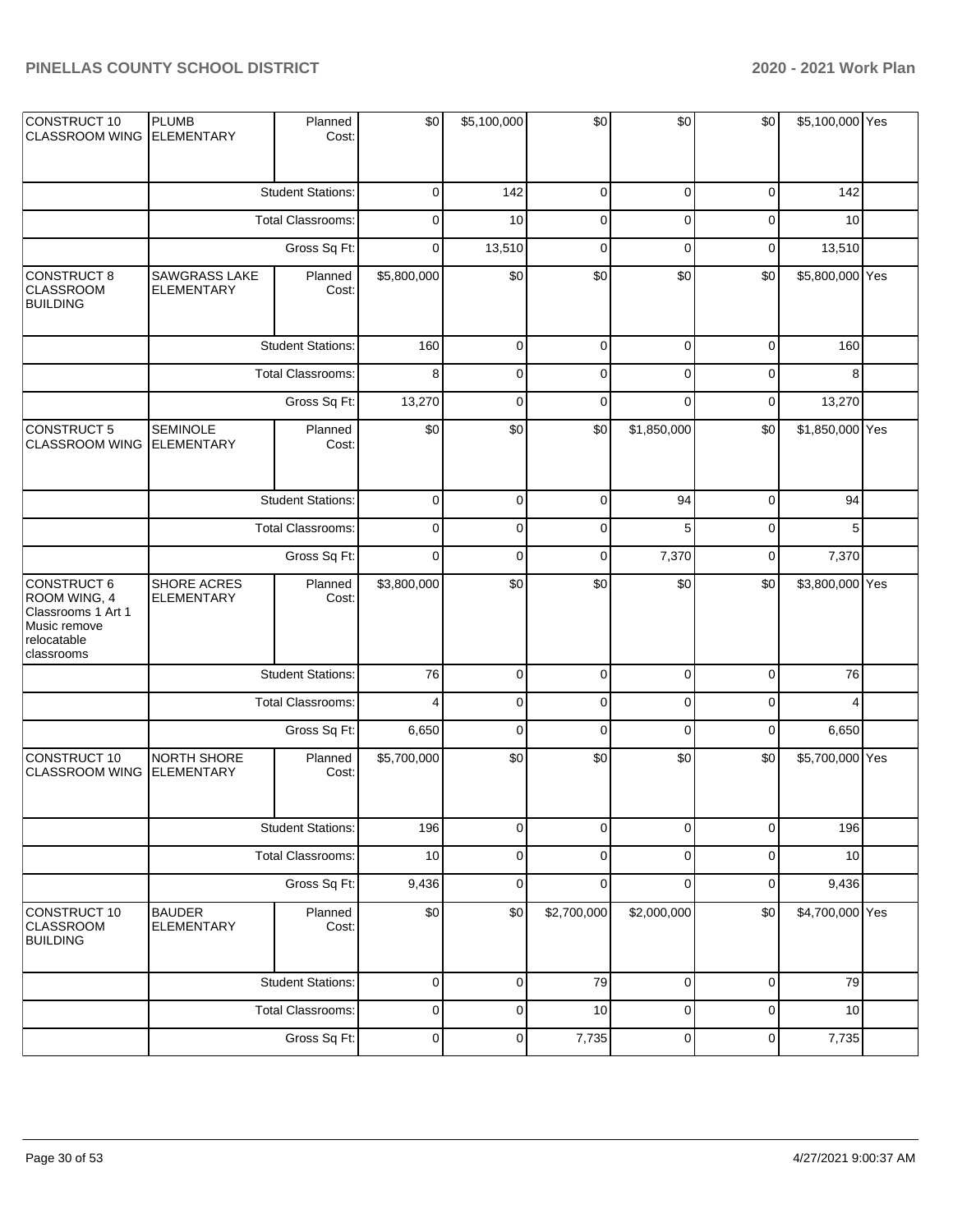| | | | | | | | | | |
|---|---|---|---|---|---|---|---|---|---|
| CONSTRUCT 10 CLASSROOM WING | PLUMB ELEMENTARY | Planned Cost: | $0 | $5,100,000 | $0 | $0 | $0 | $5,100,000 | Yes |
| | | Student Stations: | 0 | 142 | 0 | 0 | 0 | 142 | |
| | | Total Classrooms: | 0 | 10 | 0 | 0 | 0 | 10 | |
| | | Gross Sq Ft: | 0 | 13,510 | 0 | 0 | 0 | 13,510 | |
| CONSTRUCT 8 CLASSROOM BUILDING | SAWGRASS LAKE ELEMENTARY | Planned Cost: | $5,800,000 | $0 | $0 | $0 | $0 | $5,800,000 | Yes |
| | | Student Stations: | 160 | 0 | 0 | 0 | 0 | 160 | |
| | | Total Classrooms: | 8 | 0 | 0 | 0 | 0 | 8 | |
| | | Gross Sq Ft: | 13,270 | 0 | 0 | 0 | 0 | 13,270 | |
| CONSTRUCT 5 CLASSROOM WING | SEMINOLE ELEMENTARY | Planned Cost: | $0 | $0 | $0 | $1,850,000 | $0 | $1,850,000 | Yes |
| | | Student Stations: | 0 | 0 | 0 | 94 | 0 | 94 | |
| | | Total Classrooms: | 0 | 0 | 0 | 5 | 0 | 5 | |
| | | Gross Sq Ft: | 0 | 0 | 0 | 7,370 | 0 | 7,370 | |
| CONSTRUCT 6 ROOM WING, 4 Classrooms 1 Art 1 Music remove relocatable classrooms | SHORE ACRES ELEMENTARY | Planned Cost: | $3,800,000 | $0 | $0 | $0 | $0 | $3,800,000 | Yes |
| | | Student Stations: | 76 | 0 | 0 | 0 | 0 | 76 | |
| | | Total Classrooms: | 4 | 0 | 0 | 0 | 0 | 4 | |
| | | Gross Sq Ft: | 6,650 | 0 | 0 | 0 | 0 | 6,650 | |
| CONSTRUCT 10 CLASSROOM WING | NORTH SHORE ELEMENTARY | Planned Cost: | $5,700,000 | $0 | $0 | $0 | $0 | $5,700,000 | Yes |
| | | Student Stations: | 196 | 0 | 0 | 0 | 0 | 196 | |
| | | Total Classrooms: | 10 | 0 | 0 | 0 | 0 | 10 | |
| | | Gross Sq Ft: | 9,436 | 0 | 0 | 0 | 0 | 9,436 | |
| CONSTRUCT 10 CLASSROOM BUILDING | BAUDER ELEMENTARY | Planned Cost: | $0 | $0 | $2,700,000 | $2,000,000 | $0 | $4,700,000 | Yes |
| | | Student Stations: | 0 | 0 | 79 | 0 | 0 | 79 | |
| | | Total Classrooms: | 0 | 0 | 10 | 0 | 0 | 10 | |
| | | Gross Sq Ft: | 0 | 0 | 7,735 | 0 | 0 | 7,735 | |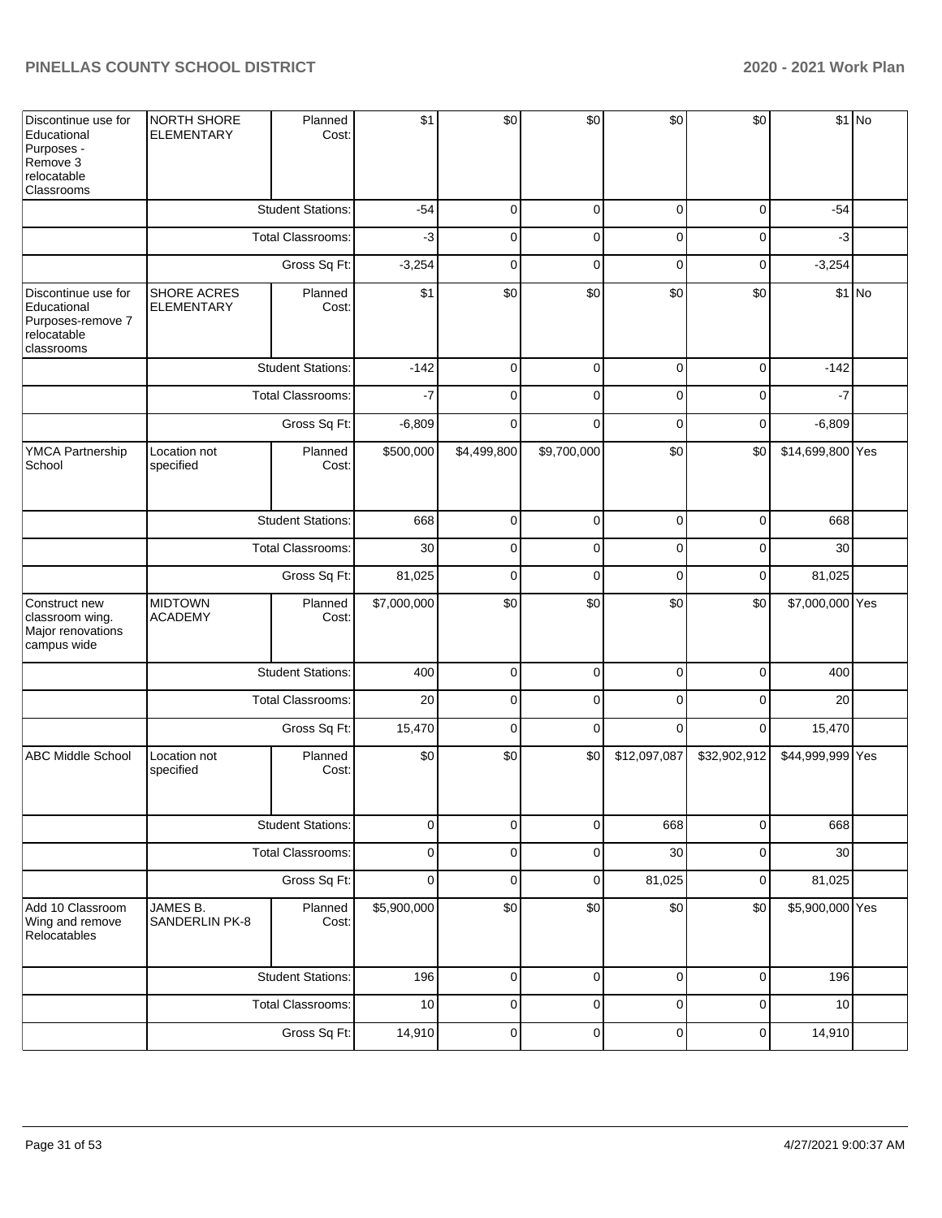| Discontinue use for Educational Purposes - Remove 3 relocatable Classrooms | NORTH SHORE ELEMENTARY | Planned Cost: | $1 | $0 | $0 | $0 | $0 | $1 | No |
|---|---|---|---|---|---|---|---|---|---|
| | | Student Stations: | -54 | 0 | 0 | 0 | 0 | -54 | |
| | | Total Classrooms: | -3 | 0 | 0 | 0 | 0 | -3 | |
| | | Gross Sq Ft: | -3,254 | 0 | 0 | 0 | 0 | -3,254 | |
| Discontinue use for Educational Purposes-remove 7 relocatable classrooms | SHORE ACRES ELEMENTARY | Planned Cost: | $1 | $0 | $0 | $0 | $0 | $1 | No |
| | | Student Stations: | -142 | 0 | 0 | 0 | 0 | -142 | |
| | | Total Classrooms: | -7 | 0 | 0 | 0 | 0 | -7 | |
| | | Gross Sq Ft: | -6,809 | 0 | 0 | 0 | 0 | -6,809 | |
| YMCA Partnership School | Location not specified | Planned Cost: | $500,000 | $4,499,800 | $9,700,000 | $0 | $0 | $14,699,800 | Yes |
| | | Student Stations: | 668 | 0 | 0 | 0 | 0 | 668 | |
| | | Total Classrooms: | 30 | 0 | 0 | 0 | 0 | 30 | |
| | | Gross Sq Ft: | 81,025 | 0 | 0 | 0 | 0 | 81,025 | |
| Construct new classroom wing. Major renovations campus wide | MIDTOWN ACADEMY | Planned Cost: | $7,000,000 | $0 | $0 | $0 | $0 | $7,000,000 | Yes |
| | | Student Stations: | 400 | 0 | 0 | 0 | 0 | 400 | |
| | | Total Classrooms: | 20 | 0 | 0 | 0 | 0 | 20 | |
| | | Gross Sq Ft: | 15,470 | 0 | 0 | 0 | 0 | 15,470 | |
| ABC Middle School | Location not specified | Planned Cost: | $0 | $0 | $0 | $12,097,087 | $32,902,912 | $44,999,999 | Yes |
| | | Student Stations: | 0 | 0 | 0 | 668 | 0 | 668 | |
| | | Total Classrooms: | 0 | 0 | 0 | 30 | 0 | 30 | |
| | | Gross Sq Ft: | 0 | 0 | 0 | 81,025 | 0 | 81,025 | |
| Add 10 Classroom Wing and remove Relocatables | JAMES B. SANDERLIN PK-8 | Planned Cost: | $5,900,000 | $0 | $0 | $0 | $0 | $5,900,000 | Yes |
| | | Student Stations: | 196 | 0 | 0 | 0 | 0 | 196 | |
| | | Total Classrooms: | 10 | 0 | 0 | 0 | 0 | 10 | |
| | | Gross Sq Ft: | 14,910 | 0 | 0 | 0 | 0 | 14,910 | |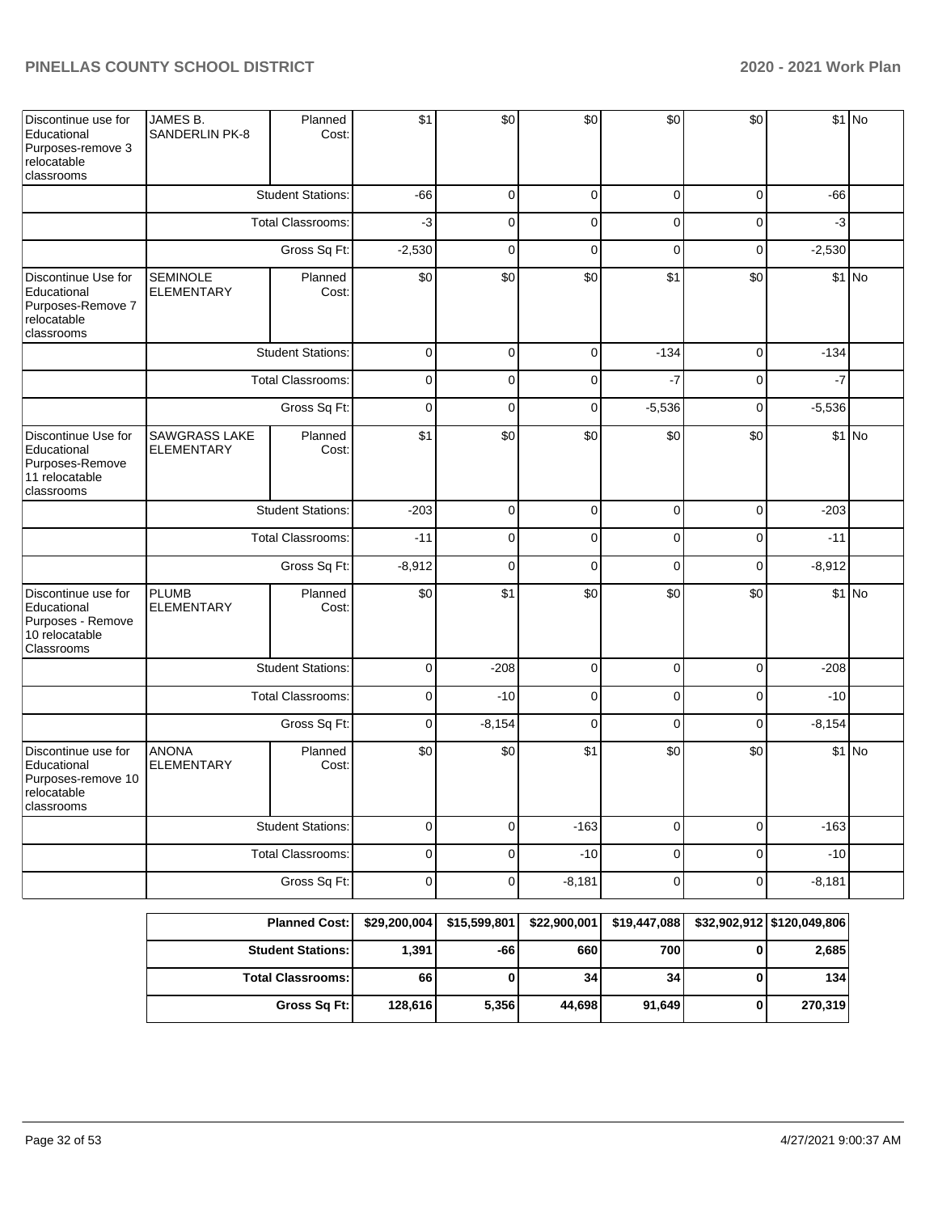| | | | | | | | | | |
|---|---|---|---|---|---|---|---|---|---|
| Discontinue use for Educational Purposes-remove 3 relocatable classrooms | JAMES B. SANDERLIN PK-8 | Planned Cost: | $1 | $0 | $0 | $0 | $0 | $1 | No |
| | | Student Stations: | -66 | 0 | 0 | 0 | 0 | -66 | |
| | | Total Classrooms: | -3 | 0 | 0 | 0 | 0 | -3 | |
| | | Gross Sq Ft: | -2,530 | 0 | 0 | 0 | 0 | -2,530 | |
| Discontinue Use for Educational Purposes-Remove 7 relocatable classrooms | SEMINOLE ELEMENTARY | Planned Cost: | $0 | $0 | $0 | $1 | $0 | $1 | No |
| | | Student Stations: | 0 | 0 | 0 | -134 | 0 | -134 | |
| | | Total Classrooms: | 0 | 0 | 0 | -7 | 0 | -7 | |
| | | Gross Sq Ft: | 0 | 0 | 0 | -5,536 | 0 | -5,536 | |
| Discontinue Use for Educational Purposes-Remove 11 relocatable classrooms | SAWGRASS LAKE ELEMENTARY | Planned Cost: | $1 | $0 | $0 | $0 | $0 | $1 | No |
| | | Student Stations: | -203 | 0 | 0 | 0 | 0 | -203 | |
| | | Total Classrooms: | -11 | 0 | 0 | 0 | 0 | -11 | |
| | | Gross Sq Ft: | -8,912 | 0 | 0 | 0 | 0 | -8,912 | |
| Discontinue use for Educational Purposes - Remove 10 relocatable Classrooms | PLUMB ELEMENTARY | Planned Cost: | $0 | $1 | $0 | $0 | $0 | $1 | No |
| | | Student Stations: | 0 | -208 | 0 | 0 | 0 | -208 | |
| | | Total Classrooms: | 0 | -10 | 0 | 0 | 0 | -10 | |
| | | Gross Sq Ft: | 0 | -8,154 | 0 | 0 | 0 | -8,154 | |
| Discontinue use for Educational Purposes-remove 10 relocatable classrooms | ANONA ELEMENTARY | Planned Cost: | $0 | $0 | $1 | $0 | $0 | $1 | No |
| | | Student Stations: | 0 | 0 | -163 | 0 | 0 | -163 | |
| | | Total Classrooms: | 0 | 0 | -10 | 0 | 0 | -10 | |
| | | Gross Sq Ft: | 0 | 0 | -8,181 | 0 | 0 | -8,181 | |

| | | | | | | |
|---|---|---|---|---|---|---|
| **Planned Cost:** | **$29,200,004** | **$15,599,801** | **$22,900,001** | **$19,447,088** | **$32,902,912** | **$120,049,806** |
| **Student Stations:** | **1,391** | **-66** | **660** | **700** | **0** | **2,685** |
| **Total Classrooms:** | **66** | **0** | **34** | **34** | **0** | **134** |
| **Gross Sq Ft:** | **128,616** | **5,356** | **44,698** | **91,649** | **0** | **270,319** |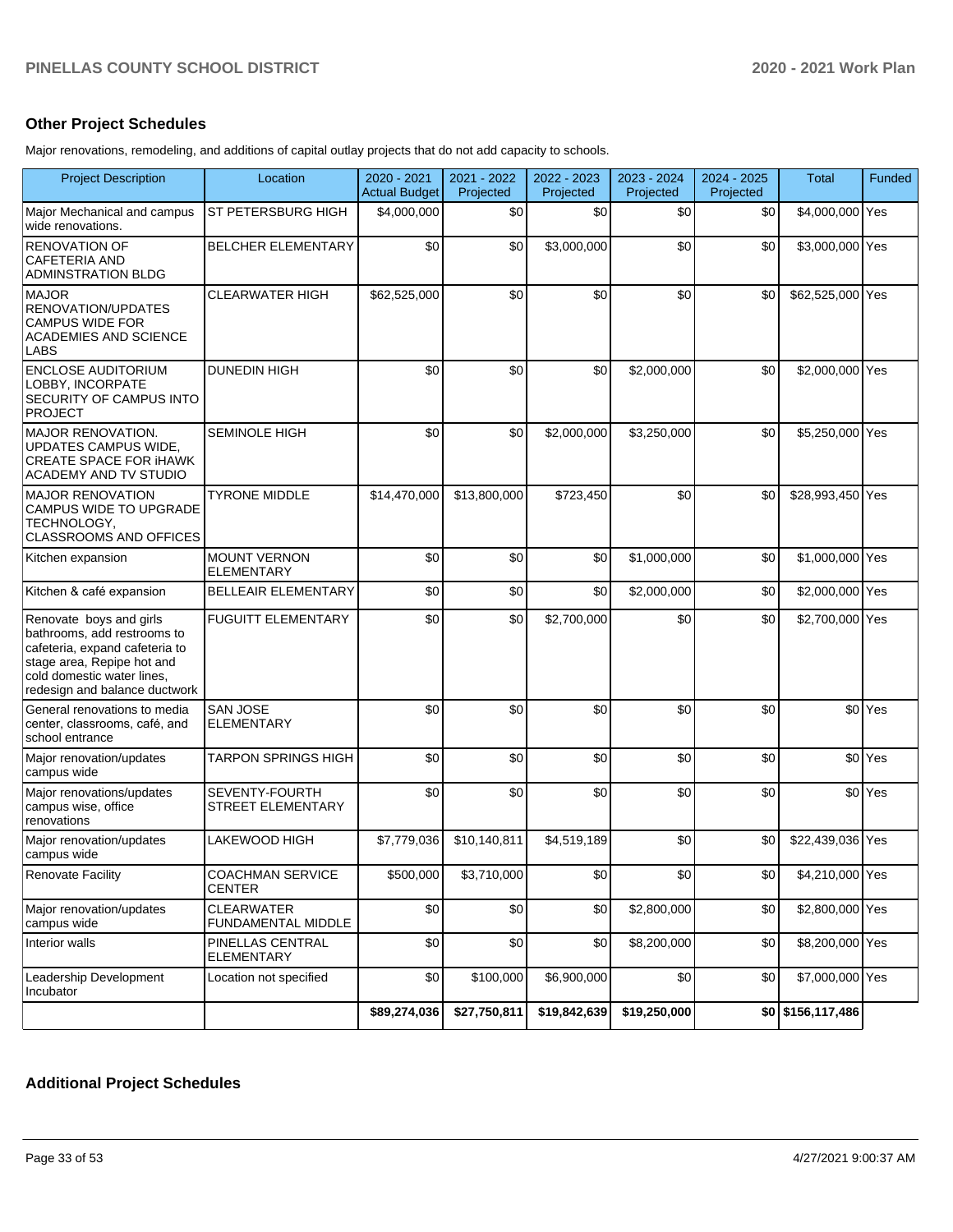## Other Project Schedules

Major renovations, remodeling, and additions of capital outlay projects that do not add capacity to schools.

| Project Description | Location | 2020 - 2021 Actual Budget | 2021 - 2022 Projected | 2022 - 2023 Projected | 2023 - 2024 Projected | 2024 - 2025 Projected | Total | Funded |
|---|---|---|---|---|---|---|---|---|
| Major Mechanical and campus wide renovations. | ST PETERSBURG HIGH | $4,000,000 | $0 | $0 | $0 | $0 | $4,000,000 | Yes |
| RENOVATION OF CAFETERIA AND ADMINSTRATION BLDG | BELCHER ELEMENTARY | $0 | $0 | $3,000,000 | $0 | $0 | $3,000,000 | Yes |
| MAJOR RENOVATION/UPDATES CAMPUS WIDE FOR ACADEMIES AND SCIENCE LABS | CLEARWATER HIGH | $62,525,000 | $0 | $0 | $0 | $0 | $62,525,000 | Yes |
| ENCLOSE AUDITORIUM LOBBY, INCORPATE SECURITY OF CAMPUS INTO PROJECT | DUNEDIN HIGH | $0 | $0 | $0 | $2,000,000 | $0 | $2,000,000 | Yes |
| MAJOR RENOVATION. UPDATES CAMPUS WIDE, CREATE SPACE FOR iHAWK ACADEMY AND TV STUDIO | SEMINOLE HIGH | $0 | $0 | $2,000,000 | $3,250,000 | $0 | $5,250,000 | Yes |
| MAJOR RENOVATION CAMPUS WIDE TO UPGRADE TECHNOLOGY, CLASSROOMS AND OFFICES | TYRONE MIDDLE | $14,470,000 | $13,800,000 | $723,450 | $0 | $0 | $28,993,450 | Yes |
| Kitchen expansion | MOUNT VERNON ELEMENTARY | $0 | $0 | $0 | $1,000,000 | $0 | $1,000,000 | Yes |
| Kitchen & café expansion | BELLEAIR ELEMENTARY | $0 | $0 | $0 | $2,000,000 | $0 | $2,000,000 | Yes |
| Renovate boys and girls bathrooms, add restrooms to cafeteria, expand cafeteria to stage area, Repipe hot and cold domestic water lines, redesign and balance ductwork | FUGUITT ELEMENTARY | $0 | $0 | $2,700,000 | $0 | $0 | $2,700,000 | Yes |
| General renovations to media center, classrooms, café, and school entrance | SAN JOSE ELEMENTARY | $0 | $0 | $0 | $0 | $0 | $0 | Yes |
| Major renovation/updates campus wide | TARPON SPRINGS HIGH | $0 | $0 | $0 | $0 | $0 | $0 | Yes |
| Major renovations/updates campus wise, office renovations | SEVENTY-FOURTH STREET ELEMENTARY | $0 | $0 | $0 | $0 | $0 | $0 | Yes |
| Major renovation/updates campus wide | LAKEWOOD HIGH | $7,779,036 | $10,140,811 | $4,519,189 | $0 | $0 | $22,439,036 | Yes |
| Renovate Facility | COACHMAN SERVICE CENTER | $500,000 | $3,710,000 | $0 | $0 | $0 | $4,210,000 | Yes |
| Major renovation/updates campus wide | CLEARWATER FUNDAMENTAL MIDDLE | $0 | $0 | $0 | $2,800,000 | $0 | $2,800,000 | Yes |
| Interior walls | PINELLAS CENTRAL ELEMENTARY | $0 | $0 | $0 | $8,200,000 | $0 | $8,200,000 | Yes |
| Leadership Development Incubator | Location not specified | $0 | $100,000 | $6,900,000 | $0 | $0 | $7,000,000 | Yes |
| | | **$89,274,036** | **$27,750,811** | **$19,842,639** | **$19,250,000** | **$0** | **$156,117,486** | |

## Additional Project Schedules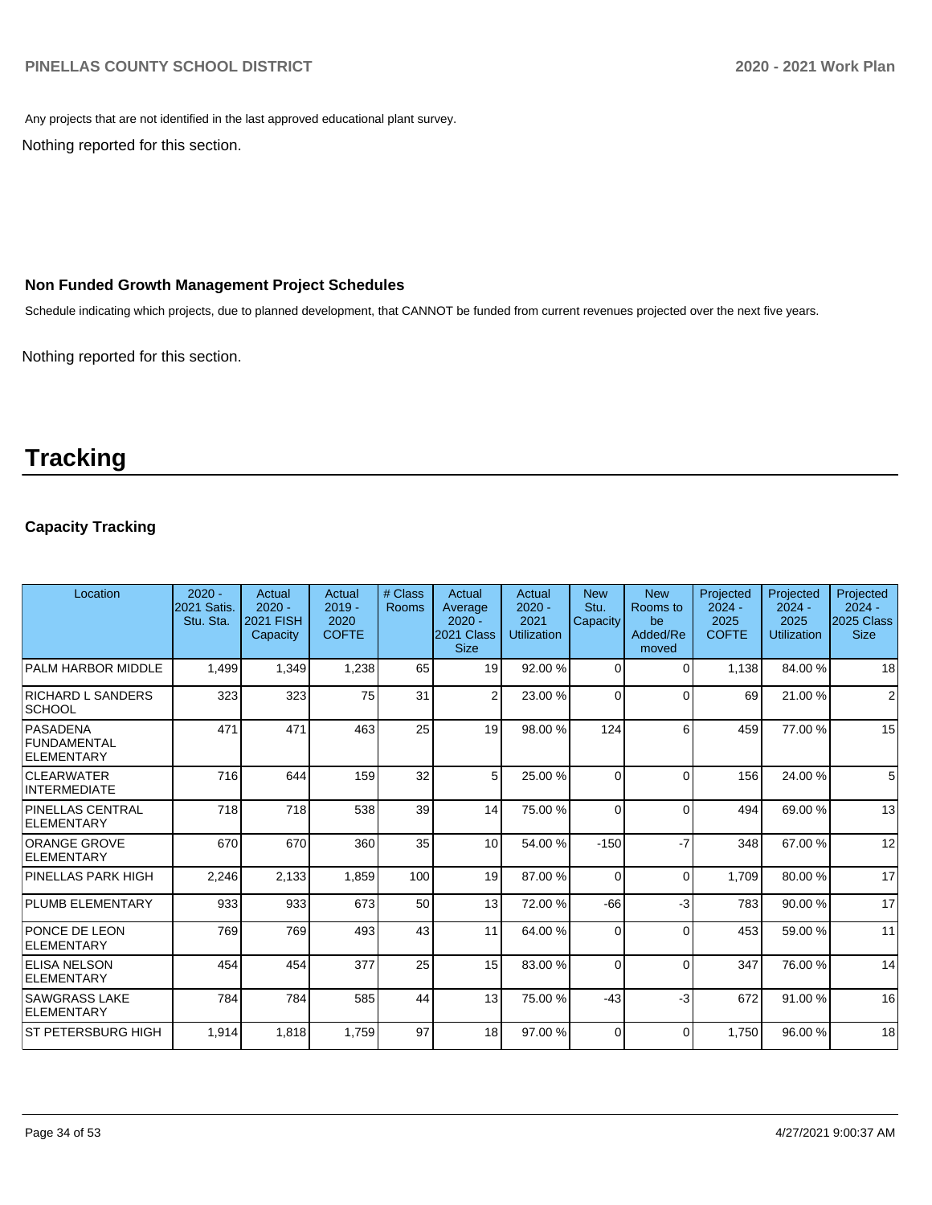Any projects that are not identified in the last approved educational plant survey.

Nothing reported for this section.

### Non Funded Growth Management Project Schedules

Schedule indicating which projects, due to planned development, that CANNOT be funded from current revenues projected over the next five years.

Nothing reported for this section.

# Tracking

### Capacity Tracking

| Location | 2020 - 2021 Satis. Stu. Sta. | Actual 2020 - 2021 FISH Capacity | Actual 2019 - 2020 COFTE | # Class Rooms | Actual Average 2020 - 2021 Class Size | Actual 2020 - 2021 Utilization | New Stu. Capacity | New Rooms to be Added/Removed | Projected 2024 - 2025 COFTE | Projected 2024 - 2025 Utilization | Projected 2024 - 2025 Class Size |
|---|---|---|---|---|---|---|---|---|---|---|---|
| PALM HARBOR MIDDLE | 1,499 | 1,349 | 1,238 | 65 | 19 | 92.00 % | 0 | 0 | 1,138 | 84.00 % | 18 |
| RICHARD L SANDERS SCHOOL | 323 | 323 | 75 | 31 | 2 | 23.00 % | 0 | 0 | 69 | 21.00 % | 2 |
| PASADENA FUNDAMENTAL ELEMENTARY | 471 | 471 | 463 | 25 | 19 | 98.00 % | 124 | 6 | 459 | 77.00 % | 15 |
| CLEARWATER INTERMEDIATE | 716 | 644 | 159 | 32 | 5 | 25.00 % | 0 | 0 | 156 | 24.00 % | 5 |
| PINELLAS CENTRAL ELEMENTARY | 718 | 718 | 538 | 39 | 14 | 75.00 % | 0 | 0 | 494 | 69.00 % | 13 |
| ORANGE GROVE ELEMENTARY | 670 | 670 | 360 | 35 | 10 | 54.00 % | -150 | -7 | 348 | 67.00 % | 12 |
| PINELLAS PARK HIGH | 2,246 | 2,133 | 1,859 | 100 | 19 | 87.00 % | 0 | 0 | 1,709 | 80.00 % | 17 |
| PLUMB ELEMENTARY | 933 | 933 | 673 | 50 | 13 | 72.00 % | -66 | -3 | 783 | 90.00 % | 17 |
| PONCE DE LEON ELEMENTARY | 769 | 769 | 493 | 43 | 11 | 64.00 % | 0 | 0 | 453 | 59.00 % | 11 |
| ELISA NELSON ELEMENTARY | 454 | 454 | 377 | 25 | 15 | 83.00 % | 0 | 0 | 347 | 76.00 % | 14 |
| SAWGRASS LAKE ELEMENTARY | 784 | 784 | 585 | 44 | 13 | 75.00 % | -43 | -3 | 672 | 91.00 % | 16 |
| ST PETERSBURG HIGH | 1,914 | 1,818 | 1,759 | 97 | 18 | 97.00 % | 0 | 0 | 1,750 | 96.00 % | 18 |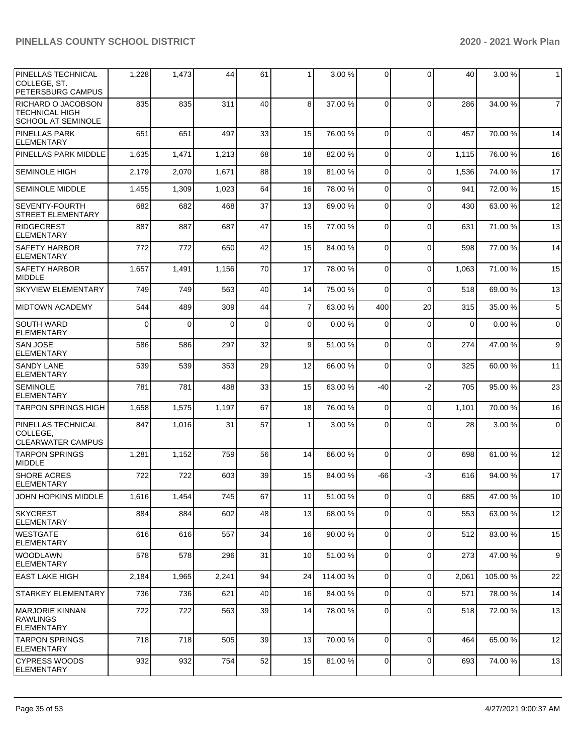| PINELLAS TECHNICAL COLLEGE, ST. PETERSBURG CAMPUS | 1,228 | 1,473 | 44 | 61 | 1 | 3.00 % | 0 | 0 | 40 | 3.00 % | 1 |
|---|---|---|---|---|---|---|---|---|---|---|---|
| RICHARD O JACOBSON TECHNICAL HIGH SCHOOL AT SEMINOLE | 835 | 835 | 311 | 40 | 8 | 37.00 % | 0 | 0 | 286 | 34.00 % | 7 |
| PINELLAS PARK ELEMENTARY | 651 | 651 | 497 | 33 | 15 | 76.00 % | 0 | 0 | 457 | 70.00 % | 14 |
| PINELLAS PARK MIDDLE | 1,635 | 1,471 | 1,213 | 68 | 18 | 82.00 % | 0 | 0 | 1,115 | 76.00 % | 16 |
| SEMINOLE HIGH | 2,179 | 2,070 | 1,671 | 88 | 19 | 81.00 % | 0 | 0 | 1,536 | 74.00 % | 17 |
| SEMINOLE MIDDLE | 1,455 | 1,309 | 1,023 | 64 | 16 | 78.00 % | 0 | 0 | 941 | 72.00 % | 15 |
| SEVENTY-FOURTH STREET ELEMENTARY | 682 | 682 | 468 | 37 | 13 | 69.00 % | 0 | 0 | 430 | 63.00 % | 12 |
| RIDGECREST ELEMENTARY | 887 | 887 | 687 | 47 | 15 | 77.00 % | 0 | 0 | 631 | 71.00 % | 13 |
| SAFETY HARBOR ELEMENTARY | 772 | 772 | 650 | 42 | 15 | 84.00 % | 0 | 0 | 598 | 77.00 % | 14 |
| SAFETY HARBOR MIDDLE | 1,657 | 1,491 | 1,156 | 70 | 17 | 78.00 % | 0 | 0 | 1,063 | 71.00 % | 15 |
| SKYVIEW ELEMENTARY | 749 | 749 | 563 | 40 | 14 | 75.00 % | 0 | 0 | 518 | 69.00 % | 13 |
| MIDTOWN ACADEMY | 544 | 489 | 309 | 44 | 7 | 63.00 % | 400 | 20 | 315 | 35.00 % | 5 |
| SOUTH WARD ELEMENTARY | 0 | 0 | 0 | 0 | 0 | 0.00 % | 0 | 0 | 0 | 0.00 % | 0 |
| SAN JOSE ELEMENTARY | 586 | 586 | 297 | 32 | 9 | 51.00 % | 0 | 0 | 274 | 47.00 % | 9 |
| SANDY LANE ELEMENTARY | 539 | 539 | 353 | 29 | 12 | 66.00 % | 0 | 0 | 325 | 60.00 % | 11 |
| SEMINOLE ELEMENTARY | 781 | 781 | 488 | 33 | 15 | 63.00 % | -40 | -2 | 705 | 95.00 % | 23 |
| TARPON SPRINGS HIGH | 1,658 | 1,575 | 1,197 | 67 | 18 | 76.00 % | 0 | 0 | 1,101 | 70.00 % | 16 |
| PINELLAS TECHNICAL COLLEGE, CLEARWATER CAMPUS | 847 | 1,016 | 31 | 57 | 1 | 3.00 % | 0 | 0 | 28 | 3.00 % | 0 |
| TARPON SPRINGS MIDDLE | 1,281 | 1,152 | 759 | 56 | 14 | 66.00 % | 0 | 0 | 698 | 61.00 % | 12 |
| SHORE ACRES ELEMENTARY | 722 | 722 | 603 | 39 | 15 | 84.00 % | -66 | -3 | 616 | 94.00 % | 17 |
| JOHN HOPKINS MIDDLE | 1,616 | 1,454 | 745 | 67 | 11 | 51.00 % | 0 | 0 | 685 | 47.00 % | 10 |
| SKYCREST ELEMENTARY | 884 | 884 | 602 | 48 | 13 | 68.00 % | 0 | 0 | 553 | 63.00 % | 12 |
| WESTGATE ELEMENTARY | 616 | 616 | 557 | 34 | 16 | 90.00 % | 0 | 0 | 512 | 83.00 % | 15 |
| WOODLAWN ELEMENTARY | 578 | 578 | 296 | 31 | 10 | 51.00 % | 0 | 0 | 273 | 47.00 % | 9 |
| EAST LAKE HIGH | 2,184 | 1,965 | 2,241 | 94 | 24 | 114.00 % | 0 | 0 | 2,061 | 105.00 % | 22 |
| STARKEY ELEMENTARY | 736 | 736 | 621 | 40 | 16 | 84.00 % | 0 | 0 | 571 | 78.00 % | 14 |
| MARJORIE KINNAN RAWLINGS ELEMENTARY | 722 | 722 | 563 | 39 | 14 | 78.00 % | 0 | 0 | 518 | 72.00 % | 13 |
| TARPON SPRINGS ELEMENTARY | 718 | 718 | 505 | 39 | 13 | 70.00 % | 0 | 0 | 464 | 65.00 % | 12 |
| CYPRESS WOODS ELEMENTARY | 932 | 932 | 754 | 52 | 15 | 81.00 % | 0 | 0 | 693 | 74.00 % | 13 |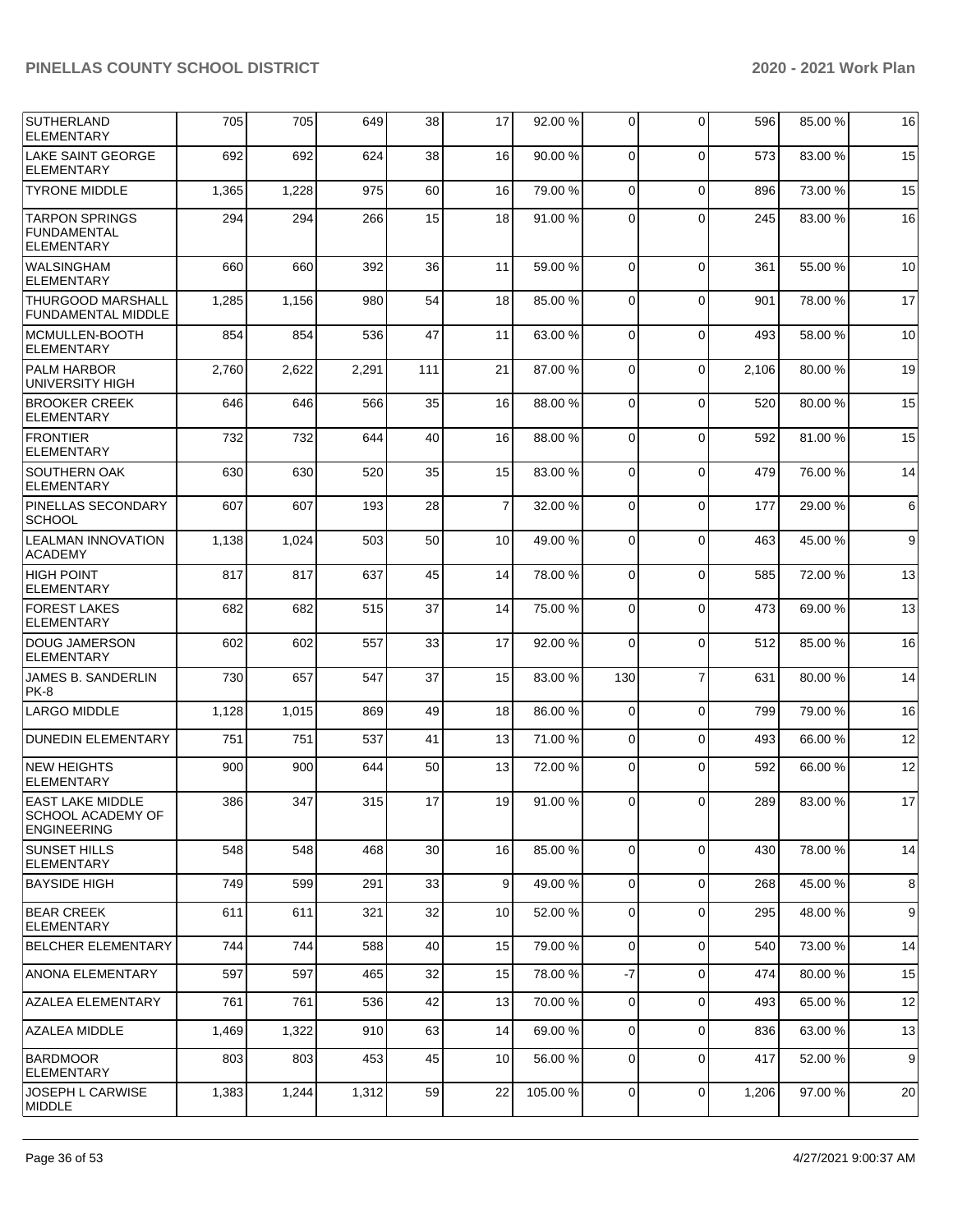| | | | | | | | | | | | |
|---|---|---|---|---|---|---|---|---|---|---|---|
| SUTHERLAND ELEMENTARY | 705 | 705 | 649 | 38 | 17 | 92.00 % | 0 | 0 | 596 | 85.00 % | 16 |
| LAKE SAINT GEORGE ELEMENTARY | 692 | 692 | 624 | 38 | 16 | 90.00 % | 0 | 0 | 573 | 83.00 % | 15 |
| TYRONE MIDDLE | 1,365 | 1,228 | 975 | 60 | 16 | 79.00 % | 0 | 0 | 896 | 73.00 % | 15 |
| TARPON SPRINGS FUNDAMENTAL ELEMENTARY | 294 | 294 | 266 | 15 | 18 | 91.00 % | 0 | 0 | 245 | 83.00 % | 16 |
| WALSINGHAM ELEMENTARY | 660 | 660 | 392 | 36 | 11 | 59.00 % | 0 | 0 | 361 | 55.00 % | 10 |
| THURGOOD MARSHALL FUNDAMENTAL MIDDLE | 1,285 | 1,156 | 980 | 54 | 18 | 85.00 % | 0 | 0 | 901 | 78.00 % | 17 |
| MCMULLEN-BOOTH ELEMENTARY | 854 | 854 | 536 | 47 | 11 | 63.00 % | 0 | 0 | 493 | 58.00 % | 10 |
| PALM HARBOR UNIVERSITY HIGH | 2,760 | 2,622 | 2,291 | 111 | 21 | 87.00 % | 0 | 0 | 2,106 | 80.00 % | 19 |
| BROOKER CREEK ELEMENTARY | 646 | 646 | 566 | 35 | 16 | 88.00 % | 0 | 0 | 520 | 80.00 % | 15 |
| FRONTIER ELEMENTARY | 732 | 732 | 644 | 40 | 16 | 88.00 % | 0 | 0 | 592 | 81.00 % | 15 |
| SOUTHERN OAK ELEMENTARY | 630 | 630 | 520 | 35 | 15 | 83.00 % | 0 | 0 | 479 | 76.00 % | 14 |
| PINELLAS SECONDARY SCHOOL | 607 | 607 | 193 | 28 | 7 | 32.00 % | 0 | 0 | 177 | 29.00 % | 6 |
| LEALMAN INNOVATION ACADEMY | 1,138 | 1,024 | 503 | 50 | 10 | 49.00 % | 0 | 0 | 463 | 45.00 % | 9 |
| HIGH POINT ELEMENTARY | 817 | 817 | 637 | 45 | 14 | 78.00 % | 0 | 0 | 585 | 72.00 % | 13 |
| FOREST LAKES ELEMENTARY | 682 | 682 | 515 | 37 | 14 | 75.00 % | 0 | 0 | 473 | 69.00 % | 13 |
| DOUG JAMERSON ELEMENTARY | 602 | 602 | 557 | 33 | 17 | 92.00 % | 0 | 0 | 512 | 85.00 % | 16 |
| JAMES B. SANDERLIN PK-8 | 730 | 657 | 547 | 37 | 15 | 83.00 % | 130 | 7 | 631 | 80.00 % | 14 |
| LARGO MIDDLE | 1,128 | 1,015 | 869 | 49 | 18 | 86.00 % | 0 | 0 | 799 | 79.00 % | 16 |
| DUNEDIN ELEMENTARY | 751 | 751 | 537 | 41 | 13 | 71.00 % | 0 | 0 | 493 | 66.00 % | 12 |
| NEW HEIGHTS ELEMENTARY | 900 | 900 | 644 | 50 | 13 | 72.00 % | 0 | 0 | 592 | 66.00 % | 12 |
| EAST LAKE MIDDLE SCHOOL ACADEMY OF ENGINEERING | 386 | 347 | 315 | 17 | 19 | 91.00 % | 0 | 0 | 289 | 83.00 % | 17 |
| SUNSET HILLS ELEMENTARY | 548 | 548 | 468 | 30 | 16 | 85.00 % | 0 | 0 | 430 | 78.00 % | 14 |
| BAYSIDE HIGH | 749 | 599 | 291 | 33 | 9 | 49.00 % | 0 | 0 | 268 | 45.00 % | 8 |
| BEAR CREEK ELEMENTARY | 611 | 611 | 321 | 32 | 10 | 52.00 % | 0 | 0 | 295 | 48.00 % | 9 |
| BELCHER ELEMENTARY | 744 | 744 | 588 | 40 | 15 | 79.00 % | 0 | 0 | 540 | 73.00 % | 14 |
| ANONA ELEMENTARY | 597 | 597 | 465 | 32 | 15 | 78.00 % | -7 | 0 | 474 | 80.00 % | 15 |
| AZALEA ELEMENTARY | 761 | 761 | 536 | 42 | 13 | 70.00 % | 0 | 0 | 493 | 65.00 % | 12 |
| AZALEA MIDDLE | 1,469 | 1,322 | 910 | 63 | 14 | 69.00 % | 0 | 0 | 836 | 63.00 % | 13 |
| BARDMOOR ELEMENTARY | 803 | 803 | 453 | 45 | 10 | 56.00 % | 0 | 0 | 417 | 52.00 % | 9 |
| JOSEPH L CARWISE MIDDLE | 1,383 | 1,244 | 1,312 | 59 | 22 | 105.00 % | 0 | 0 | 1,206 | 97.00 % | 20 |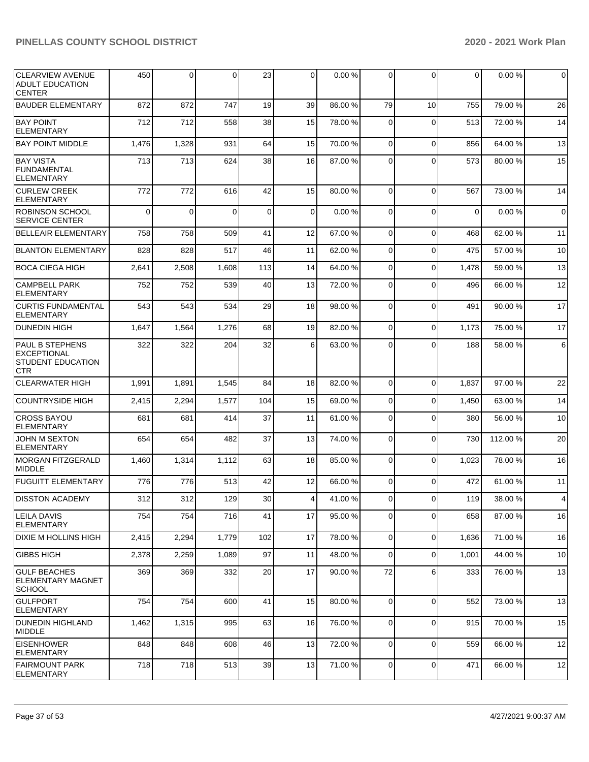| | | | | | | | | | | |
|---|---|---|---|---|---|---|---|---|---|---|
| CLEARVIEW AVENUE ADULT EDUCATION CENTER | 450 | 0 | 0 | 23 | 0 | 0.00 % | 0 | 0 | 0 | 0.00 % | 0 |
| BAUDER ELEMENTARY | 872 | 872 | 747 | 19 | 39 | 86.00 % | 79 | 10 | 755 | 79.00 % | 26 |
| BAY POINT ELEMENTARY | 712 | 712 | 558 | 38 | 15 | 78.00 % | 0 | 0 | 513 | 72.00 % | 14 |
| BAY POINT MIDDLE | 1,476 | 1,328 | 931 | 64 | 15 | 70.00 % | 0 | 0 | 856 | 64.00 % | 13 |
| BAY VISTA FUNDAMENTAL ELEMENTARY | 713 | 713 | 624 | 38 | 16 | 87.00 % | 0 | 0 | 573 | 80.00 % | 15 |
| CURLEW CREEK ELEMENTARY | 772 | 772 | 616 | 42 | 15 | 80.00 % | 0 | 0 | 567 | 73.00 % | 14 |
| ROBINSON SCHOOL SERVICE CENTER | 0 | 0 | 0 | 0 | 0 | 0.00 % | 0 | 0 | 0 | 0.00 % | 0 |
| BELLEAIR ELEMENTARY | 758 | 758 | 509 | 41 | 12 | 67.00 % | 0 | 0 | 468 | 62.00 % | 11 |
| BLANTON ELEMENTARY | 828 | 828 | 517 | 46 | 11 | 62.00 % | 0 | 0 | 475 | 57.00 % | 10 |
| BOCA CIEGA HIGH | 2,641 | 2,508 | 1,608 | 113 | 14 | 64.00 % | 0 | 0 | 1,478 | 59.00 % | 13 |
| CAMPBELL PARK ELEMENTARY | 752 | 752 | 539 | 40 | 13 | 72.00 % | 0 | 0 | 496 | 66.00 % | 12 |
| CURTIS FUNDAMENTAL ELEMENTARY | 543 | 543 | 534 | 29 | 18 | 98.00 % | 0 | 0 | 491 | 90.00 % | 17 |
| DUNEDIN HIGH | 1,647 | 1,564 | 1,276 | 68 | 19 | 82.00 % | 0 | 0 | 1,173 | 75.00 % | 17 |
| PAUL B STEPHENS EXCEPTIONAL STUDENT EDUCATION CTR | 322 | 322 | 204 | 32 | 6 | 63.00 % | 0 | 0 | 188 | 58.00 % | 6 |
| CLEARWATER HIGH | 1,991 | 1,891 | 1,545 | 84 | 18 | 82.00 % | 0 | 0 | 1,837 | 97.00 % | 22 |
| COUNTRYSIDE HIGH | 2,415 | 2,294 | 1,577 | 104 | 15 | 69.00 % | 0 | 0 | 1,450 | 63.00 % | 14 |
| CROSS BAYOU ELEMENTARY | 681 | 681 | 414 | 37 | 11 | 61.00 % | 0 | 0 | 380 | 56.00 % | 10 |
| JOHN M SEXTON ELEMENTARY | 654 | 654 | 482 | 37 | 13 | 74.00 % | 0 | 0 | 730 | 112.00 % | 20 |
| MORGAN FITZGERALD MIDDLE | 1,460 | 1,314 | 1,112 | 63 | 18 | 85.00 % | 0 | 0 | 1,023 | 78.00 % | 16 |
| FUGUITT ELEMENTARY | 776 | 776 | 513 | 42 | 12 | 66.00 % | 0 | 0 | 472 | 61.00 % | 11 |
| DISSTON ACADEMY | 312 | 312 | 129 | 30 | 4 | 41.00 % | 0 | 0 | 119 | 38.00 % | 4 |
| LEILA DAVIS ELEMENTARY | 754 | 754 | 716 | 41 | 17 | 95.00 % | 0 | 0 | 658 | 87.00 % | 16 |
| DIXIE M HOLLINS HIGH | 2,415 | 2,294 | 1,779 | 102 | 17 | 78.00 % | 0 | 0 | 1,636 | 71.00 % | 16 |
| GIBBS HIGH | 2,378 | 2,259 | 1,089 | 97 | 11 | 48.00 % | 0 | 0 | 1,001 | 44.00 % | 10 |
| GULF BEACHES ELEMENTARY MAGNET SCHOOL | 369 | 369 | 332 | 20 | 17 | 90.00 % | 72 | 6 | 333 | 76.00 % | 13 |
| GULFPORT ELEMENTARY | 754 | 754 | 600 | 41 | 15 | 80.00 % | 0 | 0 | 552 | 73.00 % | 13 |
| DUNEDIN HIGHLAND MIDDLE | 1,462 | 1,315 | 995 | 63 | 16 | 76.00 % | 0 | 0 | 915 | 70.00 % | 15 |
| EISENHOWER ELEMENTARY | 848 | 848 | 608 | 46 | 13 | 72.00 % | 0 | 0 | 559 | 66.00 % | 12 |
| FAIRMOUNT PARK ELEMENTARY | 718 | 718 | 513 | 39 | 13 | 71.00 % | 0 | 0 | 471 | 66.00 % | 12 |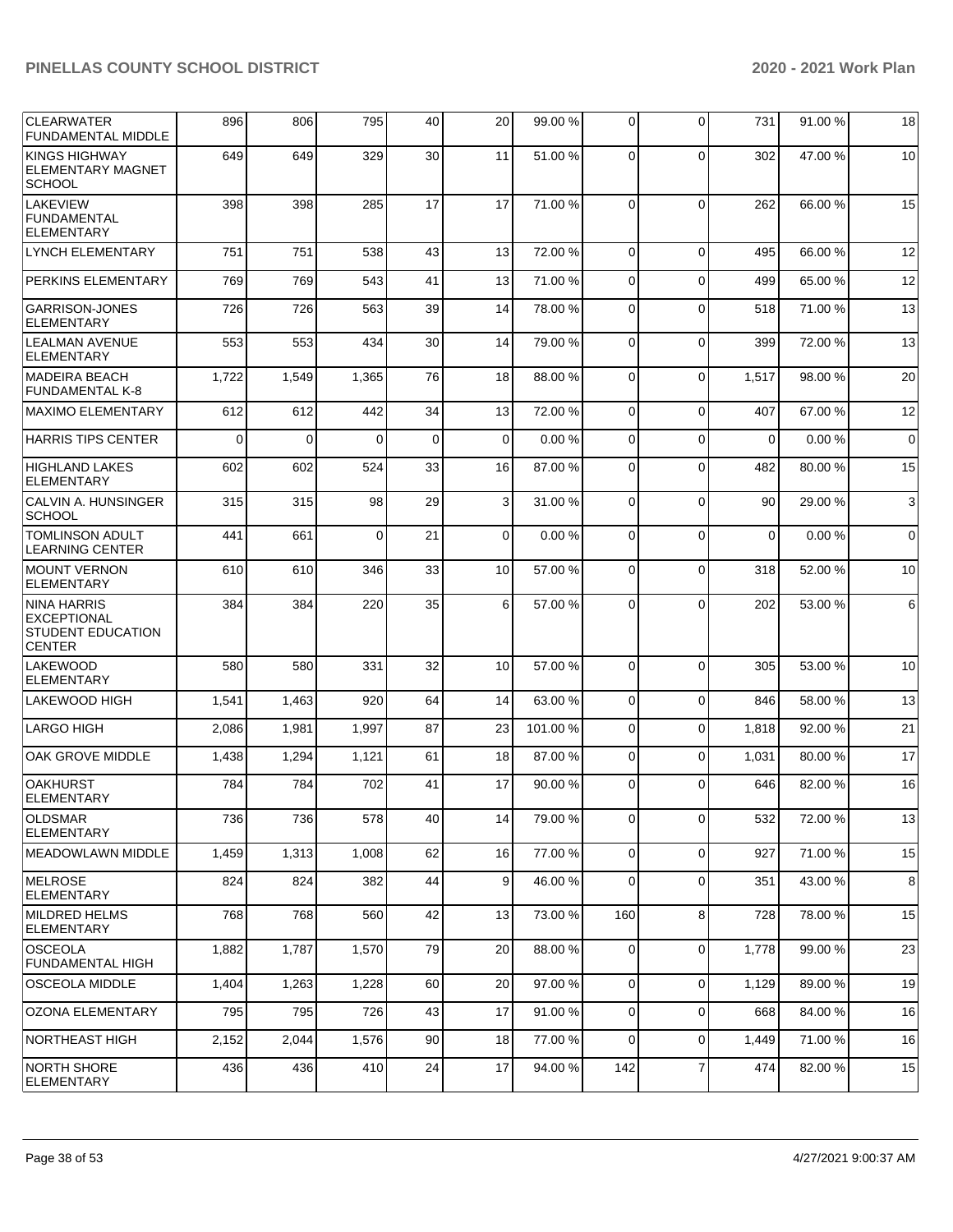| CLEARWATER FUNDAMENTAL MIDDLE | 896 | 806 | 795 | 40 | 20 | 99.00 % | 0 | 0 | 731 | 91.00 % | 18 |
|---|---|---|---|---|---|---|---|---|---|---|---|
| KINGS HIGHWAY ELEMENTARY MAGNET SCHOOL | 649 | 649 | 329 | 30 | 11 | 51.00 % | 0 | 0 | 302 | 47.00 % | 10 |
| LAKEVIEW FUNDAMENTAL ELEMENTARY | 398 | 398 | 285 | 17 | 17 | 71.00 % | 0 | 0 | 262 | 66.00 % | 15 |
| LYNCH ELEMENTARY | 751 | 751 | 538 | 43 | 13 | 72.00 % | 0 | 0 | 495 | 66.00 % | 12 |
| PERKINS ELEMENTARY | 769 | 769 | 543 | 41 | 13 | 71.00 % | 0 | 0 | 499 | 65.00 % | 12 |
| GARRISON-JONES ELEMENTARY | 726 | 726 | 563 | 39 | 14 | 78.00 % | 0 | 0 | 518 | 71.00 % | 13 |
| LEALMAN AVENUE ELEMENTARY | 553 | 553 | 434 | 30 | 14 | 79.00 % | 0 | 0 | 399 | 72.00 % | 13 |
| MADEIRA BEACH FUNDAMENTAL K-8 | 1,722 | 1,549 | 1,365 | 76 | 18 | 88.00 % | 0 | 0 | 1,517 | 98.00 % | 20 |
| MAXIMO ELEMENTARY | 612 | 612 | 442 | 34 | 13 | 72.00 % | 0 | 0 | 407 | 67.00 % | 12 |
| HARRIS TIPS CENTER | 0 | 0 | 0 | 0 | 0 | 0.00 % | 0 | 0 | 0 | 0.00 % | 0 |
| HIGHLAND LAKES ELEMENTARY | 602 | 602 | 524 | 33 | 16 | 87.00 % | 0 | 0 | 482 | 80.00 % | 15 |
| CALVIN A. HUNSINGER SCHOOL | 315 | 315 | 98 | 29 | 3 | 31.00 % | 0 | 0 | 90 | 29.00 % | 3 |
| TOMLINSON ADULT LEARNING CENTER | 441 | 661 | 0 | 21 | 0 | 0.00 % | 0 | 0 | 0 | 0.00 % | 0 |
| MOUNT VERNON ELEMENTARY | 610 | 610 | 346 | 33 | 10 | 57.00 % | 0 | 0 | 318 | 52.00 % | 10 |
| NINA HARRIS EXCEPTIONAL STUDENT EDUCATION CENTER | 384 | 384 | 220 | 35 | 6 | 57.00 % | 0 | 0 | 202 | 53.00 % | 6 |
| LAKEWOOD ELEMENTARY | 580 | 580 | 331 | 32 | 10 | 57.00 % | 0 | 0 | 305 | 53.00 % | 10 |
| LAKEWOOD HIGH | 1,541 | 1,463 | 920 | 64 | 14 | 63.00 % | 0 | 0 | 846 | 58.00 % | 13 |
| LARGO HIGH | 2,086 | 1,981 | 1,997 | 87 | 23 | 101.00 % | 0 | 0 | 1,818 | 92.00 % | 21 |
| OAK GROVE MIDDLE | 1,438 | 1,294 | 1,121 | 61 | 18 | 87.00 % | 0 | 0 | 1,031 | 80.00 % | 17 |
| OAKHURST ELEMENTARY | 784 | 784 | 702 | 41 | 17 | 90.00 % | 0 | 0 | 646 | 82.00 % | 16 |
| OLDSMAR ELEMENTARY | 736 | 736 | 578 | 40 | 14 | 79.00 % | 0 | 0 | 532 | 72.00 % | 13 |
| MEADOWLAWN MIDDLE | 1,459 | 1,313 | 1,008 | 62 | 16 | 77.00 % | 0 | 0 | 927 | 71.00 % | 15 |
| MELROSE ELEMENTARY | 824 | 824 | 382 | 44 | 9 | 46.00 % | 0 | 0 | 351 | 43.00 % | 8 |
| MILDRED HELMS ELEMENTARY | 768 | 768 | 560 | 42 | 13 | 73.00 % | 160 | 8 | 728 | 78.00 % | 15 |
| OSCEOLA FUNDAMENTAL HIGH | 1,882 | 1,787 | 1,570 | 79 | 20 | 88.00 % | 0 | 0 | 1,778 | 99.00 % | 23 |
| OSCEOLA MIDDLE | 1,404 | 1,263 | 1,228 | 60 | 20 | 97.00 % | 0 | 0 | 1,129 | 89.00 % | 19 |
| OZONA ELEMENTARY | 795 | 795 | 726 | 43 | 17 | 91.00 % | 0 | 0 | 668 | 84.00 % | 16 |
| NORTHEAST HIGH | 2,152 | 2,044 | 1,576 | 90 | 18 | 77.00 % | 0 | 0 | 1,449 | 71.00 % | 16 |
| NORTH SHORE ELEMENTARY | 436 | 436 | 410 | 24 | 17 | 94.00 % | 142 | 7 | 474 | 82.00 % | 15 |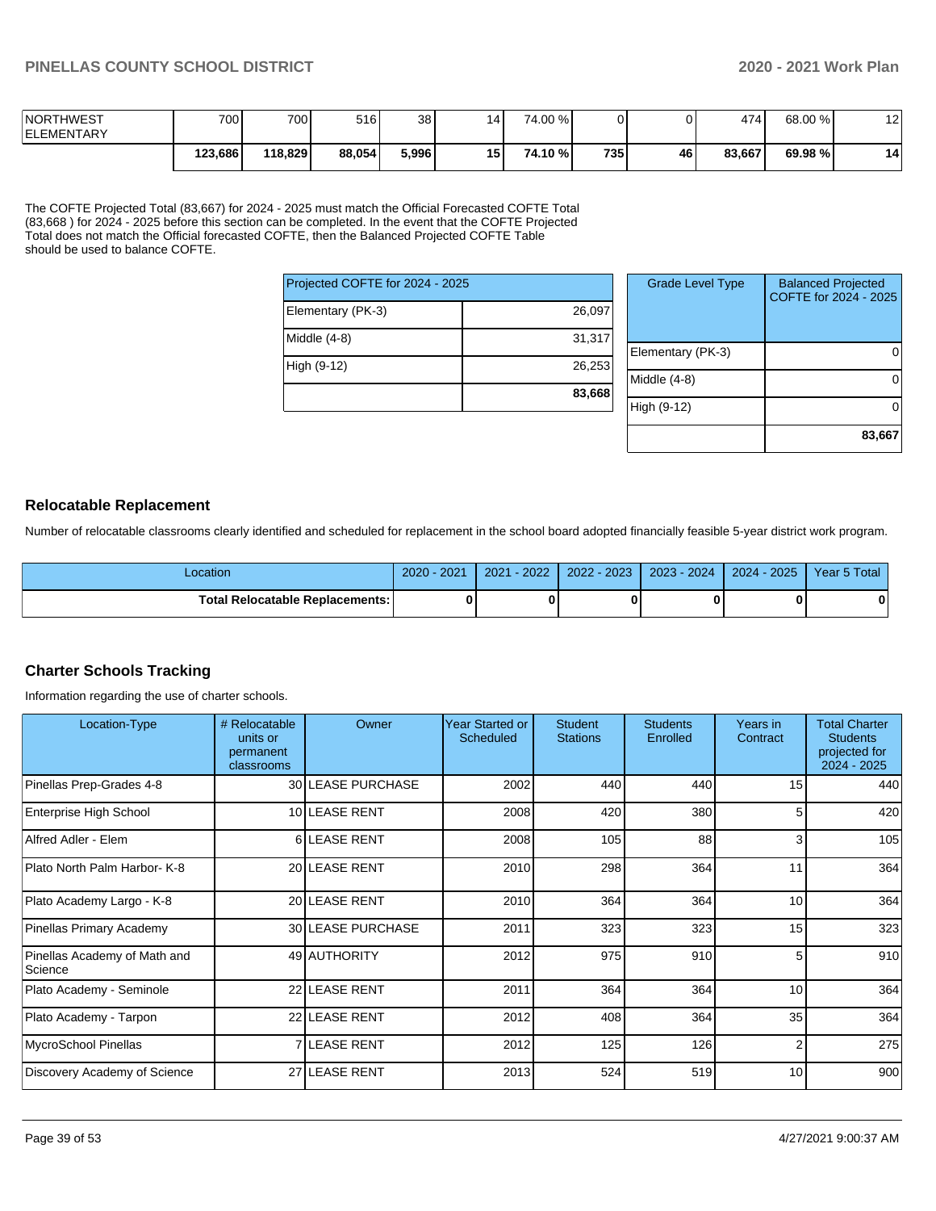| | | | | | | | | | | | |
|---|---|---|---|---|---|---|---|---|---|---|---|
| NORTHWEST ELEMENTARY | 700 | 700 | 516 | 38 | 14 | 74.00 % | 0 | 0 | 474 | 68.00 % | 12 |
| | **123,686** | **118,829** | **88,054** | **5,996** | **15** | **74.10 %** | **735** | **46** | **83,667** | **69.98 %** | **14** |

The COFTE Projected Total (83,667) for 2024 - 2025 must match the Official Forecasted COFTE Total (83,668 ) for 2024 - 2025 before this section can be completed. In the event that the COFTE Projected Total does not match the Official forecasted COFTE, then the Balanced Projected COFTE Table should be used to balance COFTE.

| Projected COFTE for 2024 - 2025 | |
|---|---|
| Elementary (PK-3) | 26,097 |
| Middle (4-8) | 31,317 |
| High (9-12) | 26,253 |
| | **83,668** |

| Grade Level Type | Balanced Projected COFTE for 2024 - 2025 |
|---|---|
| Elementary (PK-3) | 0 |
| Middle (4-8) | 0 |
| High (9-12) | 0 |
| | **83,667** |

## Relocatable Replacement

Number of relocatable classrooms clearly identified and scheduled for replacement in the school board adopted financially feasible 5-year district work program.

| Location | 2020 - 2021 | 2021 - 2022 | 2022 - 2023 | 2023 - 2024 | 2024 - 2025 | Year 5 Total |
|---|---|---|---|---|---|---|
| **Total Relocatable Replacements:** | **0** | **0** | **0** | **0** | **0** | **0** |

## Charter Schools Tracking

Information regarding the use of charter schools.

| Location-Type | # Relocatable units or permanent classrooms | Owner | Year Started or Scheduled | Student Stations | Students Enrolled | Years in Contract | Total Charter Students projected for 2024 - 2025 |
|---|---|---|---|---|---|---|---|
| Pinellas Prep-Grades 4-8 | 30 | LEASE PURCHASE | 2002 | 440 | 440 | 15 | 440 |
| Enterprise High School | 10 | LEASE RENT | 2008 | 420 | 380 | 5 | 420 |
| Alfred Adler - Elem | 6 | LEASE RENT | 2008 | 105 | 88 | 3 | 105 |
| Plato North Palm Harbor- K-8 | 20 | LEASE RENT | 2010 | 298 | 364 | 11 | 364 |
| Plato Academy Largo - K-8 | 20 | LEASE RENT | 2010 | 364 | 364 | 10 | 364 |
| Pinellas Primary Academy | 30 | LEASE PURCHASE | 2011 | 323 | 323 | 15 | 323 |
| Pinellas Academy of Math and Science | 49 | AUTHORITY | 2012 | 975 | 910 | 5 | 910 |
| Plato Academy - Seminole | 22 | LEASE RENT | 2011 | 364 | 364 | 10 | 364 |
| Plato Academy - Tarpon | 22 | LEASE RENT | 2012 | 408 | 364 | 35 | 364 |
| MycroSchool Pinellas | 7 | LEASE RENT | 2012 | 125 | 126 | 2 | 275 |
| Discovery Academy of Science | 27 | LEASE RENT | 2013 | 524 | 519 | 10 | 900 |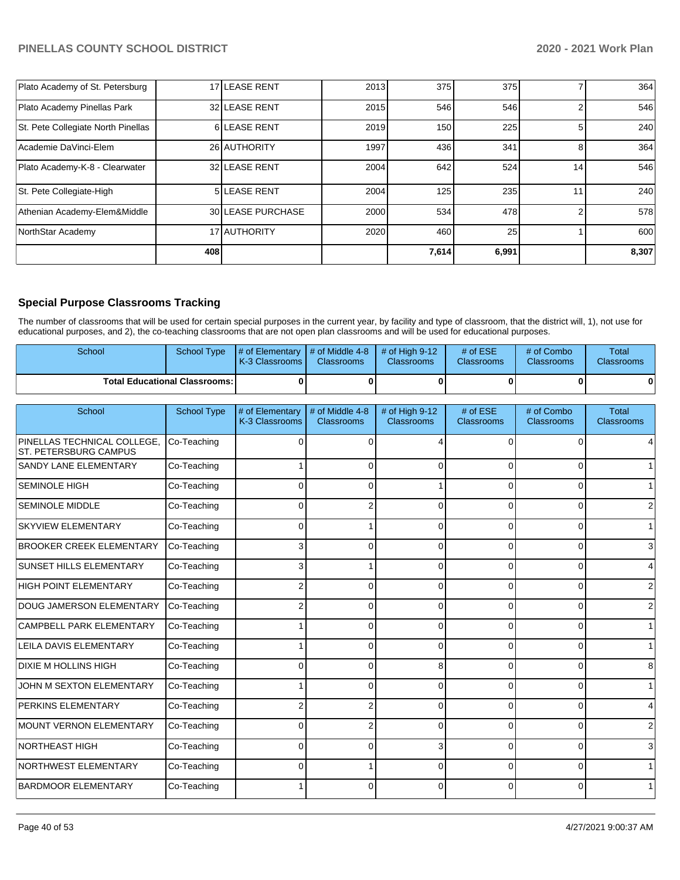| | | | | | | | |
|---|---|---|---|---|---|---|---|
| Plato Academy of St. Petersburg | 17 | LEASE RENT | 2013 | 375 | 375 | 7 | 364 |
| Plato Academy Pinellas Park | 32 | LEASE RENT | 2015 | 546 | 546 | 2 | 546 |
| St. Pete Collegiate North Pinellas | 6 | LEASE RENT | 2019 | 150 | 225 | 5 | 240 |
| Academie DaVinci-Elem | 26 | AUTHORITY | 1997 | 436 | 341 | 8 | 364 |
| Plato Academy-K-8 - Clearwater | 32 | LEASE RENT | 2004 | 642 | 524 | 14 | 546 |
| St. Pete Collegiate-High | 5 | LEASE RENT | 2004 | 125 | 235 | 11 | 240 |
| Athenian Academy-Elem&Middle | 30 | LEASE PURCHASE | 2000 | 534 | 478 | 2 | 578 |
| NorthStar Academy | 17 | AUTHORITY | 2020 | 460 | 25 | 1 | 600 |
| | **408** | | | **7,614** | **6,991** | | **8,307** |

## Special Purpose Classrooms Tracking

The number of classrooms that will be used for certain special purposes in the current year, by facility and type of classroom, that the district will, 1), not use for educational purposes, and 2), the co-teaching classrooms that are not open plan classrooms and will be used for educational purposes.

| School | School Type | # of Elementary K-3 Classrooms | # of Middle 4-8 Classrooms | # of High 9-12 Classrooms | # of ESE Classrooms | # of Combo Classrooms | Total Classrooms |
|---|---|---|---|---|---|---|---|
| **Total Educational Classrooms:** | | **0** | **0** | **0** | **0** | **0** | **0** |

| School | School Type | # of Elementary K-3 Classrooms | # of Middle 4-8 Classrooms | # of High 9-12 Classrooms | # of ESE Classrooms | # of Combo Classrooms | Total Classrooms |
|---|---|---|---|---|---|---|---|
| PINELLAS TECHNICAL COLLEGE, ST. PETERSBURG CAMPUS | Co-Teaching | 0 | 0 | 4 | 0 | 0 | 4 |
| SANDY LANE ELEMENTARY | Co-Teaching | 1 | 0 | 0 | 0 | 0 | 1 |
| SEMINOLE HIGH | Co-Teaching | 0 | 0 | 1 | 0 | 0 | 1 |
| SEMINOLE MIDDLE | Co-Teaching | 0 | 2 | 0 | 0 | 0 | 2 |
| SKYVIEW ELEMENTARY | Co-Teaching | 0 | 1 | 0 | 0 | 0 | 1 |
| BROOKER CREEK ELEMENTARY | Co-Teaching | 3 | 0 | 0 | 0 | 0 | 3 |
| SUNSET HILLS ELEMENTARY | Co-Teaching | 3 | 1 | 0 | 0 | 0 | 4 |
| HIGH POINT ELEMENTARY | Co-Teaching | 2 | 0 | 0 | 0 | 0 | 2 |
| DOUG JAMERSON ELEMENTARY | Co-Teaching | 2 | 0 | 0 | 0 | 0 | 2 |
| CAMPBELL PARK ELEMENTARY | Co-Teaching | 1 | 0 | 0 | 0 | 0 | 1 |
| LEILA DAVIS ELEMENTARY | Co-Teaching | 1 | 0 | 0 | 0 | 0 | 1 |
| DIXIE M HOLLINS HIGH | Co-Teaching | 0 | 0 | 8 | 0 | 0 | 8 |
| JOHN M SEXTON ELEMENTARY | Co-Teaching | 1 | 0 | 0 | 0 | 0 | 1 |
| PERKINS ELEMENTARY | Co-Teaching | 2 | 2 | 0 | 0 | 0 | 4 |
| MOUNT VERNON ELEMENTARY | Co-Teaching | 0 | 2 | 0 | 0 | 0 | 2 |
| NORTHEAST HIGH | Co-Teaching | 0 | 0 | 3 | 0 | 0 | 3 |
| NORTHWEST ELEMENTARY | Co-Teaching | 0 | 1 | 0 | 0 | 0 | 1 |
| BARDMOOR ELEMENTARY | Co-Teaching | 1 | 0 | 0 | 0 | 0 | 1 |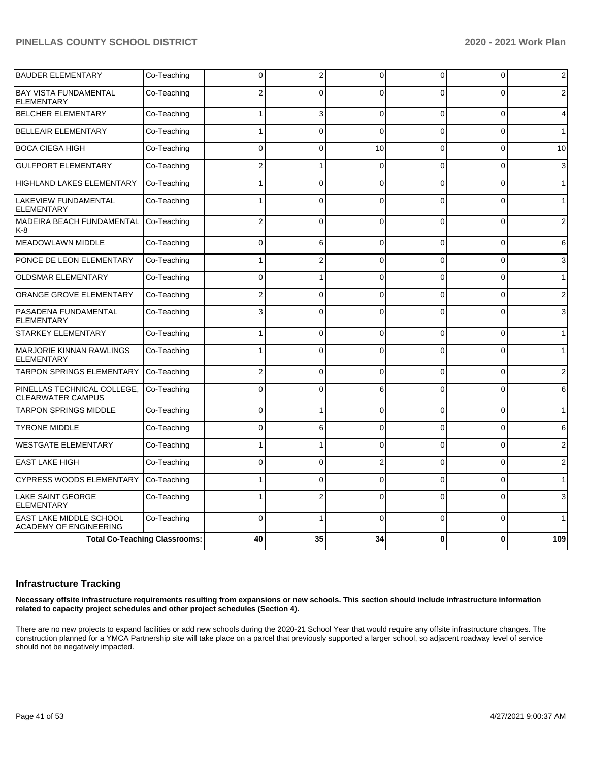| | | | | | | | |
|---|---|---|---|---|---|---|---|
| BAUDER ELEMENTARY | Co-Teaching | 0 | 2 | 0 | 0 | 0 | 2 |
| BAY VISTA FUNDAMENTAL ELEMENTARY | Co-Teaching | 2 | 0 | 0 | 0 | 0 | 2 |
| BELCHER ELEMENTARY | Co-Teaching | 1 | 3 | 0 | 0 | 0 | 4 |
| BELLEAIR ELEMENTARY | Co-Teaching | 1 | 0 | 0 | 0 | 0 | 1 |
| BOCA CIEGA HIGH | Co-Teaching | 0 | 0 | 10 | 0 | 0 | 10 |
| GULFPORT ELEMENTARY | Co-Teaching | 2 | 1 | 0 | 0 | 0 | 3 |
| HIGHLAND LAKES ELEMENTARY | Co-Teaching | 1 | 0 | 0 | 0 | 0 | 1 |
| LAKEVIEW FUNDAMENTAL ELEMENTARY | Co-Teaching | 1 | 0 | 0 | 0 | 0 | 1 |
| MADEIRA BEACH FUNDAMENTAL K-8 | Co-Teaching | 2 | 0 | 0 | 0 | 0 | 2 |
| MEADOWLAWN MIDDLE | Co-Teaching | 0 | 6 | 0 | 0 | 0 | 6 |
| PONCE DE LEON ELEMENTARY | Co-Teaching | 1 | 2 | 0 | 0 | 0 | 3 |
| OLDSMAR ELEMENTARY | Co-Teaching | 0 | 1 | 0 | 0 | 0 | 1 |
| ORANGE GROVE ELEMENTARY | Co-Teaching | 2 | 0 | 0 | 0 | 0 | 2 |
| PASADENA FUNDAMENTAL ELEMENTARY | Co-Teaching | 3 | 0 | 0 | 0 | 0 | 3 |
| STARKEY ELEMENTARY | Co-Teaching | 1 | 0 | 0 | 0 | 0 | 1 |
| MARJORIE KINNAN RAWLINGS ELEMENTARY | Co-Teaching | 1 | 0 | 0 | 0 | 0 | 1 |
| TARPON SPRINGS ELEMENTARY | Co-Teaching | 2 | 0 | 0 | 0 | 0 | 2 |
| PINELLAS TECHNICAL COLLEGE, CLEARWATER CAMPUS | Co-Teaching | 0 | 0 | 6 | 0 | 0 | 6 |
| TARPON SPRINGS MIDDLE | Co-Teaching | 0 | 1 | 0 | 0 | 0 | 1 |
| TYRONE MIDDLE | Co-Teaching | 0 | 6 | 0 | 0 | 0 | 6 |
| WESTGATE ELEMENTARY | Co-Teaching | 1 | 1 | 0 | 0 | 0 | 2 |
| EAST LAKE HIGH | Co-Teaching | 0 | 0 | 2 | 0 | 0 | 2 |
| CYPRESS WOODS ELEMENTARY | Co-Teaching | 1 | 0 | 0 | 0 | 0 | 1 |
| LAKE SAINT GEORGE ELEMENTARY | Co-Teaching | 1 | 2 | 0 | 0 | 0 | 3 |
| EAST LAKE MIDDLE SCHOOL ACADEMY OF ENGINEERING | Co-Teaching | 0 | 1 | 0 | 0 | 0 | 1 |
| **Total Co-Teaching Classrooms:** | | **40** | **35** | **34** | **0** | **0** | **109** |

## Infrastructure Tracking

**Necessary offsite infrastructure requirements resulting from expansions or new schools. This section should include infrastructure information related to capacity project schedules and other project schedules (Section 4).**

There are no new projects to expand facilities or add new schools during the 2020-21 School Year that would require any offsite infrastructure changes. The construction planned for a YMCA Partnership site will take place on a parcel that previously supported a larger school, so adjacent roadway level of service should not be negatively impacted.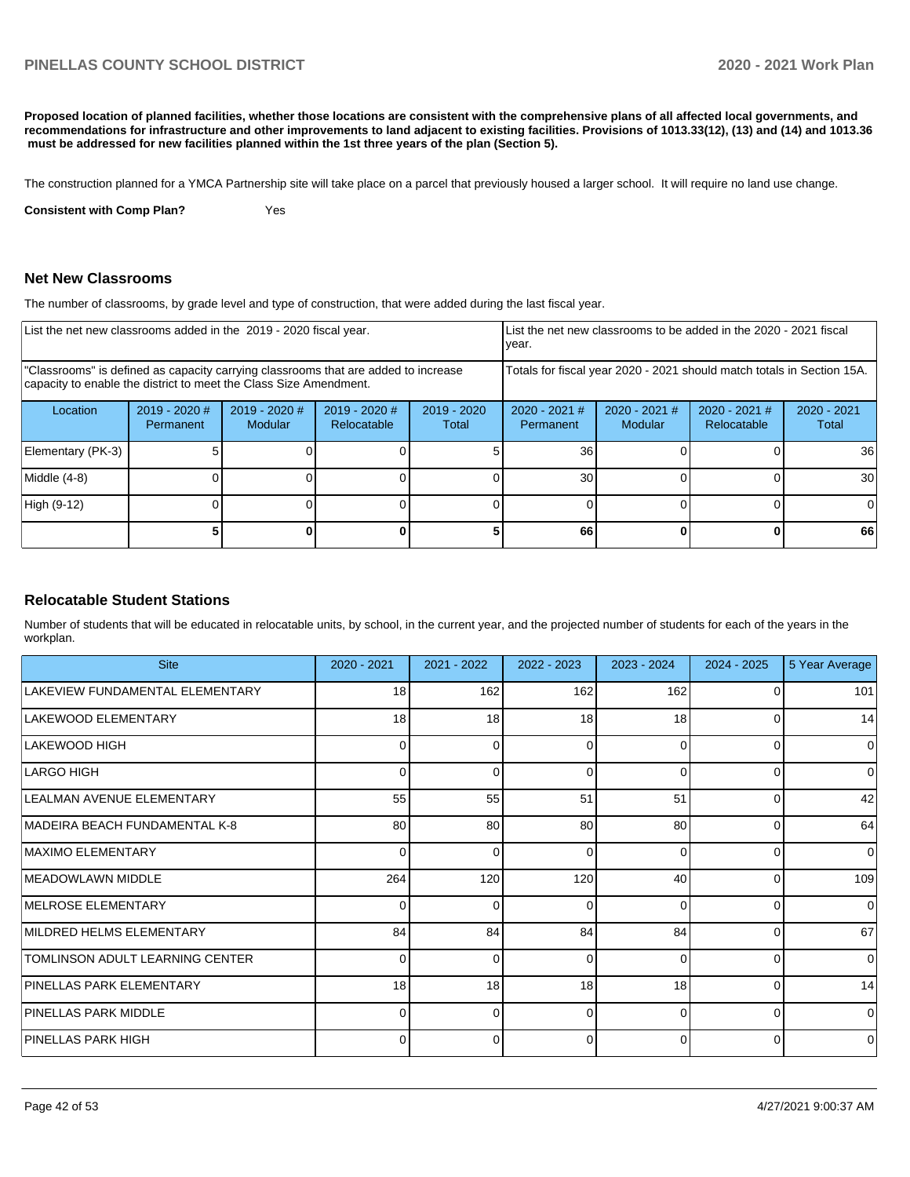**Proposed location of planned facilities, whether those locations are consistent with the comprehensive plans of all affected local governments, and recommendations for infrastructure and other improvements to land adjacent to existing facilities. Provisions of 1013.33(12), (13) and (14) and 1013.36 must be addressed for new facilities planned within the 1st three years of the plan (Section 5).**

The construction planned for a YMCA Partnership site will take place on a parcel that previously housed a larger school. It will require no land use change.

**Consistent with Comp Plan?** Yes

### Net New Classrooms

The number of classrooms, by grade level and type of construction, that were added during the last fiscal year.

| List the net new classrooms added in the 2019 - 2020 fiscal year. | | | | | List the net new classrooms to be added in the 2020 - 2021 fiscal year. | | | |
|---|---|---|---|---|---|---|---|---|
| "Classrooms" is defined as capacity carrying classrooms that are added to increase capacity to enable the district to meet the Class Size Amendment. | | | | | Totals for fiscal year 2020 - 2021 should match totals in Section 15A. | | | |
| Location | 2019 - 2020 # Permanent | 2019 - 2020 # Modular | 2019 - 2020 # Relocatable | 2019 - 2020 Total | 2020 - 2021 # Permanent | 2020 - 2021 # Modular | 2020 - 2021 # Relocatable | 2020 - 2021 Total |
| Elementary (PK-3) | 5 | 0 | 0 | 5 | 36 | 0 | 0 | 36 |
| Middle (4-8) | 0 | 0 | 0 | 0 | 30 | 0 | 0 | 30 |
| High (9-12) | 0 | 0 | 0 | 0 | 0 | 0 | 0 | 0 |
| | **5** | **0** | **0** | **5** | **66** | **0** | **0** | **66** |

### Relocatable Student Stations

Number of students that will be educated in relocatable units, by school, in the current year, and the projected number of students for each of the years in the workplan.

| Site | 2020 - 2021 | 2021 - 2022 | 2022 - 2023 | 2023 - 2024 | 2024 - 2025 | 5 Year Average |
|---|---|---|---|---|---|---|
| LAKEVIEW FUNDAMENTAL ELEMENTARY | 18 | 162 | 162 | 162 | 0 | 101 |
| LAKEWOOD ELEMENTARY | 18 | 18 | 18 | 18 | 0 | 14 |
| LAKEWOOD HIGH | 0 | 0 | 0 | 0 | 0 | 0 |
| LARGO HIGH | 0 | 0 | 0 | 0 | 0 | 0 |
| LEALMAN AVENUE ELEMENTARY | 55 | 55 | 51 | 51 | 0 | 42 |
| MADEIRA BEACH FUNDAMENTAL K-8 | 80 | 80 | 80 | 80 | 0 | 64 |
| MAXIMO ELEMENTARY | 0 | 0 | 0 | 0 | 0 | 0 |
| MEADOWLAWN MIDDLE | 264 | 120 | 120 | 40 | 0 | 109 |
| MELROSE ELEMENTARY | 0 | 0 | 0 | 0 | 0 | 0 |
| MILDRED HELMS ELEMENTARY | 84 | 84 | 84 | 84 | 0 | 67 |
| TOMLINSON ADULT LEARNING CENTER | 0 | 0 | 0 | 0 | 0 | 0 |
| PINELLAS PARK ELEMENTARY | 18 | 18 | 18 | 18 | 0 | 14 |
| PINELLAS PARK MIDDLE | 0 | 0 | 0 | 0 | 0 | 0 |
| PINELLAS PARK HIGH | 0 | 0 | 0 | 0 | 0 | 0 |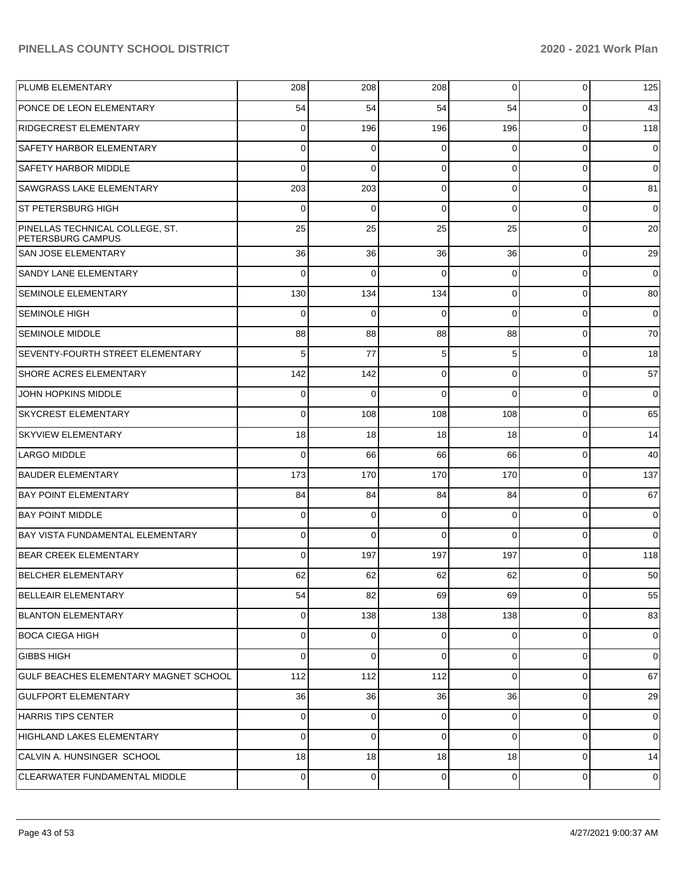| | | | | | | |
|---|---|---|---|---|---|---|
| PLUMB ELEMENTARY | 208 | 208 | 208 | 0 | 0 | 125 |
| PONCE DE LEON ELEMENTARY | 54 | 54 | 54 | 54 | 0 | 43 |
| RIDGECREST ELEMENTARY | 0 | 196 | 196 | 196 | 0 | 118 |
| SAFETY HARBOR ELEMENTARY | 0 | 0 | 0 | 0 | 0 | 0 |
| SAFETY HARBOR MIDDLE | 0 | 0 | 0 | 0 | 0 | 0 |
| SAWGRASS LAKE ELEMENTARY | 203 | 203 | 0 | 0 | 0 | 81 |
| ST PETERSBURG HIGH | 0 | 0 | 0 | 0 | 0 | 0 |
| PINELLAS TECHNICAL COLLEGE, ST. PETERSBURG CAMPUS | 25 | 25 | 25 | 25 | 0 | 20 |
| SAN JOSE ELEMENTARY | 36 | 36 | 36 | 36 | 0 | 29 |
| SANDY LANE ELEMENTARY | 0 | 0 | 0 | 0 | 0 | 0 |
| SEMINOLE ELEMENTARY | 130 | 134 | 134 | 0 | 0 | 80 |
| SEMINOLE HIGH | 0 | 0 | 0 | 0 | 0 | 0 |
| SEMINOLE MIDDLE | 88 | 88 | 88 | 88 | 0 | 70 |
| SEVENTY-FOURTH STREET ELEMENTARY | 5 | 77 | 5 | 5 | 0 | 18 |
| SHORE ACRES ELEMENTARY | 142 | 142 | 0 | 0 | 0 | 57 |
| JOHN HOPKINS MIDDLE | 0 | 0 | 0 | 0 | 0 | 0 |
| SKYCREST ELEMENTARY | 0 | 108 | 108 | 108 | 0 | 65 |
| SKYVIEW ELEMENTARY | 18 | 18 | 18 | 18 | 0 | 14 |
| LARGO MIDDLE | 0 | 66 | 66 | 66 | 0 | 40 |
| BAUDER ELEMENTARY | 173 | 170 | 170 | 170 | 0 | 137 |
| BAY POINT ELEMENTARY | 84 | 84 | 84 | 84 | 0 | 67 |
| BAY POINT MIDDLE | 0 | 0 | 0 | 0 | 0 | 0 |
| BAY VISTA FUNDAMENTAL ELEMENTARY | 0 | 0 | 0 | 0 | 0 | 0 |
| BEAR CREEK ELEMENTARY | 0 | 197 | 197 | 197 | 0 | 118 |
| BELCHER ELEMENTARY | 62 | 62 | 62 | 62 | 0 | 50 |
| BELLEAIR ELEMENTARY | 54 | 82 | 69 | 69 | 0 | 55 |
| BLANTON ELEMENTARY | 0 | 138 | 138 | 138 | 0 | 83 |
| BOCA CIEGA HIGH | 0 | 0 | 0 | 0 | 0 | 0 |
| GIBBS HIGH | 0 | 0 | 0 | 0 | 0 | 0 |
| GULF BEACHES ELEMENTARY MAGNET SCHOOL | 112 | 112 | 112 | 0 | 0 | 67 |
| GULFPORT ELEMENTARY | 36 | 36 | 36 | 36 | 0 | 29 |
| HARRIS TIPS CENTER | 0 | 0 | 0 | 0 | 0 | 0 |
| HIGHLAND LAKES ELEMENTARY | 0 | 0 | 0 | 0 | 0 | 0 |
| CALVIN A. HUNSINGER SCHOOL | 18 | 18 | 18 | 18 | 0 | 14 |
| CLEARWATER FUNDAMENTAL MIDDLE | 0 | 0 | 0 | 0 | 0 | 0 |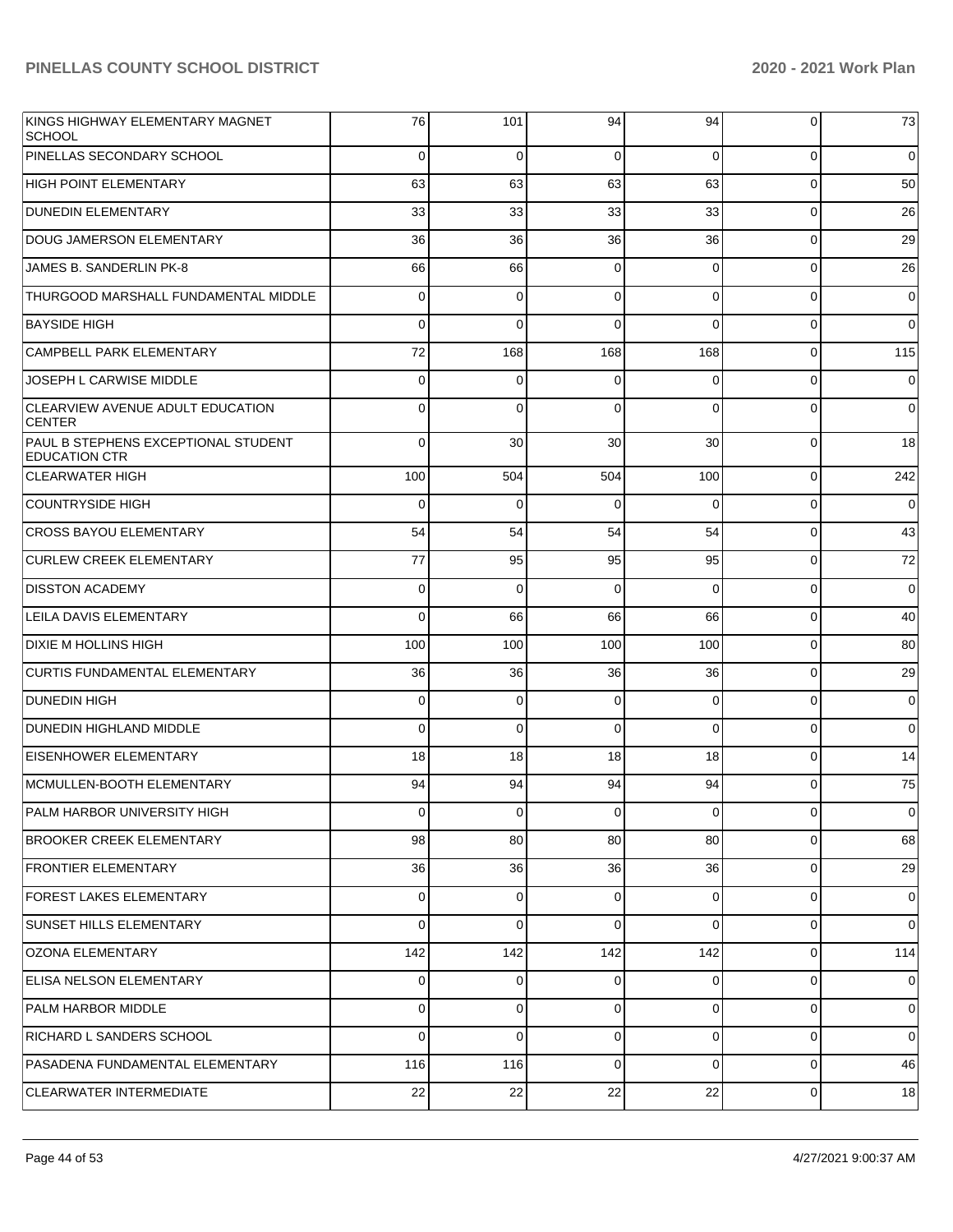| | | | | | | |
|---|---|---|---|---|---|---|
| KINGS HIGHWAY ELEMENTARY MAGNET SCHOOL | 76 | 101 | 94 | 94 | 0 | 73 |
| PINELLAS SECONDARY SCHOOL | 0 | 0 | 0 | 0 | 0 | 0 |
| HIGH POINT ELEMENTARY | 63 | 63 | 63 | 63 | 0 | 50 |
| DUNEDIN ELEMENTARY | 33 | 33 | 33 | 33 | 0 | 26 |
| DOUG JAMERSON ELEMENTARY | 36 | 36 | 36 | 36 | 0 | 29 |
| JAMES B. SANDERLIN PK-8 | 66 | 66 | 0 | 0 | 0 | 26 |
| THURGOOD MARSHALL FUNDAMENTAL MIDDLE | 0 | 0 | 0 | 0 | 0 | 0 |
| BAYSIDE HIGH | 0 | 0 | 0 | 0 | 0 | 0 |
| CAMPBELL PARK ELEMENTARY | 72 | 168 | 168 | 168 | 0 | 115 |
| JOSEPH L CARWISE MIDDLE | 0 | 0 | 0 | 0 | 0 | 0 |
| CLEARVIEW AVENUE ADULT EDUCATION CENTER | 0 | 0 | 0 | 0 | 0 | 0 |
| PAUL B STEPHENS EXCEPTIONAL STUDENT EDUCATION CTR | 0 | 30 | 30 | 30 | 0 | 18 |
| CLEARWATER HIGH | 100 | 504 | 504 | 100 | 0 | 242 |
| COUNTRYSIDE HIGH | 0 | 0 | 0 | 0 | 0 | 0 |
| CROSS BAYOU ELEMENTARY | 54 | 54 | 54 | 54 | 0 | 43 |
| CURLEW CREEK ELEMENTARY | 77 | 95 | 95 | 95 | 0 | 72 |
| DISSTON ACADEMY | 0 | 0 | 0 | 0 | 0 | 0 |
| LEILA DAVIS ELEMENTARY | 0 | 66 | 66 | 66 | 0 | 40 |
| DIXIE M HOLLINS HIGH | 100 | 100 | 100 | 100 | 0 | 80 |
| CURTIS FUNDAMENTAL ELEMENTARY | 36 | 36 | 36 | 36 | 0 | 29 |
| DUNEDIN HIGH | 0 | 0 | 0 | 0 | 0 | 0 |
| DUNEDIN HIGHLAND MIDDLE | 0 | 0 | 0 | 0 | 0 | 0 |
| EISENHOWER ELEMENTARY | 18 | 18 | 18 | 18 | 0 | 14 |
| MCMULLEN-BOOTH ELEMENTARY | 94 | 94 | 94 | 94 | 0 | 75 |
| PALM HARBOR UNIVERSITY HIGH | 0 | 0 | 0 | 0 | 0 | 0 |
| BROOKER CREEK ELEMENTARY | 98 | 80 | 80 | 80 | 0 | 68 |
| FRONTIER ELEMENTARY | 36 | 36 | 36 | 36 | 0 | 29 |
| FOREST LAKES ELEMENTARY | 0 | 0 | 0 | 0 | 0 | 0 |
| SUNSET HILLS ELEMENTARY | 0 | 0 | 0 | 0 | 0 | 0 |
| OZONA ELEMENTARY | 142 | 142 | 142 | 142 | 0 | 114 |
| ELISA NELSON ELEMENTARY | 0 | 0 | 0 | 0 | 0 | 0 |
| PALM HARBOR MIDDLE | 0 | 0 | 0 | 0 | 0 | 0 |
| RICHARD L SANDERS SCHOOL | 0 | 0 | 0 | 0 | 0 | 0 |
| PASADENA FUNDAMENTAL ELEMENTARY | 116 | 116 | 0 | 0 | 0 | 46 |
| CLEARWATER INTERMEDIATE | 22 | 22 | 22 | 22 | 0 | 18 |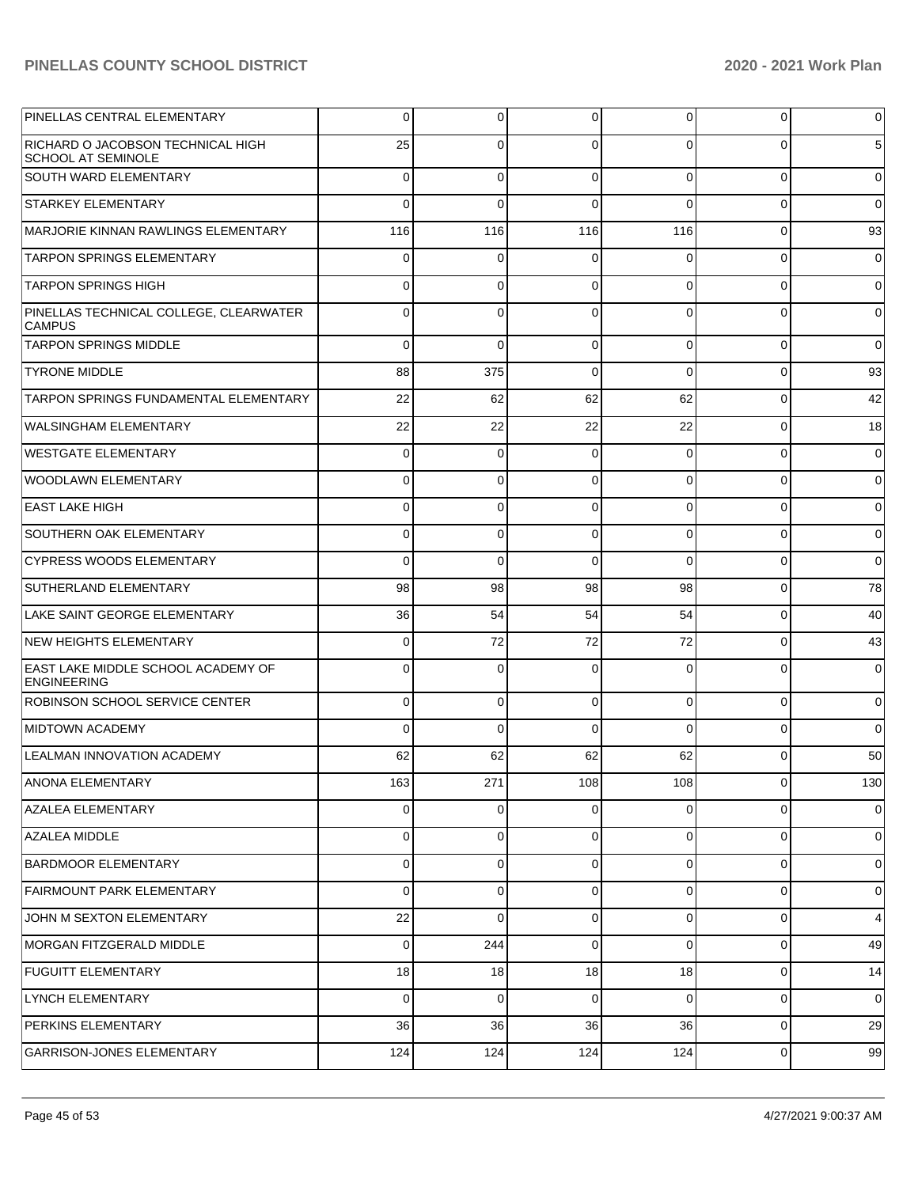| | | | | | | |
|---|---|---|---|---|---|---|
| PINELLAS CENTRAL ELEMENTARY | 0 | 0 | 0 | 0 | 0 | 0 |
| RICHARD O JACOBSON TECHNICAL HIGH SCHOOL AT SEMINOLE | 25 | 0 | 0 | 0 | 0 | 5 |
| SOUTH WARD ELEMENTARY | 0 | 0 | 0 | 0 | 0 | 0 |
| STARKEY ELEMENTARY | 0 | 0 | 0 | 0 | 0 | 0 |
| MARJORIE KINNAN RAWLINGS ELEMENTARY | 116 | 116 | 116 | 116 | 0 | 93 |
| TARPON SPRINGS ELEMENTARY | 0 | 0 | 0 | 0 | 0 | 0 |
| TARPON SPRINGS HIGH | 0 | 0 | 0 | 0 | 0 | 0 |
| PINELLAS TECHNICAL COLLEGE, CLEARWATER CAMPUS | 0 | 0 | 0 | 0 | 0 | 0 |
| TARPON SPRINGS MIDDLE | 0 | 0 | 0 | 0 | 0 | 0 |
| TYRONE MIDDLE | 88 | 375 | 0 | 0 | 0 | 93 |
| TARPON SPRINGS FUNDAMENTAL ELEMENTARY | 22 | 62 | 62 | 62 | 0 | 42 |
| WALSINGHAM ELEMENTARY | 22 | 22 | 22 | 22 | 0 | 18 |
| WESTGATE ELEMENTARY | 0 | 0 | 0 | 0 | 0 | 0 |
| WOODLAWN ELEMENTARY | 0 | 0 | 0 | 0 | 0 | 0 |
| EAST LAKE HIGH | 0 | 0 | 0 | 0 | 0 | 0 |
| SOUTHERN OAK ELEMENTARY | 0 | 0 | 0 | 0 | 0 | 0 |
| CYPRESS WOODS ELEMENTARY | 0 | 0 | 0 | 0 | 0 | 0 |
| SUTHERLAND ELEMENTARY | 98 | 98 | 98 | 98 | 0 | 78 |
| LAKE SAINT GEORGE ELEMENTARY | 36 | 54 | 54 | 54 | 0 | 40 |
| NEW HEIGHTS ELEMENTARY | 0 | 72 | 72 | 72 | 0 | 43 |
| EAST LAKE MIDDLE SCHOOL ACADEMY OF ENGINEERING | 0 | 0 | 0 | 0 | 0 | 0 |
| ROBINSON SCHOOL SERVICE CENTER | 0 | 0 | 0 | 0 | 0 | 0 |
| MIDTOWN ACADEMY | 0 | 0 | 0 | 0 | 0 | 0 |
| LEALMAN INNOVATION ACADEMY | 62 | 62 | 62 | 62 | 0 | 50 |
| ANONA ELEMENTARY | 163 | 271 | 108 | 108 | 0 | 130 |
| AZALEA ELEMENTARY | 0 | 0 | 0 | 0 | 0 | 0 |
| AZALEA MIDDLE | 0 | 0 | 0 | 0 | 0 | 0 |
| BARDMOOR ELEMENTARY | 0 | 0 | 0 | 0 | 0 | 0 |
| FAIRMOUNT PARK ELEMENTARY | 0 | 0 | 0 | 0 | 0 | 0 |
| JOHN M SEXTON ELEMENTARY | 22 | 0 | 0 | 0 | 0 | 4 |
| MORGAN FITZGERALD MIDDLE | 0 | 244 | 0 | 0 | 0 | 49 |
| FUGUITT ELEMENTARY | 18 | 18 | 18 | 18 | 0 | 14 |
| LYNCH ELEMENTARY | 0 | 0 | 0 | 0 | 0 | 0 |
| PERKINS ELEMENTARY | 36 | 36 | 36 | 36 | 0 | 29 |
| GARRISON-JONES ELEMENTARY | 124 | 124 | 124 | 124 | 0 | 99 |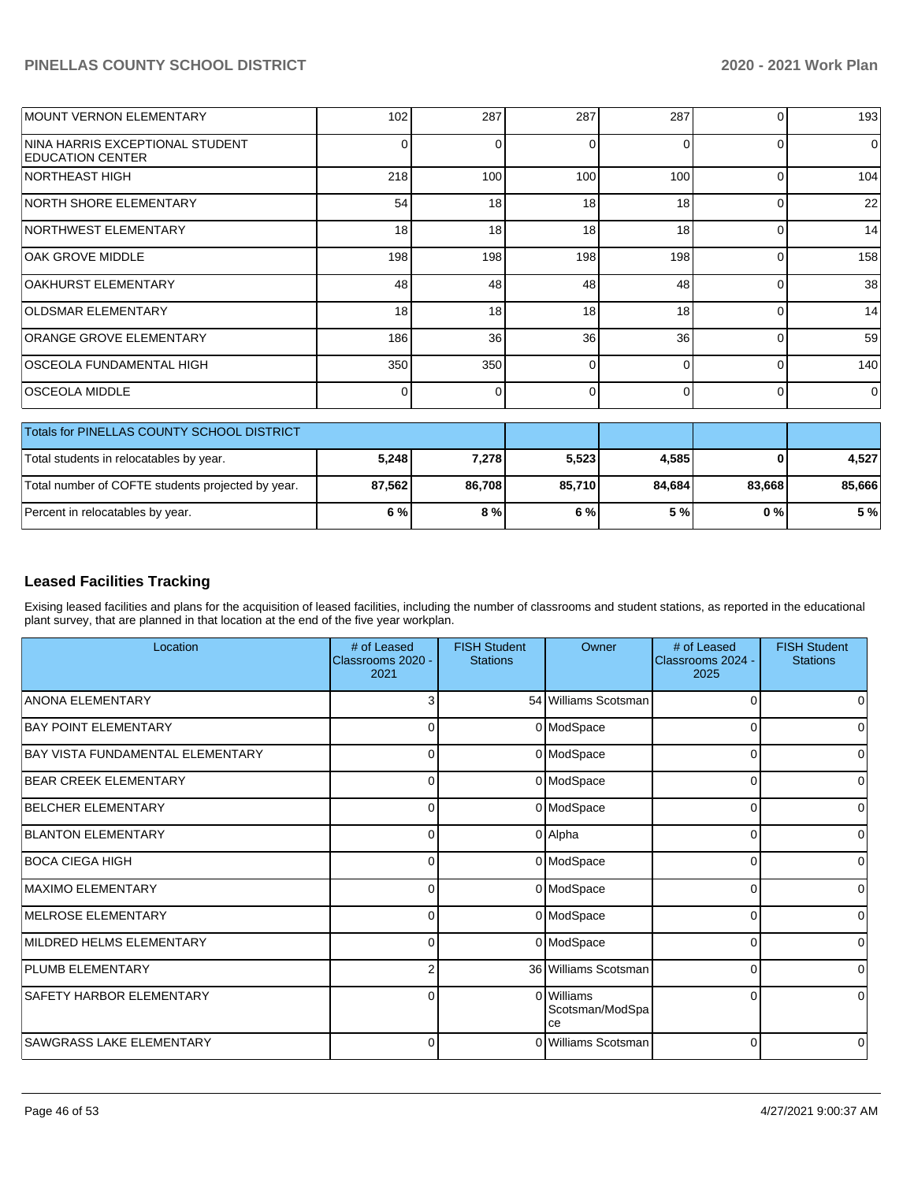| | | | | | | |
|---|---|---|---|---|---|---|
| MOUNT VERNON ELEMENTARY | 102 | 287 | 287 | 287 | 0 | 193 |
| NINA HARRIS EXCEPTIONAL STUDENT EDUCATION CENTER | 0 | 0 | 0 | 0 | 0 | 0 |
| NORTHEAST HIGH | 218 | 100 | 100 | 100 | 0 | 104 |
| NORTH SHORE ELEMENTARY | 54 | 18 | 18 | 18 | 0 | 22 |
| NORTHWEST ELEMENTARY | 18 | 18 | 18 | 18 | 0 | 14 |
| OAK GROVE MIDDLE | 198 | 198 | 198 | 198 | 0 | 158 |
| OAKHURST ELEMENTARY | 48 | 48 | 48 | 48 | 0 | 38 |
| OLDSMAR ELEMENTARY | 18 | 18 | 18 | 18 | 0 | 14 |
| ORANGE GROVE ELEMENTARY | 186 | 36 | 36 | 36 | 0 | 59 |
| OSCEOLA FUNDAMENTAL HIGH | 350 | 350 | 0 | 0 | 0 | 140 |
| OSCEOLA MIDDLE | 0 | 0 | 0 | 0 | 0 | 0 |

| Totals for PINELLAS COUNTY SCHOOL DISTRICT | | | | | | |
|---|---|---|---|---|---|---|
| Total students in relocatables by year. | **5,248** | **7,278** | **5,523** | **4,585** | **0** | **4,527** |
| Total number of COFTE students projected by year. | **87,562** | **86,708** | **85,710** | **84,684** | **83,668** | **85,666** |
| Percent in relocatables by year. | **6 %** | **8 %** | **6 %** | **5 %** | **0 %** | **5 %** |

## Leased Facilities Tracking

Exising leased facilities and plans for the acquisition of leased facilities, including the number of classrooms and student stations, as reported in the educational plant survey, that are planned in that location at the end of the five year workplan.

| Location | # of Leased Classrooms 2020 - 2021 | FISH Student Stations | Owner | # of Leased Classrooms 2024 - 2025 | FISH Student Stations |
|---|---|---|---|---|---|
| ANONA ELEMENTARY | 3 | 54 | Williams Scotsman | 0 | 0 |
| BAY POINT ELEMENTARY | 0 | 0 | ModSpace | 0 | 0 |
| BAY VISTA FUNDAMENTAL ELEMENTARY | 0 | 0 | ModSpace | 0 | 0 |
| BEAR CREEK ELEMENTARY | 0 | 0 | ModSpace | 0 | 0 |
| BELCHER ELEMENTARY | 0 | 0 | ModSpace | 0 | 0 |
| BLANTON ELEMENTARY | 0 | 0 | Alpha | 0 | 0 |
| BOCA CIEGA HIGH | 0 | 0 | ModSpace | 0 | 0 |
| MAXIMO ELEMENTARY | 0 | 0 | ModSpace | 0 | 0 |
| MELROSE ELEMENTARY | 0 | 0 | ModSpace | 0 | 0 |
| MILDRED HELMS ELEMENTARY | 0 | 0 | ModSpace | 0 | 0 |
| PLUMB ELEMENTARY | 2 | 36 | Williams Scotsman | 0 | 0 |
| SAFETY HARBOR ELEMENTARY | 0 | 0 | Williams Scotsman/ModSpace | 0 | 0 |
| SAWGRASS LAKE ELEMENTARY | 0 | 0 | Williams Scotsman | 0 | 0 |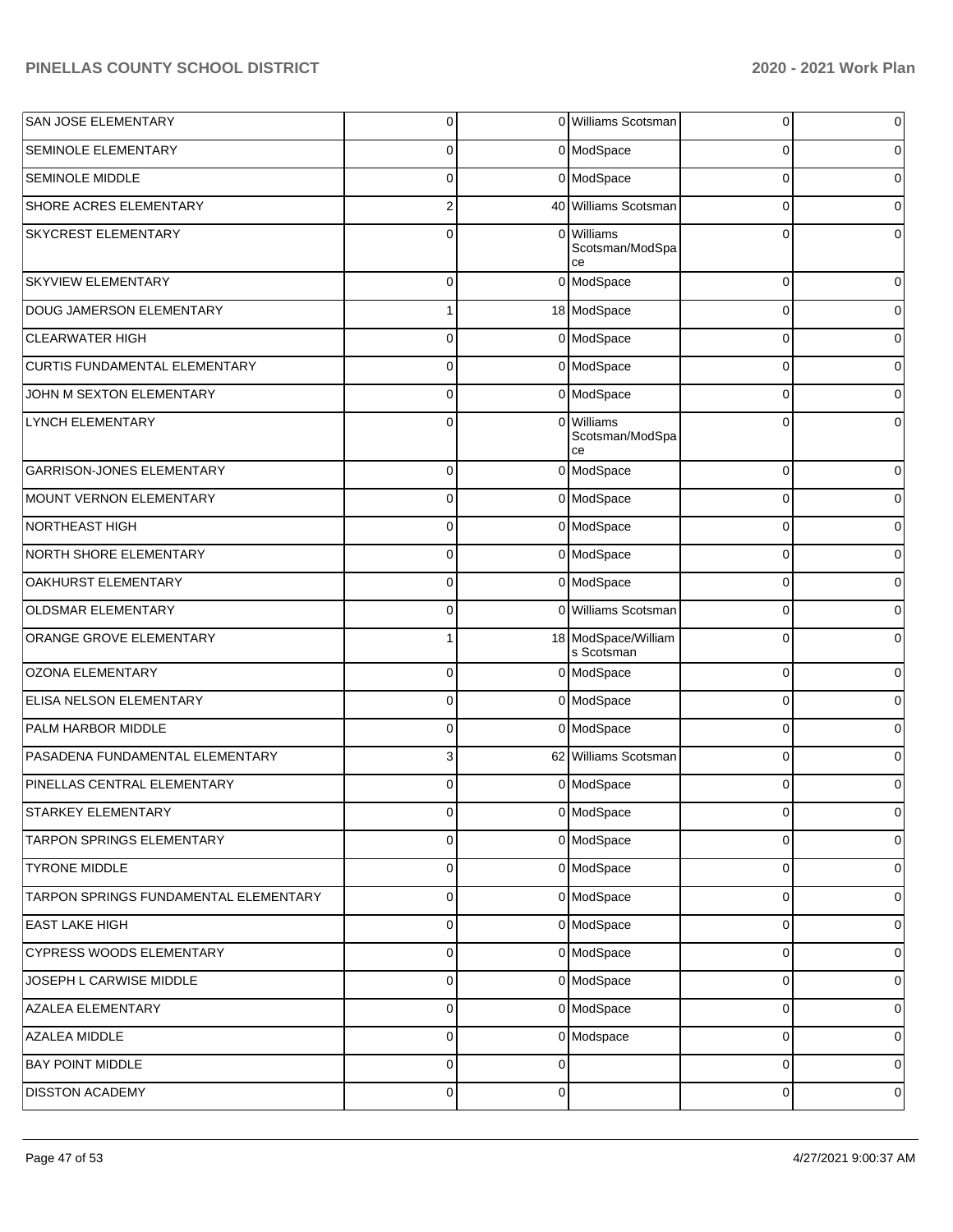| | | | | | |
|---|---|---|---|---|---|
| SAN JOSE ELEMENTARY | 0 | 0 | Williams Scotsman | 0 | 0 |
| SEMINOLE ELEMENTARY | 0 | 0 | ModSpace | 0 | 0 |
| SEMINOLE MIDDLE | 0 | 0 | ModSpace | 0 | 0 |
| SHORE ACRES ELEMENTARY | 2 | 40 | Williams Scotsman | 0 | 0 |
| SKYCREST ELEMENTARY | 0 | 0 | Williams Scotsman/ModSpace | 0 | 0 |
| SKYVIEW ELEMENTARY | 0 | 0 | ModSpace | 0 | 0 |
| DOUG JAMERSON ELEMENTARY | 1 | 18 | ModSpace | 0 | 0 |
| CLEARWATER HIGH | 0 | 0 | ModSpace | 0 | 0 |
| CURTIS FUNDAMENTAL ELEMENTARY | 0 | 0 | ModSpace | 0 | 0 |
| JOHN M SEXTON ELEMENTARY | 0 | 0 | ModSpace | 0 | 0 |
| LYNCH ELEMENTARY | 0 | 0 | Williams Scotsman/ModSpace | 0 | 0 |
| GARRISON-JONES ELEMENTARY | 0 | 0 | ModSpace | 0 | 0 |
| MOUNT VERNON ELEMENTARY | 0 | 0 | ModSpace | 0 | 0 |
| NORTHEAST HIGH | 0 | 0 | ModSpace | 0 | 0 |
| NORTH SHORE ELEMENTARY | 0 | 0 | ModSpace | 0 | 0 |
| OAKHURST ELEMENTARY | 0 | 0 | ModSpace | 0 | 0 |
| OLDSMAR ELEMENTARY | 0 | 0 | Williams Scotsman | 0 | 0 |
| ORANGE GROVE ELEMENTARY | 1 | 18 | ModSpace/Williams Scotsman | 0 | 0 |
| OZONA ELEMENTARY | 0 | 0 | ModSpace | 0 | 0 |
| ELISA NELSON ELEMENTARY | 0 | 0 | ModSpace | 0 | 0 |
| PALM HARBOR MIDDLE | 0 | 0 | ModSpace | 0 | 0 |
| PASADENA FUNDAMENTAL ELEMENTARY | 3 | 62 | Williams Scotsman | 0 | 0 |
| PINELLAS CENTRAL ELEMENTARY | 0 | 0 | ModSpace | 0 | 0 |
| STARKEY ELEMENTARY | 0 | 0 | ModSpace | 0 | 0 |
| TARPON SPRINGS ELEMENTARY | 0 | 0 | ModSpace | 0 | 0 |
| TYRONE MIDDLE | 0 | 0 | ModSpace | 0 | 0 |
| TARPON SPRINGS FUNDAMENTAL ELEMENTARY | 0 | 0 | ModSpace | 0 | 0 |
| EAST LAKE HIGH | 0 | 0 | ModSpace | 0 | 0 |
| CYPRESS WOODS ELEMENTARY | 0 | 0 | ModSpace | 0 | 0 |
| JOSEPH L CARWISE MIDDLE | 0 | 0 | ModSpace | 0 | 0 |
| AZALEA ELEMENTARY | 0 | 0 | ModSpace | 0 | 0 |
| AZALEA MIDDLE | 0 | 0 | Modspace | 0 | 0 |
| BAY POINT MIDDLE | 0 | 0 | | 0 | 0 |
| DISSTON ACADEMY | 0 | 0 | | 0 | 0 |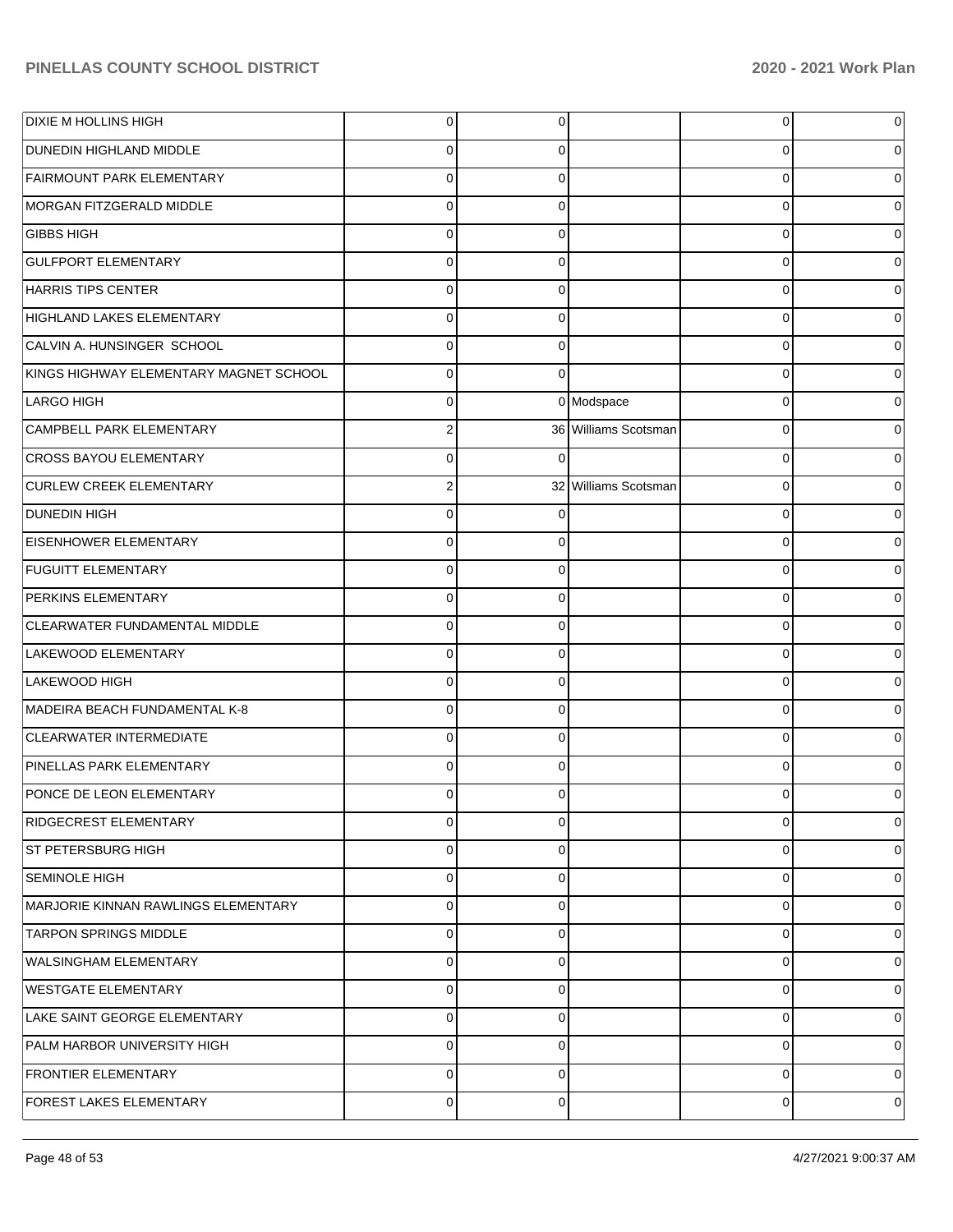| | | | | | |
|---|---|---|---|---|---|
| DIXIE M HOLLINS HIGH | 0 | 0 | | 0 | 0 |
| DUNEDIN HIGHLAND MIDDLE | 0 | 0 | | 0 | 0 |
| FAIRMOUNT PARK ELEMENTARY | 0 | 0 | | 0 | 0 |
| MORGAN FITZGERALD MIDDLE | 0 | 0 | | 0 | 0 |
| GIBBS HIGH | 0 | 0 | | 0 | 0 |
| GULFPORT ELEMENTARY | 0 | 0 | | 0 | 0 |
| HARRIS TIPS CENTER | 0 | 0 | | 0 | 0 |
| HIGHLAND LAKES ELEMENTARY | 0 | 0 | | 0 | 0 |
| CALVIN A. HUNSINGER SCHOOL | 0 | 0 | | 0 | 0 |
| KINGS HIGHWAY ELEMENTARY MAGNET SCHOOL | 0 | 0 | | 0 | 0 |
| LARGO HIGH | 0 | 0 | Modspace | 0 | 0 |
| CAMPBELL PARK ELEMENTARY | 2 | 36 | Williams Scotsman | 0 | 0 |
| CROSS BAYOU ELEMENTARY | 0 | 0 | | 0 | 0 |
| CURLEW CREEK ELEMENTARY | 2 | 32 | Williams Scotsman | 0 | 0 |
| DUNEDIN HIGH | 0 | 0 | | 0 | 0 |
| EISENHOWER ELEMENTARY | 0 | 0 | | 0 | 0 |
| FUGUITT ELEMENTARY | 0 | 0 | | 0 | 0 |
| PERKINS ELEMENTARY | 0 | 0 | | 0 | 0 |
| CLEARWATER FUNDAMENTAL MIDDLE | 0 | 0 | | 0 | 0 |
| LAKEWOOD ELEMENTARY | 0 | 0 | | 0 | 0 |
| LAKEWOOD HIGH | 0 | 0 | | 0 | 0 |
| MADEIRA BEACH FUNDAMENTAL K-8 | 0 | 0 | | 0 | 0 |
| CLEARWATER INTERMEDIATE | 0 | 0 | | 0 | 0 |
| PINELLAS PARK ELEMENTARY | 0 | 0 | | 0 | 0 |
| PONCE DE LEON ELEMENTARY | 0 | 0 | | 0 | 0 |
| RIDGECREST ELEMENTARY | 0 | 0 | | 0 | 0 |
| ST PETERSBURG HIGH | 0 | 0 | | 0 | 0 |
| SEMINOLE HIGH | 0 | 0 | | 0 | 0 |
| MARJORIE KINNAN RAWLINGS ELEMENTARY | 0 | 0 | | 0 | 0 |
| TARPON SPRINGS MIDDLE | 0 | 0 | | 0 | 0 |
| WALSINGHAM ELEMENTARY | 0 | 0 | | 0 | 0 |
| WESTGATE ELEMENTARY | 0 | 0 | | 0 | 0 |
| LAKE SAINT GEORGE ELEMENTARY | 0 | 0 | | 0 | 0 |
| PALM HARBOR UNIVERSITY HIGH | 0 | 0 | | 0 | 0 |
| FRONTIER ELEMENTARY | 0 | 0 | | 0 | 0 |
| FOREST LAKES ELEMENTARY | 0 | 0 | | 0 | 0 |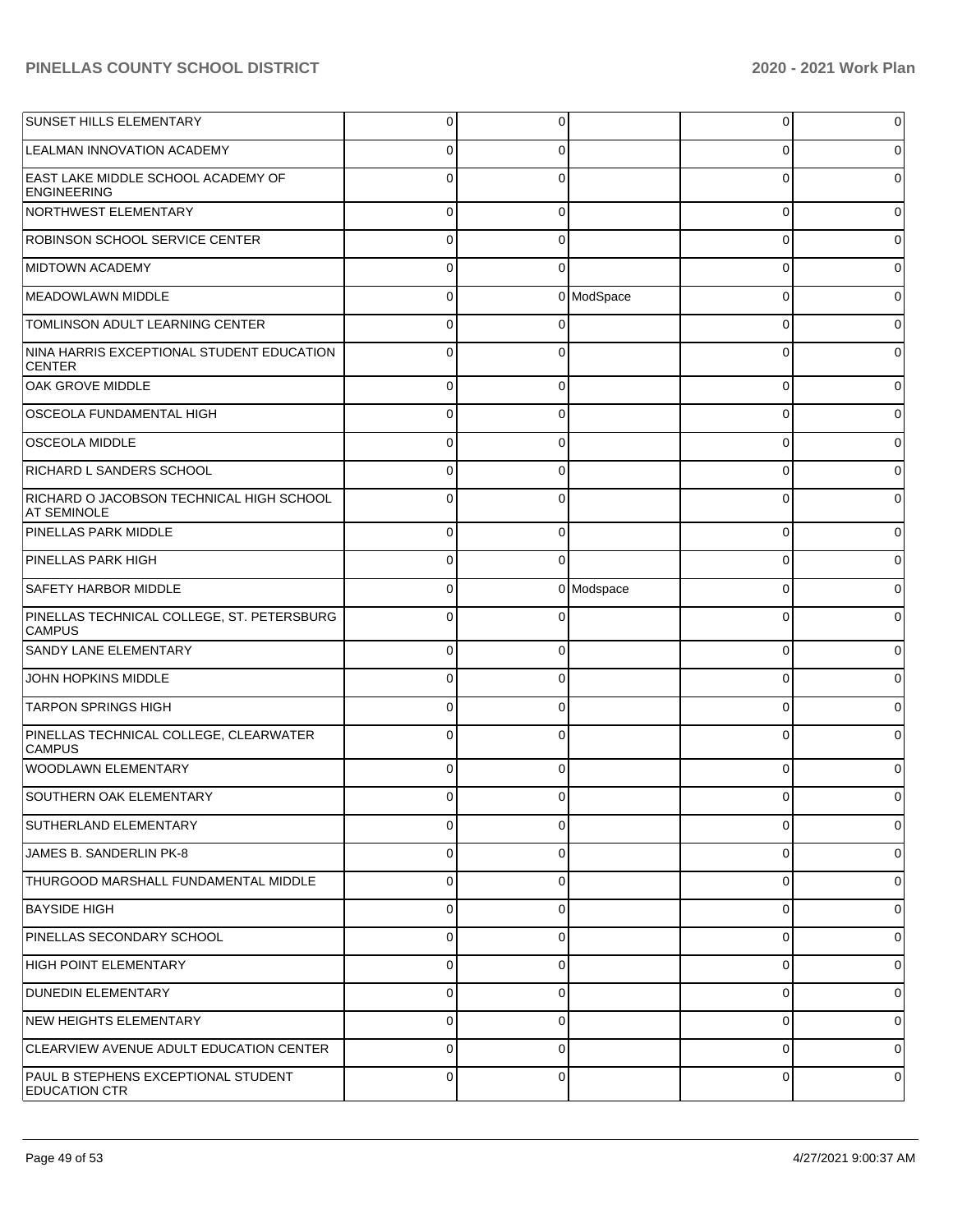| | | | | | |
|---|---|---|---|---|---|
| SUNSET HILLS ELEMENTARY | 0 | 0 | | 0 | 0 |
| LEALMAN INNOVATION ACADEMY | 0 | 0 | | 0 | 0 |
| EAST LAKE MIDDLE SCHOOL ACADEMY OF ENGINEERING | 0 | 0 | | 0 | 0 |
| NORTHWEST ELEMENTARY | 0 | 0 | | 0 | 0 |
| ROBINSON SCHOOL SERVICE CENTER | 0 | 0 | | 0 | 0 |
| MIDTOWN ACADEMY | 0 | 0 | | 0 | 0 |
| MEADOWLAWN MIDDLE | 0 | 0 | ModSpace | 0 | 0 |
| TOMLINSON ADULT LEARNING CENTER | 0 | 0 | | 0 | 0 |
| NINA HARRIS EXCEPTIONAL STUDENT EDUCATION CENTER | 0 | 0 | | 0 | 0 |
| OAK GROVE MIDDLE | 0 | 0 | | 0 | 0 |
| OSCEOLA FUNDAMENTAL HIGH | 0 | 0 | | 0 | 0 |
| OSCEOLA MIDDLE | 0 | 0 | | 0 | 0 |
| RICHARD L SANDERS SCHOOL | 0 | 0 | | 0 | 0 |
| RICHARD O JACOBSON TECHNICAL HIGH SCHOOL AT SEMINOLE | 0 | 0 | | 0 | 0 |
| PINELLAS PARK MIDDLE | 0 | 0 | | 0 | 0 |
| PINELLAS PARK HIGH | 0 | 0 | | 0 | 0 |
| SAFETY HARBOR MIDDLE | 0 | 0 | Modspace | 0 | 0 |
| PINELLAS TECHNICAL COLLEGE, ST. PETERSBURG CAMPUS | 0 | 0 | | 0 | 0 |
| SANDY LANE ELEMENTARY | 0 | 0 | | 0 | 0 |
| JOHN HOPKINS MIDDLE | 0 | 0 | | 0 | 0 |
| TARPON SPRINGS HIGH | 0 | 0 | | 0 | 0 |
| PINELLAS TECHNICAL COLLEGE, CLEARWATER CAMPUS | 0 | 0 | | 0 | 0 |
| WOODLAWN ELEMENTARY | 0 | 0 | | 0 | 0 |
| SOUTHERN OAK ELEMENTARY | 0 | 0 | | 0 | 0 |
| SUTHERLAND ELEMENTARY | 0 | 0 | | 0 | 0 |
| JAMES B. SANDERLIN PK-8 | 0 | 0 | | 0 | 0 |
| THURGOOD MARSHALL FUNDAMENTAL MIDDLE | 0 | 0 | | 0 | 0 |
| BAYSIDE HIGH | 0 | 0 | | 0 | 0 |
| PINELLAS SECONDARY SCHOOL | 0 | 0 | | 0 | 0 |
| HIGH POINT ELEMENTARY | 0 | 0 | | 0 | 0 |
| DUNEDIN ELEMENTARY | 0 | 0 | | 0 | 0 |
| NEW HEIGHTS ELEMENTARY | 0 | 0 | | 0 | 0 |
| CLEARVIEW AVENUE ADULT EDUCATION CENTER | 0 | 0 | | 0 | 0 |
| PAUL B STEPHENS EXCEPTIONAL STUDENT EDUCATION CTR | 0 | 0 | | 0 | 0 |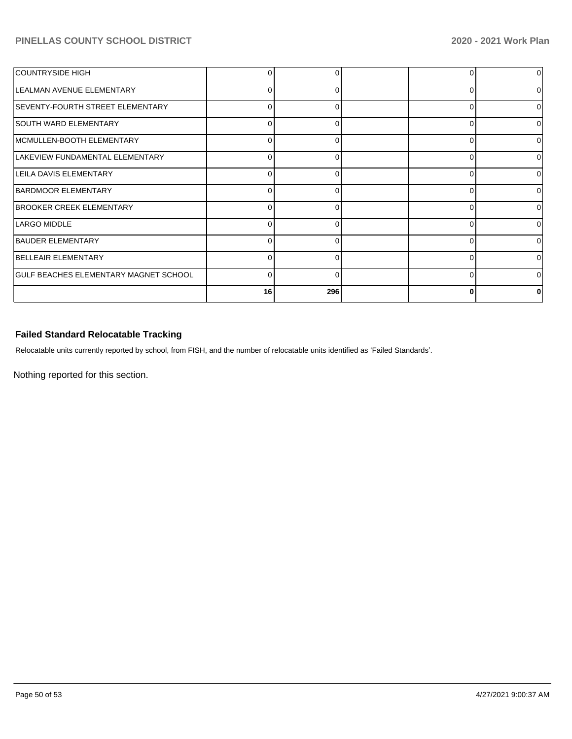| | | | | | |
|---|---|---|---|---|---|
| COUNTRYSIDE HIGH | 0 | 0 | | 0 | 0 |
| LEALMAN AVENUE ELEMENTARY | 0 | 0 | | 0 | 0 |
| SEVENTY-FOURTH STREET ELEMENTARY | 0 | 0 | | 0 | 0 |
| SOUTH WARD ELEMENTARY | 0 | 0 | | 0 | 0 |
| MCMULLEN-BOOTH ELEMENTARY | 0 | 0 | | 0 | 0 |
| LAKEVIEW FUNDAMENTAL ELEMENTARY | 0 | 0 | | 0 | 0 |
| LEILA DAVIS ELEMENTARY | 0 | 0 | | 0 | 0 |
| BARDMOOR ELEMENTARY | 0 | 0 | | 0 | 0 |
| BROOKER CREEK ELEMENTARY | 0 | 0 | | 0 | 0 |
| LARGO MIDDLE | 0 | 0 | | 0 | 0 |
| BAUDER ELEMENTARY | 0 | 0 | | 0 | 0 |
| BELLEAIR ELEMENTARY | 0 | 0 | | 0 | 0 |
| GULF BEACHES ELEMENTARY MAGNET SCHOOL | 0 | 0 | | 0 | 0 |
| | **16** | **296** | | **0** | **0** |

### Failed Standard Relocatable Tracking

Relocatable units currently reported by school, from FISH, and the number of relocatable units identified as 'Failed Standards'.

Nothing reported for this section.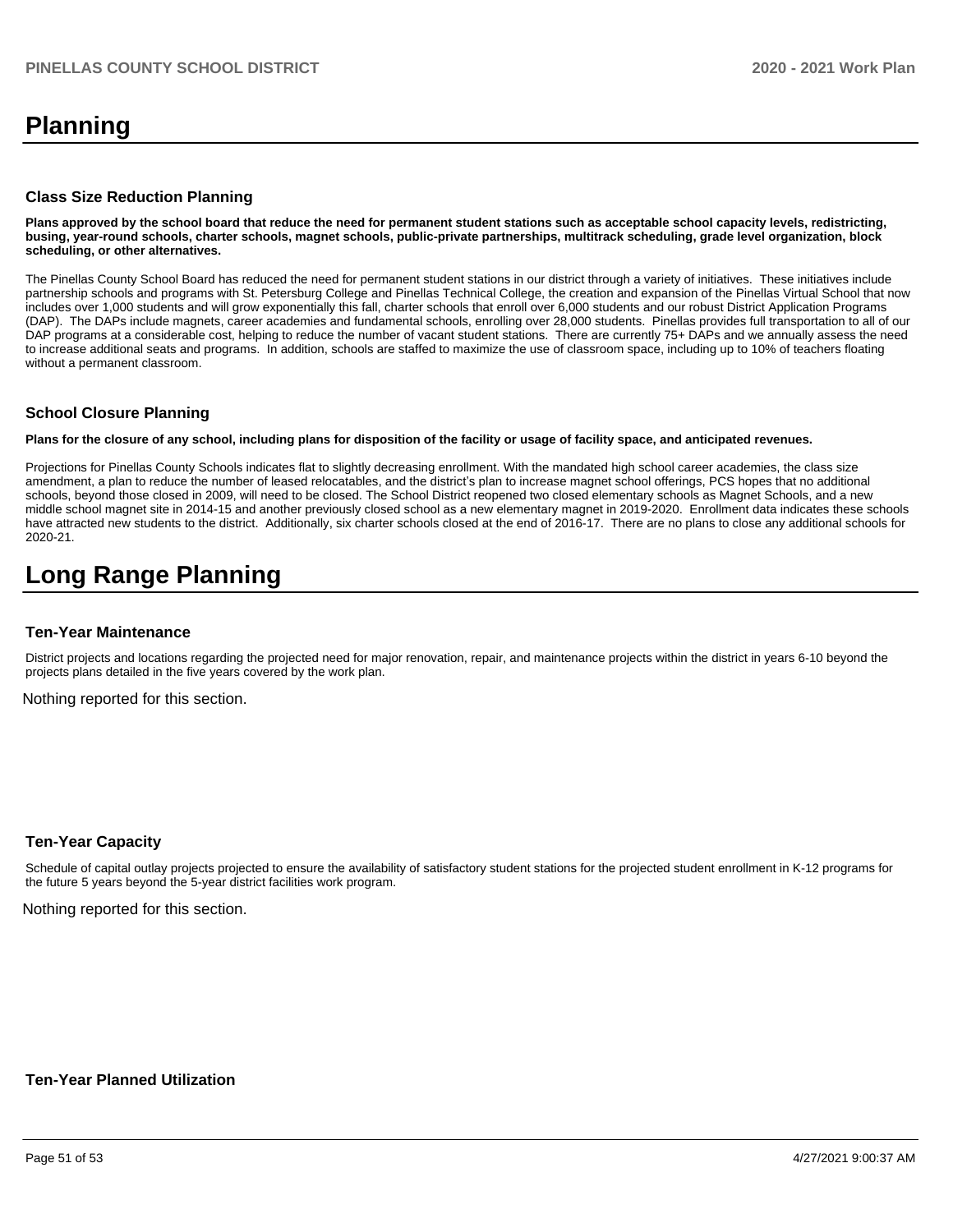# Planning

### Class Size Reduction Planning

**Plans approved by the school board that reduce the need for permanent student stations such as acceptable school capacity levels, redistricting, busing, year-round schools, charter schools, magnet schools, public-private partnerships, multitrack scheduling, grade level organization, block scheduling, or other alternatives.**

The Pinellas County School Board has reduced the need for permanent student stations in our district through a variety of initiatives. These initiatives include partnership schools and programs with St. Petersburg College and Pinellas Technical College, the creation and expansion of the Pinellas Virtual School that now includes over 1,000 students and will grow exponentially this fall, charter schools that enroll over 6,000 students and our robust District Application Programs (DAP). The DAPs include magnets, career academies and fundamental schools, enrolling over 28,000 students. Pinellas provides full transportation to all of our DAP programs at a considerable cost, helping to reduce the number of vacant student stations. There are currently 75+ DAPs and we annually assess the need to increase additional seats and programs. In addition, schools are staffed to maximize the use of classroom space, including up to 10% of teachers floating without a permanent classroom.

### School Closure Planning

**Plans for the closure of any school, including plans for disposition of the facility or usage of facility space, and anticipated revenues.**

Projections for Pinellas County Schools indicates flat to slightly decreasing enrollment. With the mandated high school career academies, the class size amendment, a plan to reduce the number of leased relocatables, and the district's plan to increase magnet school offerings, PCS hopes that no additional schools, beyond those closed in 2009, will need to be closed. The School District reopened two closed elementary schools as Magnet Schools, and a new middle school magnet site in 2014-15 and another previously closed school as a new elementary magnet in 2019-2020. Enrollment data indicates these schools have attracted new students to the district. Additionally, six charter schools closed at the end of 2016-17. There are no plans to close any additional schools for 2020-21.

# Long Range Planning

### Ten-Year Maintenance

District projects and locations regarding the projected need for major renovation, repair, and maintenance projects within the district in years 6-10 beyond the projects plans detailed in the five years covered by the work plan.

Nothing reported for this section.

### Ten-Year Capacity

Schedule of capital outlay projects projected to ensure the availability of satisfactory student stations for the projected student enrollment in K-12 programs for the future 5 years beyond the 5-year district facilities work program.

Nothing reported for this section.

### Ten-Year Planned Utilization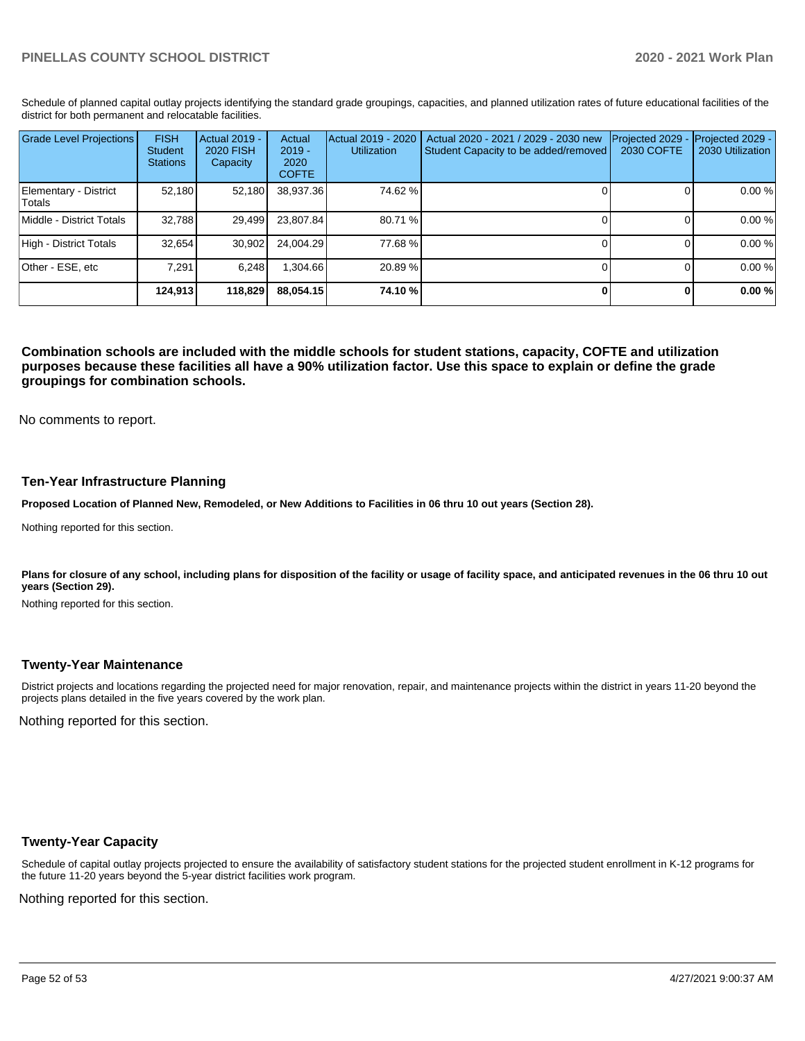Schedule of planned capital outlay projects identifying the standard grade groupings, capacities, and planned utilization rates of future educational facilities of the district for both permanent and relocatable facilities.

| Grade Level Projections | FISH Student Stations | Actual 2019 - 2020 FISH Capacity | Actual 2019 - 2020 COFTE | Actual 2019 - 2020 Utilization | Actual 2020 - 2021 / 2029 - 2030 new Student Capacity to be added/removed | Projected 2029 - 2030 COFTE | Projected 2029 - 2030 Utilization |
|---|---|---|---|---|---|---|---|
| Elementary - District Totals | 52,180 | 52,180 | 38,937.36 | 74.62 % | 0 | 0 | 0.00 % |
| Middle - District Totals | 32,788 | 29,499 | 23,807.84 | 80.71 % | 0 | 0 | 0.00 % |
| High - District Totals | 32,654 | 30,902 | 24,004.29 | 77.68 % | 0 | 0 | 0.00 % |
| Other - ESE, etc | 7,291 | 6,248 | 1,304.66 | 20.89 % | 0 | 0 | 0.00 % |
| | **124,913** | **118,829** | **88,054.15** | **74.10 %** | **0** | **0** | **0.00 %** |

**Combination schools are included with the middle schools for student stations, capacity, COFTE and utilization purposes because these facilities all have a 90% utilization factor. Use this space to explain or define the grade groupings for combination schools.**

No comments to report.

## Ten-Year Infrastructure Planning

**Proposed Location of Planned New, Remodeled, or New Additions to Facilities in 06 thru 10 out years (Section 28).**

Nothing reported for this section.

**Plans for closure of any school, including plans for disposition of the facility or usage of facility space, and anticipated revenues in the 06 thru 10 out years (Section 29).**

Nothing reported for this section.

## Twenty-Year Maintenance

District projects and locations regarding the projected need for major renovation, repair, and maintenance projects within the district in years 11-20 beyond the projects plans detailed in the five years covered by the work plan.

Nothing reported for this section.

## Twenty-Year Capacity

Schedule of capital outlay projects projected to ensure the availability of satisfactory student stations for the projected student enrollment in K-12 programs for the future 11-20 years beyond the 5-year district facilities work program.

Nothing reported for this section.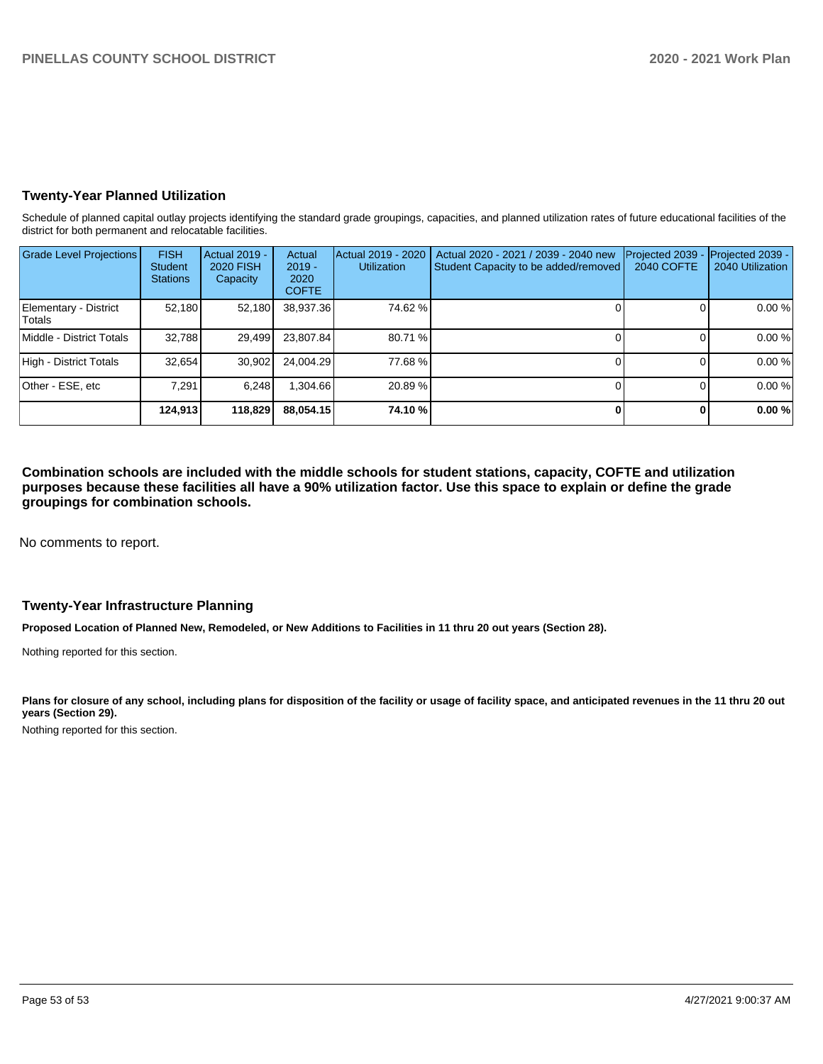## Twenty-Year Planned Utilization

Schedule of planned capital outlay projects identifying the standard grade groupings, capacities, and planned utilization rates of future educational facilities of the district for both permanent and relocatable facilities.

| Grade Level Projections | FISH Student Stations | Actual 2019 - 2020 FISH Capacity | Actual 2019 - 2020 COFTE | Actual 2019 - 2020 Utilization | Actual 2020 - 2021 / 2039 - 2040 new Student Capacity to be added/removed | Projected 2039 - 2040 COFTE | Projected 2039 - 2040 Utilization |
|---|---|---|---|---|---|---|---|
| Elementary - District Totals | 52,180 | 52,180 | 38,937.36 | 74.62 % | 0 | 0 | 0.00 % |
| Middle - District Totals | 32,788 | 29,499 | 23,807.84 | 80.71 % | 0 | 0 | 0.00 % |
| High - District Totals | 32,654 | 30,902 | 24,004.29 | 77.68 % | 0 | 0 | 0.00 % |
| Other - ESE, etc | 7,291 | 6,248 | 1,304.66 | 20.89 % | 0 | 0 | 0.00 % |
| | **124,913** | **118,829** | **88,054.15** | **74.10 %** | **0** | **0** | **0.00 %** |

**Combination schools are included with the middle schools for student stations, capacity, COFTE and utilization purposes because these facilities all have a 90% utilization factor. Use this space to explain or define the grade groupings for combination schools.**

No comments to report.

## Twenty-Year Infrastructure Planning

**Proposed Location of Planned New, Remodeled, or New Additions to Facilities in 11 thru 20 out years (Section 28).**

Nothing reported for this section.

**Plans for closure of any school, including plans for disposition of the facility or usage of facility space, and anticipated revenues in the 11 thru 20 out years (Section 29).**

Nothing reported for this section.